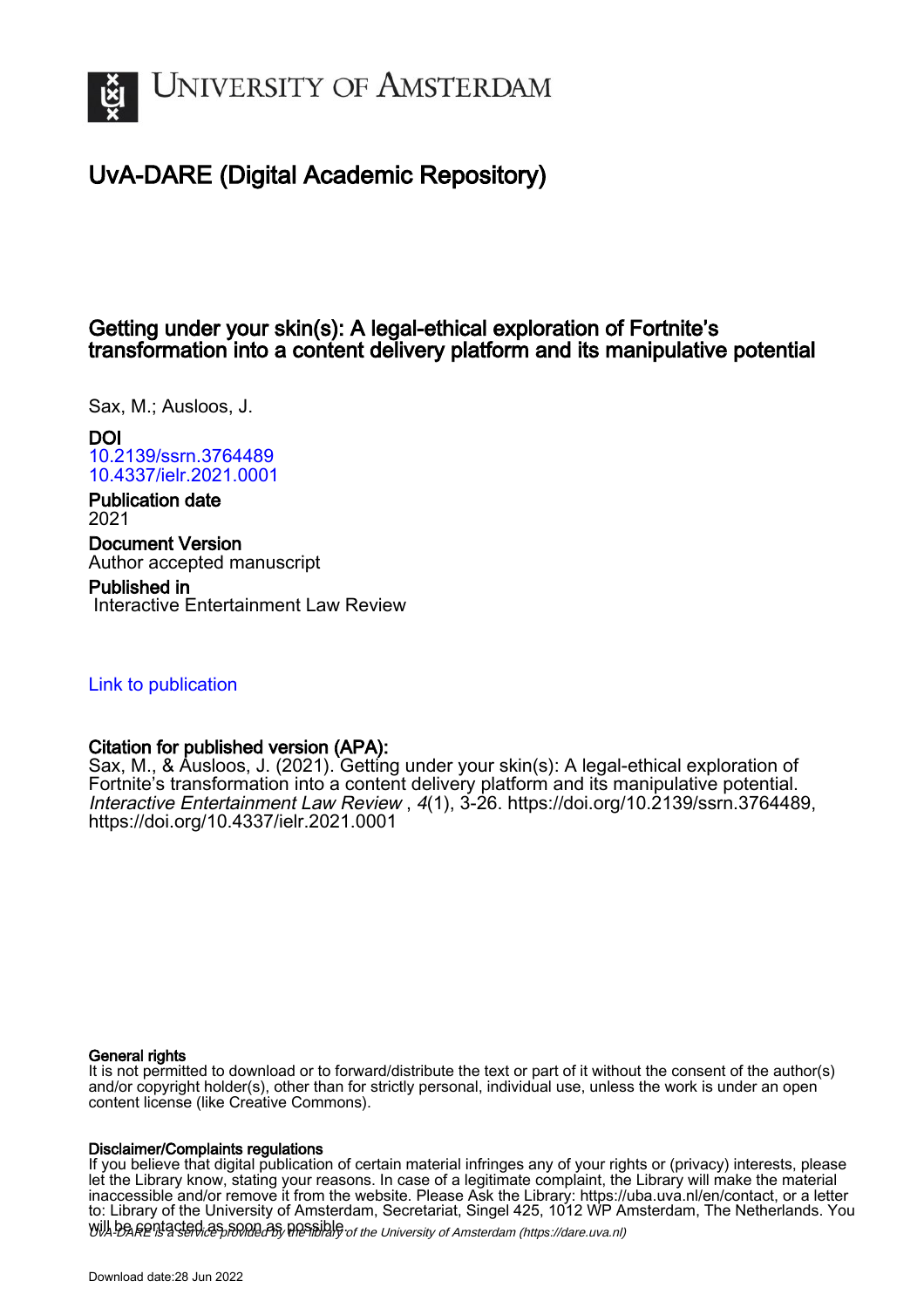# UNIVERSITY OF AMSTERDAM

## UvA-DARE (Digital Academic Repository)

### Getting under your skin(s): A legal-ethical exploration of Fortnite's transformation into a content delivery platform and its manipulative potential

Sax, M.; Ausloos, J.

**DOI**
10.2139/ssrn.3764489
10.4337/ielr.2021.0001

**Publication date**
2021

**Document Version**
Author accepted manuscript

**Published in**
Interactive Entertainment Law Review

Link to publication

**Citation for published version (APA):**
Sax, M., & Ausloos, J. (2021). Getting under your skin(s): A legal-ethical exploration of Fortnite's transformation into a content delivery platform and its manipulative potential. *Interactive Entertainment Law Review*, *4*(1), 3-26. https://doi.org/10.2139/ssrn.3764489, https://doi.org/10.4337/ielr.2021.0001

**General rights**
It is not permitted to download or to forward/distribute the text or part of it without the consent of the author(s) and/or copyright holder(s), other than for strictly personal, individual use, unless the work is under an open content license (like Creative Commons).

**Disclaimer/Complaints regulations**
If you believe that digital publication of certain material infringes any of your rights or (privacy) interests, please let the Library know, stating your reasons. In case of a legitimate complaint, the Library will make the material inaccessible and/or remove it from the website. Please Ask the Library: https://uba.uva.nl/en/contact, or a letter to: Library of the University of Amsterdam, Secretariat, Singel 425, 1012 WP Amsterdam, The Netherlands. You will be contacted as soon as possible.

*UvA-DARE is a service provided by the library of the University of Amsterdam (https://dare.uva.nl)*

Download date:28 Jun 2022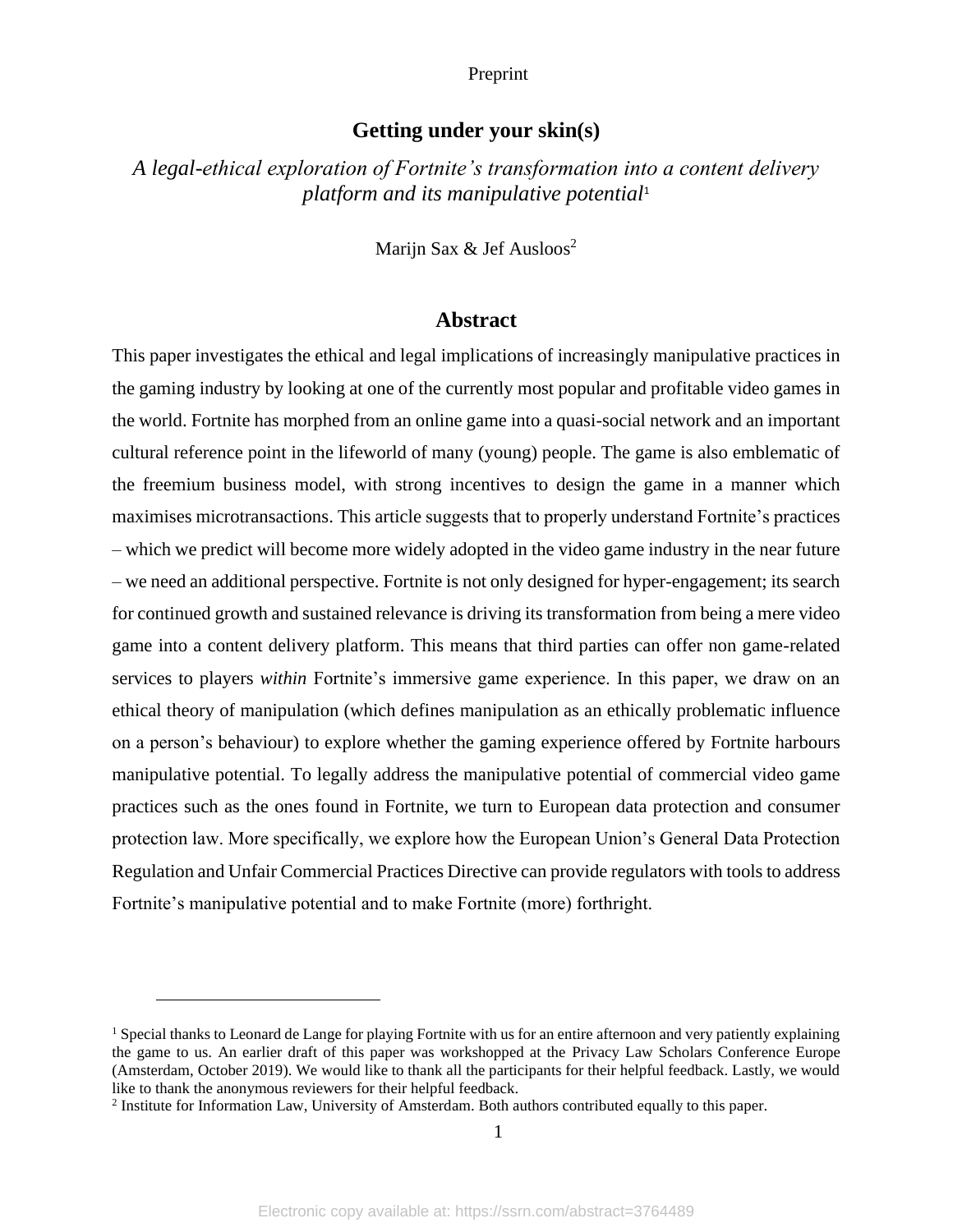Preprint

# Getting under your skin(s)

*A legal-ethical exploration of Fortnite's transformation into a content delivery platform and its manipulative potential*[1]

Marijn Sax & Jef Ausloos[2]

## Abstract

This paper investigates the ethical and legal implications of increasingly manipulative practices in the gaming industry by looking at one of the currently most popular and profitable video games in the world. Fortnite has morphed from an online game into a quasi-social network and an important cultural reference point in the lifeworld of many (young) people. The game is also emblematic of the freemium business model, with strong incentives to design the game in a manner which maximises microtransactions. This article suggests that to properly understand Fortnite's practices – which we predict will become more widely adopted in the video game industry in the near future – we need an additional perspective. Fortnite is not only designed for hyper-engagement; its search for continued growth and sustained relevance is driving its transformation from being a mere video game into a content delivery platform. This means that third parties can offer non game-related services to players *within* Fortnite's immersive game experience. In this paper, we draw on an ethical theory of manipulation (which defines manipulation as an ethically problematic influence on a person's behaviour) to explore whether the gaming experience offered by Fortnite harbours manipulative potential. To legally address the manipulative potential of commercial video game practices such as the ones found in Fortnite, we turn to European data protection and consumer protection law. More specifically, we explore how the European Union's General Data Protection Regulation and Unfair Commercial Practices Directive can provide regulators with tools to address Fortnite's manipulative potential and to make Fortnite (more) forthright.

---

[1] Special thanks to Leonard de Lange for playing Fortnite with us for an entire afternoon and very patiently explaining the game to us. An earlier draft of this paper was workshopped at the Privacy Law Scholars Conference Europe (Amsterdam, October 2019). We would like to thank all the participants for their helpful feedback. Lastly, we would like to thank the anonymous reviewers for their helpful feedback.

[2] Institute for Information Law, University of Amsterdam. Both authors contributed equally to this paper.

Electronic copy available at: https://ssrn.com/abstract=3764489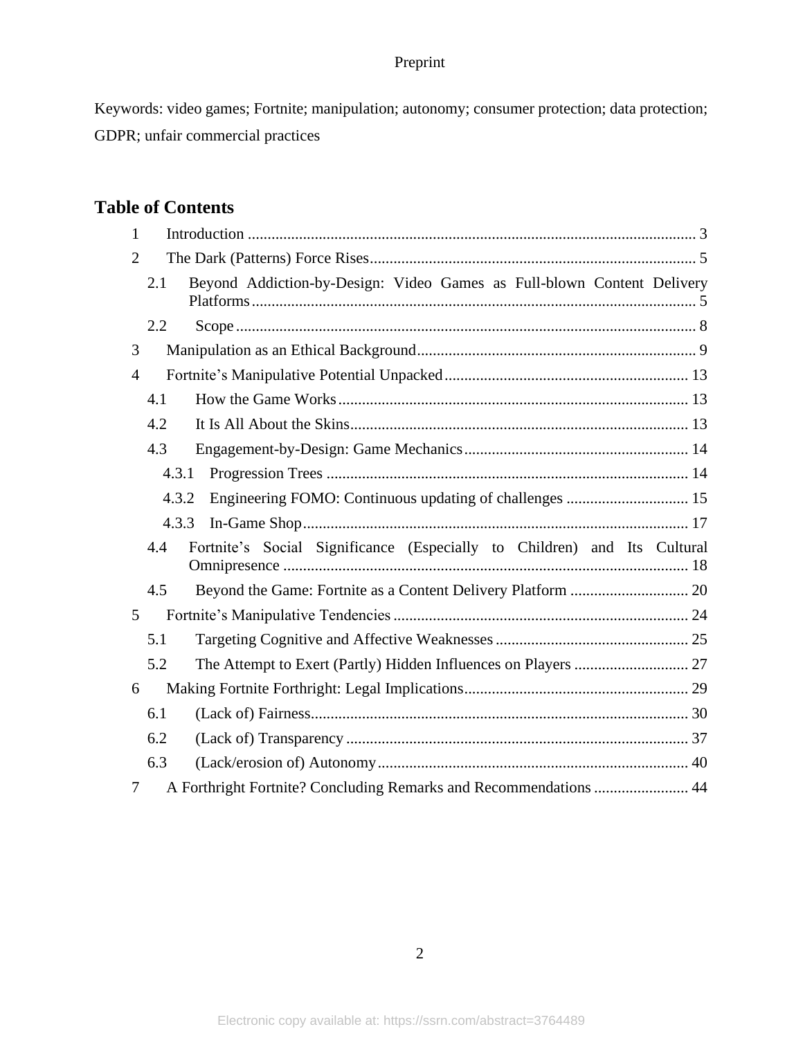Keywords: video games; Fortnite; manipulation; autonomy; consumer protection; data protection; GDPR; unfair commercial practices

## Table of Contents

- 1 Introduction ........ 3
- 2 The Dark (Patterns) Force Rises ........ 5
  - 2.1 Beyond Addiction-by-Design: Video Games as Full-blown Content Delivery Platforms ........ 5
  - 2.2 Scope ........ 8
- 3 Manipulation as an Ethical Background ........ 9
- 4 Fortnite's Manipulative Potential Unpacked ........ 13
  - 4.1 How the Game Works ........ 13
  - 4.2 It Is All About the Skins ........ 13
  - 4.3 Engagement-by-Design: Game Mechanics ........ 14
    - 4.3.1 Progression Trees ........ 14
    - 4.3.2 Engineering FOMO: Continuous updating of challenges ........ 15
    - 4.3.3 In-Game Shop ........ 17
  - 4.4 Fortnite's Social Significance (Especially to Children) and Its Cultural Omnipresence ........ 18
  - 4.5 Beyond the Game: Fortnite as a Content Delivery Platform ........ 20
- 5 Fortnite's Manipulative Tendencies ........ 24
  - 5.1 Targeting Cognitive and Affective Weaknesses ........ 25
  - 5.2 The Attempt to Exert (Partly) Hidden Influences on Players ........ 27
- 6 Making Fortnite Forthright: Legal Implications ........ 29
  - 6.1 (Lack of) Fairness ........ 30
  - 6.2 (Lack of) Transparency ........ 37
  - 6.3 (Lack/erosion of) Autonomy ........ 40
- 7 A Forthright Fortnite? Concluding Remarks and Recommendations ........ 44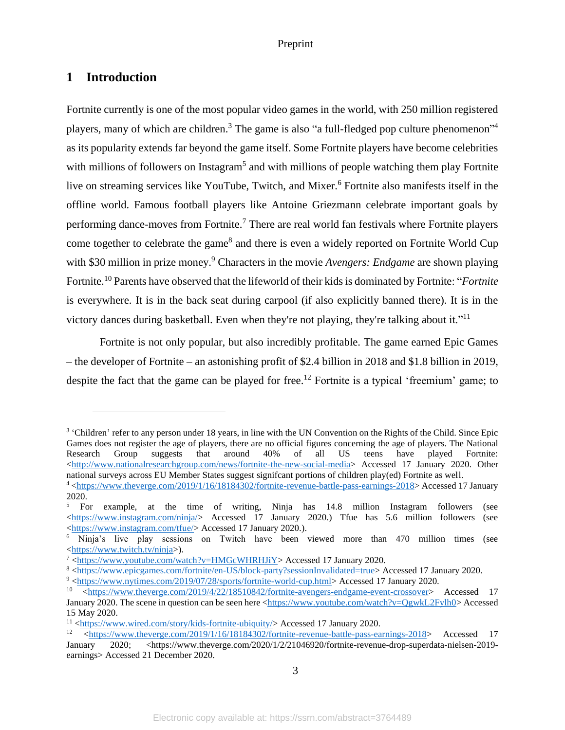# 1 Introduction

Fortnite currently is one of the most popular video games in the world, with 250 million registered players, many of which are children.[3] The game is also "a full-fledged pop culture phenomenon"[4] as its popularity extends far beyond the game itself. Some Fortnite players have become celebrities with millions of followers on Instagram[5] and with millions of people watching them play Fortnite live on streaming services like YouTube, Twitch, and Mixer.[6] Fortnite also manifests itself in the offline world. Famous football players like Antoine Griezmann celebrate important goals by performing dance-moves from Fortnite.[7] There are real world fan festivals where Fortnite players come together to celebrate the game[8] and there is even a widely reported on Fortnite World Cup with $30 million in prize money.[9] Characters in the movie *Avengers: Endgame* are shown playing Fortnite.[10] Parents have observed that the lifeworld of their kids is dominated by Fortnite: "*Fortnite* is everywhere. It is in the back seat during carpool (if also explicitly banned there). It is in the victory dances during basketball. Even when they're not playing, they're talking about it."[11]

Fortnite is not only popular, but also incredibly profitable. The game earned Epic Games – the developer of Fortnite – an astonishing profit of $2.4 billion in 2018 and $1.8 billion in 2019, despite the fact that the game can be played for free.[12] Fortnite is a typical 'freemium' game; to

---

[3] 'Children' refer to any person under 18 years, in line with the UN Convention on the Rights of the Child. Since Epic Games does not register the age of players, there are no official figures concerning the age of players. The National Research Group suggests that around 40% of all US teens have played Fortnite: <http://www.nationalresearchgroup.com/news/fortnite-the-new-social-media> Accessed 17 January 2020. Other national surveys across EU Member States suggest signifcant portions of children play(ed) Fortnite as well.

[4] <https://www.theverge.com/2019/1/16/18184302/fortnite-revenue-battle-pass-earnings-2018> Accessed 17 January 2020.

[5] For example, at the time of writing, Ninja has 14.8 million Instagram followers (see <https://www.instagram.com/ninja/> Accessed 17 January 2020.) Tfue has 5.6 million followers (see <https://www.instagram.com/tfue/> Accessed 17 January 2020.).

[6] Ninja's live play sessions on Twitch have been viewed more than 470 million times (see <https://www.twitch.tv/ninja>).

[7] <https://www.youtube.com/watch?v=HMGcWHRHJiY> Accessed 17 January 2020.

[8] <https://www.epicgames.com/fortnite/en-US/block-party?sessionInvalidated=true> Accessed 17 January 2020.

[9] <https://www.nytimes.com/2019/07/28/sports/fortnite-world-cup.html> Accessed 17 January 2020.

[10] <https://www.theverge.com/2019/4/22/18510842/fortnite-avengers-endgame-event-crossover> Accessed 17 January 2020. The scene in question can be seen here <https://www.youtube.com/watch?v=QgwkL2Fylh0> Accessed 15 May 2020.

[11] <https://www.wired.com/story/kids-fortnite-ubiquity/> Accessed 17 January 2020.

[12] <https://www.theverge.com/2019/1/16/18184302/fortnite-revenue-battle-pass-earnings-2018> Accessed 17 January 2020; <https://www.theverge.com/2020/1/2/21046920/fortnite-revenue-drop-superdata-nielsen-2019-earnings> Accessed 21 December 2020.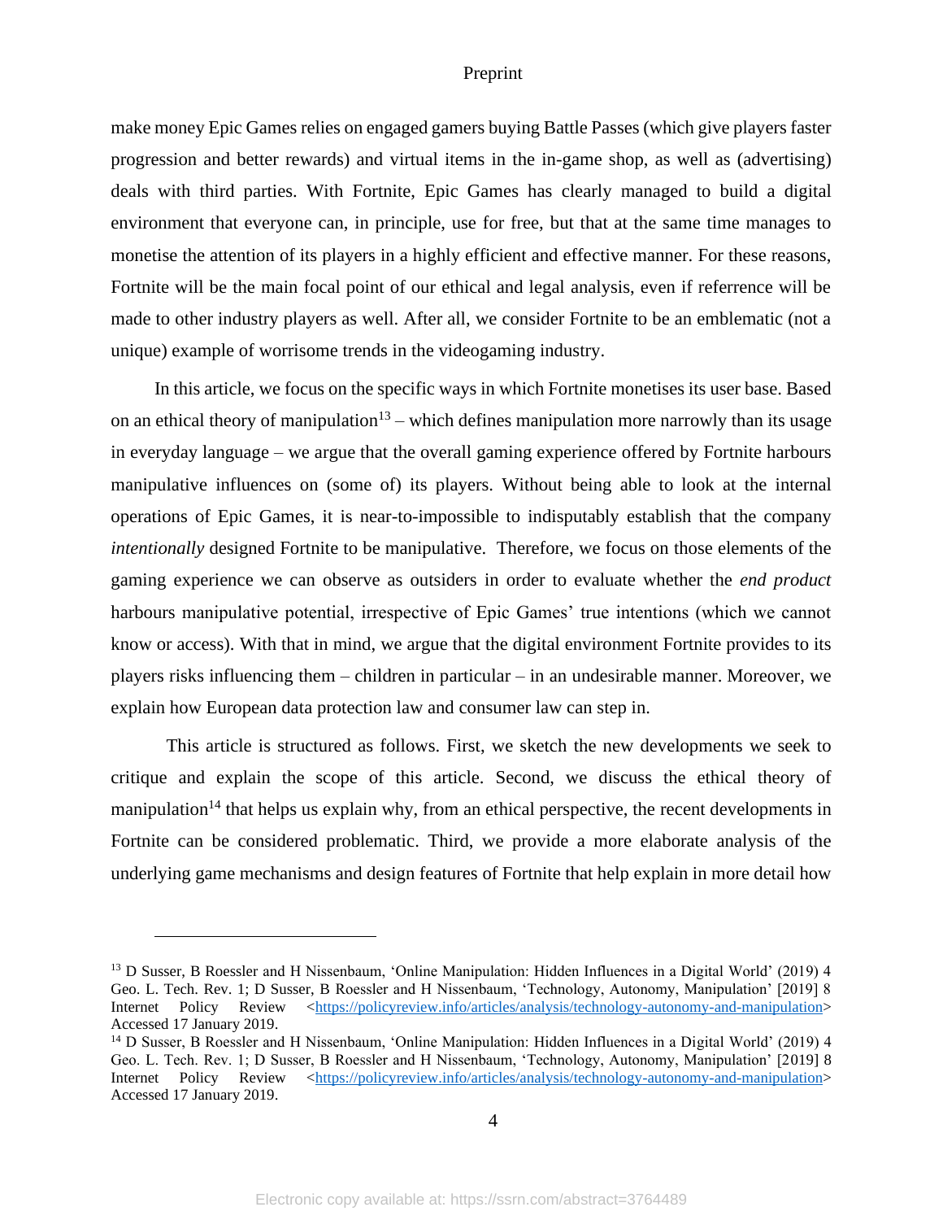make money Epic Games relies on engaged gamers buying Battle Passes (which give players faster progression and better rewards) and virtual items in the in-game shop, as well as (advertising) deals with third parties. With Fortnite, Epic Games has clearly managed to build a digital environment that everyone can, in principle, use for free, but that at the same time manages to monetise the attention of its players in a highly efficient and effective manner. For these reasons, Fortnite will be the main focal point of our ethical and legal analysis, even if referrence will be made to other industry players as well. After all, we consider Fortnite to be an emblematic (not a unique) example of worrisome trends in the videogaming industry.

In this article, we focus on the specific ways in which Fortnite monetises its user base. Based on an ethical theory of manipulation[13] – which defines manipulation more narrowly than its usage in everyday language – we argue that the overall gaming experience offered by Fortnite harbours manipulative influences on (some of) its players. Without being able to look at the internal operations of Epic Games, it is near-to-impossible to indisputably establish that the company *intentionally* designed Fortnite to be manipulative. Therefore, we focus on those elements of the gaming experience we can observe as outsiders in order to evaluate whether the *end product* harbours manipulative potential, irrespective of Epic Games' true intentions (which we cannot know or access). With that in mind, we argue that the digital environment Fortnite provides to its players risks influencing them – children in particular – in an undesirable manner. Moreover, we explain how European data protection law and consumer law can step in.

This article is structured as follows. First, we sketch the new developments we seek to critique and explain the scope of this article. Second, we discuss the ethical theory of manipulation[14] that helps us explain why, from an ethical perspective, the recent developments in Fortnite can be considered problematic. Third, we provide a more elaborate analysis of the underlying game mechanisms and design features of Fortnite that help explain in more detail how

---

[13] D Susser, B Roessler and H Nissenbaum, 'Online Manipulation: Hidden Influences in a Digital World' (2019) 4 Geo. L. Tech. Rev. 1; D Susser, B Roessler and H Nissenbaum, 'Technology, Autonomy, Manipulation' [2019] 8 Internet Policy Review <https://policyreview.info/articles/analysis/technology-autonomy-and-manipulation> Accessed 17 January 2019.

[14] D Susser, B Roessler and H Nissenbaum, 'Online Manipulation: Hidden Influences in a Digital World' (2019) 4 Geo. L. Tech. Rev. 1; D Susser, B Roessler and H Nissenbaum, 'Technology, Autonomy, Manipulation' [2019] 8 Internet Policy Review <https://policyreview.info/articles/analysis/technology-autonomy-and-manipulation> Accessed 17 January 2019.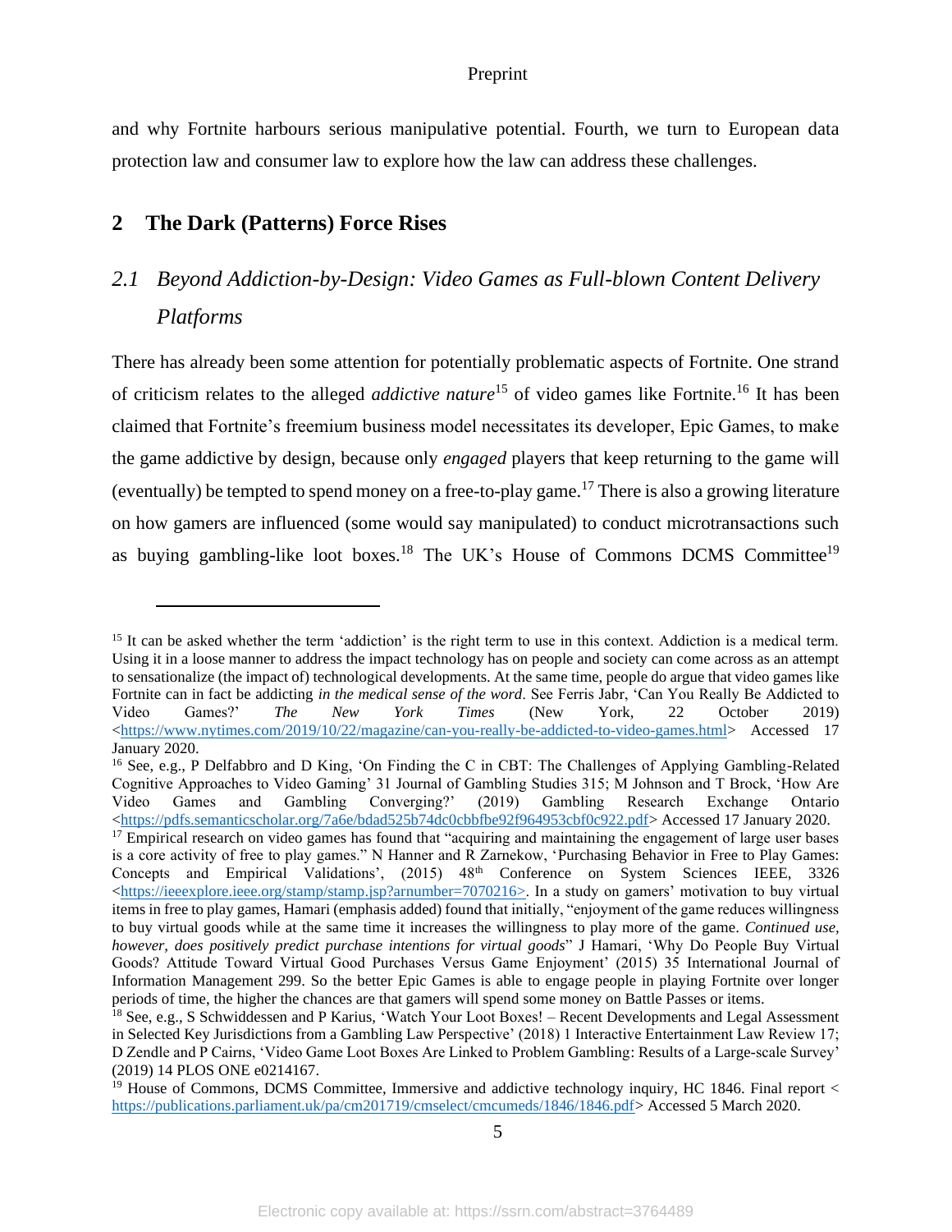and why Fortnite harbours serious manipulative potential. Fourth, we turn to European data protection law and consumer law to explore how the law can address these challenges.

## 2 The Dark (Patterns) Force Rises

### *2.1 Beyond Addiction-by-Design: Video Games as Full-blown Content Delivery Platforms*

There has already been some attention for potentially problematic aspects of Fortnite. One strand of criticism relates to the alleged *addictive nature*[15] of video games like Fortnite.[16] It has been claimed that Fortnite's freemium business model necessitates its developer, Epic Games, to make the game addictive by design, because only *engaged* players that keep returning to the game will (eventually) be tempted to spend money on a free-to-play game.[17] There is also a growing literature on how gamers are influenced (some would say manipulated) to conduct microtransactions such as buying gambling-like loot boxes.[18] The UK's House of Commons DCMS Committee[19]

---

[15] It can be asked whether the term 'addiction' is the right term to use in this context. Addiction is a medical term. Using it in a loose manner to address the impact technology has on people and society can come across as an attempt to sensationalize (the impact of) technological developments. At the same time, people do argue that video games like Fortnite can in fact be addicting *in the medical sense of the word*. See Ferris Jabr, 'Can You Really Be Addicted to Video Games?' *The New York Times* (New York, 22 October 2019) <https://www.nytimes.com/2019/10/22/magazine/can-you-really-be-addicted-to-video-games.html> Accessed 17 January 2020.

[16] See, e.g., P Delfabbro and D King, 'On Finding the C in CBT: The Challenges of Applying Gambling-Related Cognitive Approaches to Video Gaming' 31 Journal of Gambling Studies 315; M Johnson and T Brock, 'How Are Video Games and Gambling Converging?' (2019) Gambling Research Exchange Ontario <https://pdfs.semanticscholar.org/7a6e/bdad525b74dc0cbbfbe92f964953cbf0c922.pdf> Accessed 17 January 2020.

[17] Empirical research on video games has found that "acquiring and maintaining the engagement of large user bases is a core activity of free to play games." N Hanner and R Zarnekow, 'Purchasing Behavior in Free to Play Games: Concepts and Empirical Validations', (2015) 48th Conference on System Sciences IEEE, 3326 <https://ieeexplore.ieee.org/stamp/stamp.jsp?arnumber=7070216>. In a study on gamers' motivation to buy virtual items in free to play games, Hamari (emphasis added) found that initially, "enjoyment of the game reduces willingness to buy virtual goods while at the same time it increases the willingness to play more of the game. *Continued use, however, does positively predict purchase intentions for virtual goods*" J Hamari, 'Why Do People Buy Virtual Goods? Attitude Toward Virtual Good Purchases Versus Game Enjoyment' (2015) 35 International Journal of Information Management 299. So the better Epic Games is able to engage people in playing Fortnite over longer periods of time, the higher the chances are that gamers will spend some money on Battle Passes or items.

[18] See, e.g., S Schwiddessen and P Karius, 'Watch Your Loot Boxes! – Recent Developments and Legal Assessment in Selected Key Jurisdictions from a Gambling Law Perspective' (2018) 1 Interactive Entertainment Law Review 17; D Zendle and P Cairns, 'Video Game Loot Boxes Are Linked to Problem Gambling: Results of a Large-scale Survey' (2019) 14 PLOS ONE e0214167.

[19] House of Commons, DCMS Committee, Immersive and addictive technology inquiry, HC 1846. Final report < https://publications.parliament.uk/pa/cm201719/cmselect/cmcumeds/1846/1846.pdf> Accessed 5 March 2020.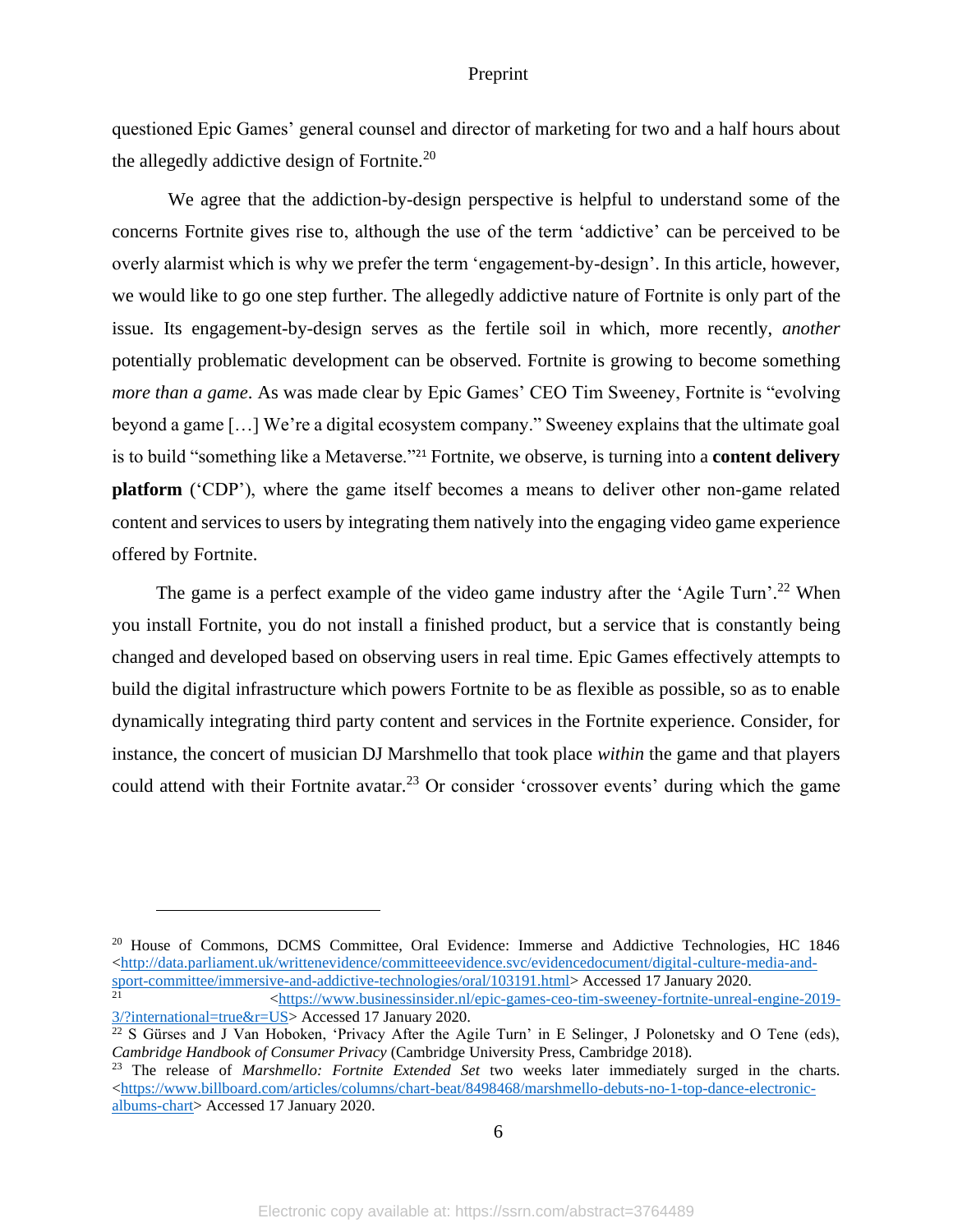questioned Epic Games' general counsel and director of marketing for two and a half hours about the allegedly addictive design of Fortnite.[20]

We agree that the addiction-by-design perspective is helpful to understand some of the concerns Fortnite gives rise to, although the use of the term 'addictive' can be perceived to be overly alarmist which is why we prefer the term 'engagement-by-design'. In this article, however, we would like to go one step further. The allegedly addictive nature of Fortnite is only part of the issue. Its engagement-by-design serves as the fertile soil in which, more recently, *another* potentially problematic development can be observed. Fortnite is growing to become something *more than a game*. As was made clear by Epic Games' CEO Tim Sweeney, Fortnite is "evolving beyond a game […] We're a digital ecosystem company." Sweeney explains that the ultimate goal is to build "something like a Metaverse."[21] Fortnite, we observe, is turning into a **content delivery platform** ('CDP'), where the game itself becomes a means to deliver other non-game related content and services to users by integrating them natively into the engaging video game experience offered by Fortnite.

The game is a perfect example of the video game industry after the 'Agile Turn'.[22] When you install Fortnite, you do not install a finished product, but a service that is constantly being changed and developed based on observing users in real time. Epic Games effectively attempts to build the digital infrastructure which powers Fortnite to be as flexible as possible, so as to enable dynamically integrating third party content and services in the Fortnite experience. Consider, for instance, the concert of musician DJ Marshmello that took place *within* the game and that players could attend with their Fortnite avatar.[23] Or consider 'crossover events' during which the game

---

[20] House of Commons, DCMS Committee, Oral Evidence: Immerse and Addictive Technologies, HC 1846 <http://data.parliament.uk/writtenevidence/committeeevidence.svc/evidencedocument/digital-culture-media-and-sport-committee/immersive-and-addictive-technologies/oral/103191.html> Accessed 17 January 2020.

[21] <https://www.businessinsider.nl/epic-games-ceo-tim-sweeney-fortnite-unreal-engine-2019-3/?international=true&r=US> Accessed 17 January 2020.

[22] S Gürses and J Van Hoboken, 'Privacy After the Agile Turn' in E Selinger, J Polonetsky and O Tene (eds), *Cambridge Handbook of Consumer Privacy* (Cambridge University Press, Cambridge 2018).

[23] The release of *Marshmello: Fortnite Extended Set* two weeks later immediately surged in the charts. <https://www.billboard.com/articles/columns/chart-beat/8498468/marshmello-debuts-no-1-top-dance-electronic-albums-chart> Accessed 17 January 2020.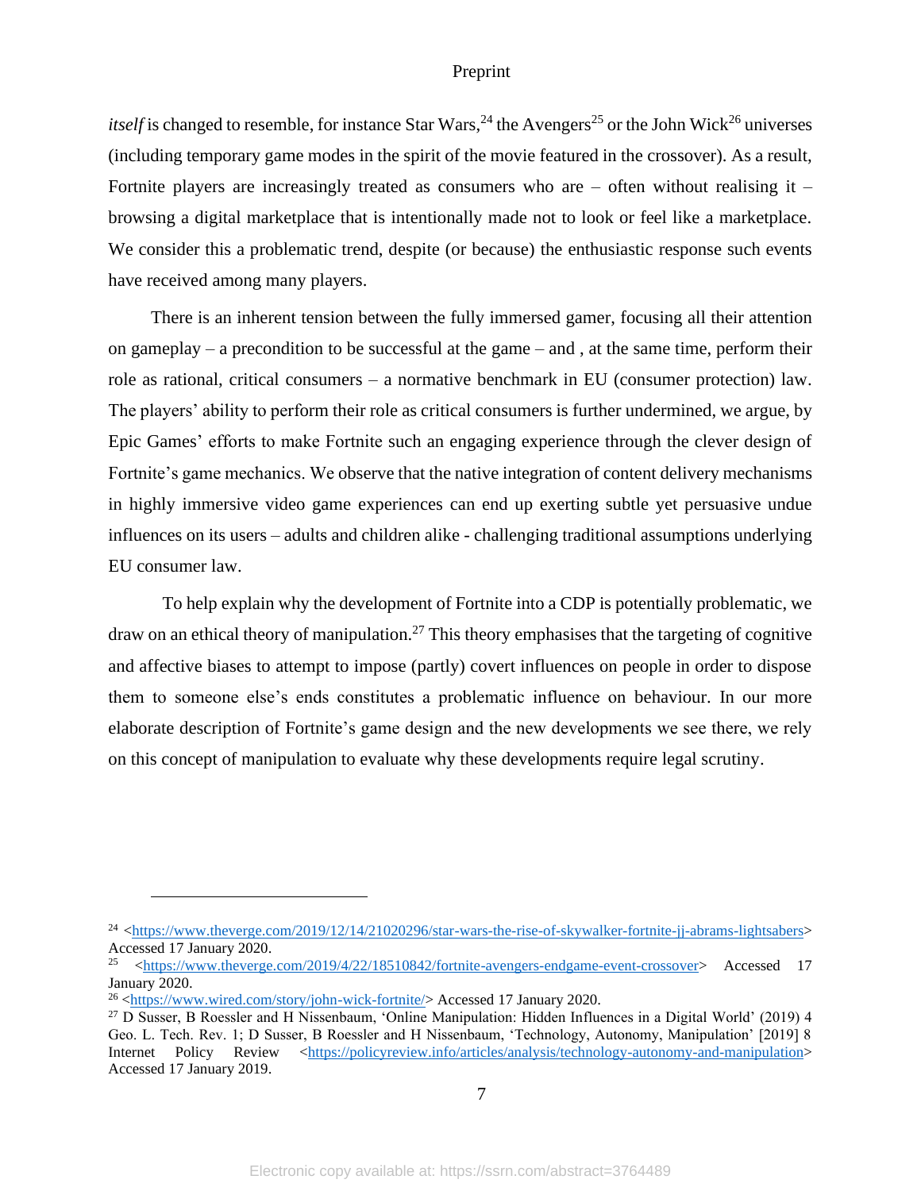*itself* is changed to resemble, for instance Star Wars,[24] the Avengers[25] or the John Wick[26] universes (including temporary game modes in the spirit of the movie featured in the crossover). As a result, Fortnite players are increasingly treated as consumers who are – often without realising it – browsing a digital marketplace that is intentionally made not to look or feel like a marketplace. We consider this a problematic trend, despite (or because) the enthusiastic response such events have received among many players.

There is an inherent tension between the fully immersed gamer, focusing all their attention on gameplay – a precondition to be successful at the game – and , at the same time, perform their role as rational, critical consumers – a normative benchmark in EU (consumer protection) law. The players' ability to perform their role as critical consumers is further undermined, we argue, by Epic Games' efforts to make Fortnite such an engaging experience through the clever design of Fortnite's game mechanics. We observe that the native integration of content delivery mechanisms in highly immersive video game experiences can end up exerting subtle yet persuasive undue influences on its users – adults and children alike - challenging traditional assumptions underlying EU consumer law.

To help explain why the development of Fortnite into a CDP is potentially problematic, we draw on an ethical theory of manipulation.[27] This theory emphasises that the targeting of cognitive and affective biases to attempt to impose (partly) covert influences on people in order to dispose them to someone else's ends constitutes a problematic influence on behaviour. In our more elaborate description of Fortnite's game design and the new developments we see there, we rely on this concept of manipulation to evaluate why these developments require legal scrutiny.

---

[24] <https://www.theverge.com/2019/12/14/21020296/star-wars-the-rise-of-skywalker-fortnite-jj-abrams-lightsabers> Accessed 17 January 2020.

[25] <https://www.theverge.com/2019/4/22/18510842/fortnite-avengers-endgame-event-crossover> Accessed 17 January 2020.

[26] <https://www.wired.com/story/john-wick-fortnite/> Accessed 17 January 2020.

[27] D Susser, B Roessler and H Nissenbaum, 'Online Manipulation: Hidden Influences in a Digital World' (2019) 4 Geo. L. Tech. Rev. 1; D Susser, B Roessler and H Nissenbaum, 'Technology, Autonomy, Manipulation' [2019] 8 Internet Policy Review <https://policyreview.info/articles/analysis/technology-autonomy-and-manipulation> Accessed 17 January 2019.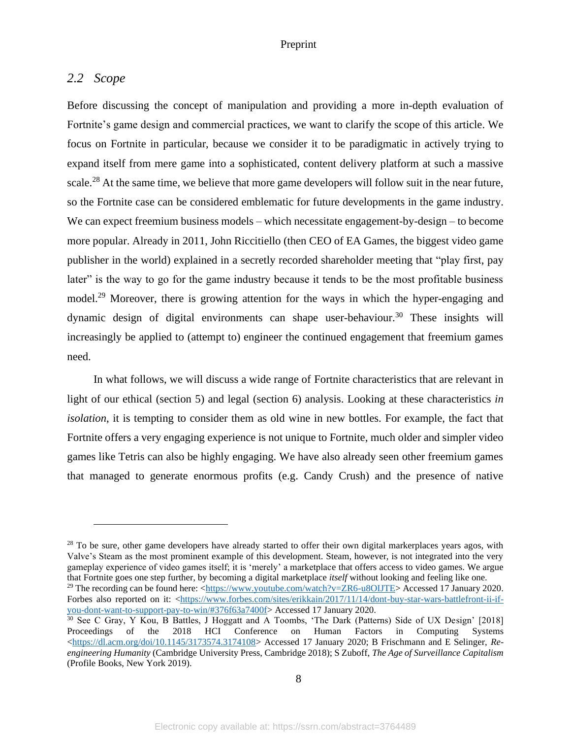### 2.2 Scope

Before discussing the concept of manipulation and providing a more in-depth evaluation of Fortnite's game design and commercial practices, we want to clarify the scope of this article. We focus on Fortnite in particular, because we consider it to be paradigmatic in actively trying to expand itself from mere game into a sophisticated, content delivery platform at such a massive scale.[28] At the same time, we believe that more game developers will follow suit in the near future, so the Fortnite case can be considered emblematic for future developments in the game industry. We can expect freemium business models – which necessitate engagement-by-design – to become more popular. Already in 2011, John Riccitiello (then CEO of EA Games, the biggest video game publisher in the world) explained in a secretly recorded shareholder meeting that "play first, pay later" is the way to go for the game industry because it tends to be the most profitable business model.[29] Moreover, there is growing attention for the ways in which the hyper-engaging and dynamic design of digital environments can shape user-behaviour.[30] These insights will increasingly be applied to (attempt to) engineer the continued engagement that freemium games need.

In what follows, we will discuss a wide range of Fortnite characteristics that are relevant in light of our ethical (section 5) and legal (section 6) analysis. Looking at these characteristics *in isolation*, it is tempting to consider them as old wine in new bottles. For example, the fact that Fortnite offers a very engaging experience is not unique to Fortnite, much older and simpler video games like Tetris can also be highly engaging. We have also already seen other freemium games that managed to generate enormous profits (e.g. Candy Crush) and the presence of native

---

[28] To be sure, other game developers have already started to offer their own digital markerplaces years agos, with Valve's Steam as the most prominent example of this development. Steam, however, is not integrated into the very gameplay experience of video games itself; it is 'merely' a marketplace that offers access to video games. We argue that Fortnite goes one step further, by becoming a digital marketplace *itself* without looking and feeling like one.

[29] The recording can be found here: <https://www.youtube.com/watch?v=ZR6-u8OIJTE> Accessed 17 January 2020. Forbes also reported on it: <https://www.forbes.com/sites/erikkain/2017/11/14/dont-buy-star-wars-battlefront-ii-if-you-dont-want-to-support-pay-to-win/#376f63a7400f> Accessed 17 January 2020.

[30] See C Gray, Y Kou, B Battles, J Hoggatt and A Toombs, 'The Dark (Patterns) Side of UX Design' [2018] Proceedings of the 2018 HCI Conference on Human Factors in Computing Systems <https://dl.acm.org/doi/10.1145/3173574.3174108> Accessed 17 January 2020; B Frischmann and E Selinger, *Re-engineering Humanity* (Cambridge University Press, Cambridge 2018); S Zuboff, *The Age of Surveillance Capitalism* (Profile Books, New York 2019).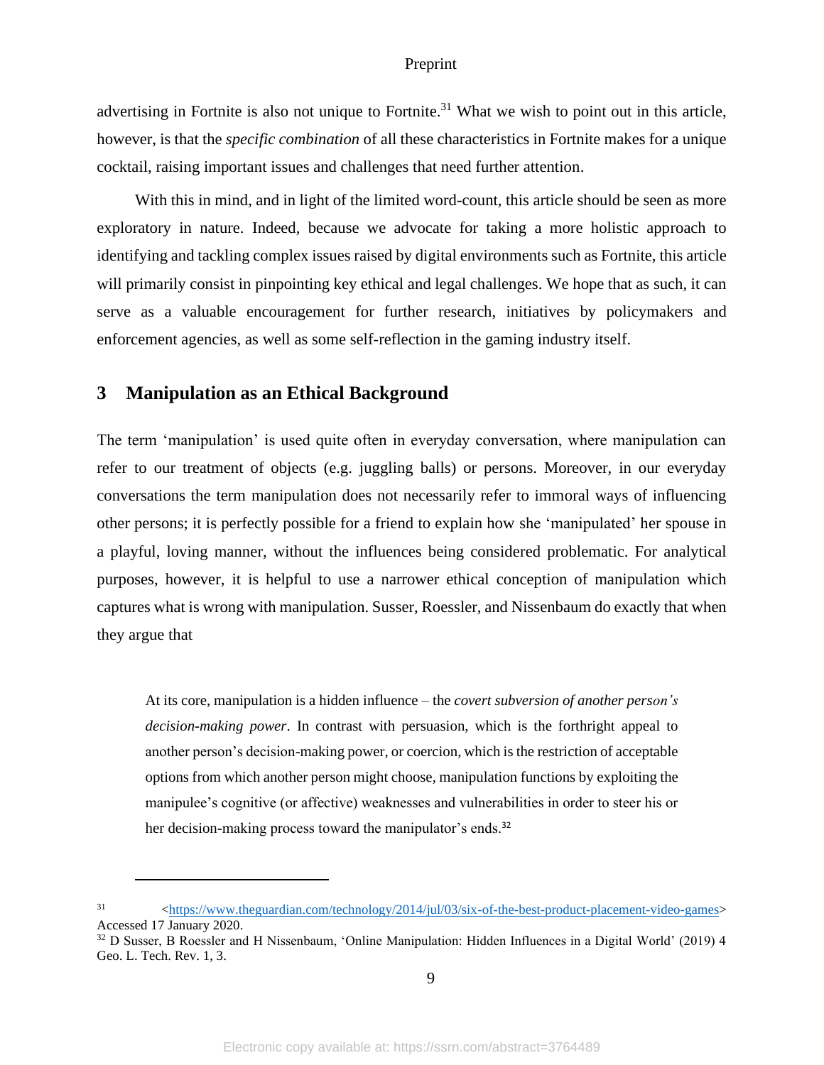advertising in Fortnite is also not unique to Fortnite.[31] What we wish to point out in this article, however, is that the *specific combination* of all these characteristics in Fortnite makes for a unique cocktail, raising important issues and challenges that need further attention.

With this in mind, and in light of the limited word-count, this article should be seen as more exploratory in nature. Indeed, because we advocate for taking a more holistic approach to identifying and tackling complex issues raised by digital environments such as Fortnite, this article will primarily consist in pinpointing key ethical and legal challenges. We hope that as such, it can serve as a valuable encouragement for further research, initiatives by policymakers and enforcement agencies, as well as some self-reflection in the gaming industry itself.

## 3 Manipulation as an Ethical Background

The term 'manipulation' is used quite often in everyday conversation, where manipulation can refer to our treatment of objects (e.g. juggling balls) or persons. Moreover, in our everyday conversations the term manipulation does not necessarily refer to immoral ways of influencing other persons; it is perfectly possible for a friend to explain how she 'manipulated' her spouse in a playful, loving manner, without the influences being considered problematic. For analytical purposes, however, it is helpful to use a narrower ethical conception of manipulation which captures what is wrong with manipulation. Susser, Roessler, and Nissenbaum do exactly that when they argue that

> At its core, manipulation is a hidden influence – the *covert subversion of another person's decision-making power*. In contrast with persuasion, which is the forthright appeal to another person's decision-making power, or coercion, which is the restriction of acceptable options from which another person might choose, manipulation functions by exploiting the manipulee's cognitive (or affective) weaknesses and vulnerabilities in order to steer his or her decision-making process toward the manipulator's ends.[32]

---

[31] <https://www.theguardian.com/technology/2014/jul/03/six-of-the-best-product-placement-video-games> Accessed 17 January 2020.

[32] D Susser, B Roessler and H Nissenbaum, 'Online Manipulation: Hidden Influences in a Digital World' (2019) 4 Geo. L. Tech. Rev. 1, 3.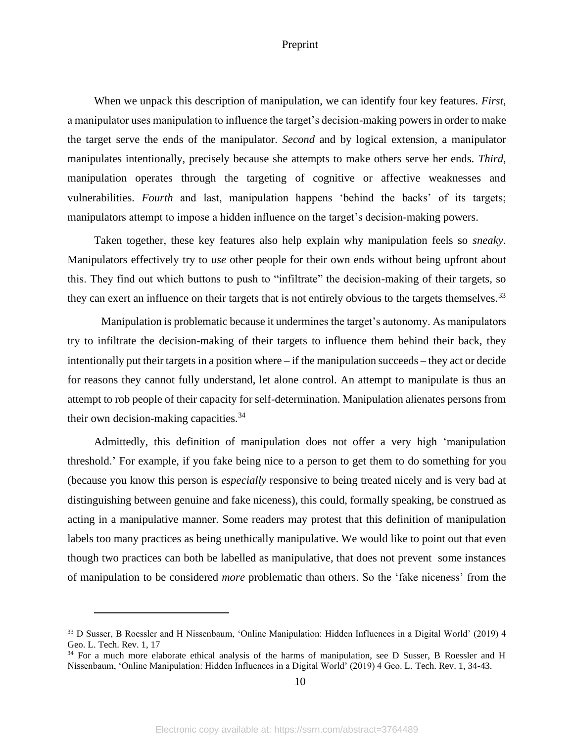When we unpack this description of manipulation, we can identify four key features. *First*, a manipulator uses manipulation to influence the target's decision-making powers in order to make the target serve the ends of the manipulator. *Second* and by logical extension, a manipulator manipulates intentionally, precisely because she attempts to make others serve her ends. *Third*, manipulation operates through the targeting of cognitive or affective weaknesses and vulnerabilities. *Fourth* and last, manipulation happens 'behind the backs' of its targets; manipulators attempt to impose a hidden influence on the target's decision-making powers.

Taken together, these key features also help explain why manipulation feels so *sneaky*. Manipulators effectively try to *use* other people for their own ends without being upfront about this. They find out which buttons to push to "infiltrate" the decision-making of their targets, so they can exert an influence on their targets that is not entirely obvious to the targets themselves.[33]

Manipulation is problematic because it undermines the target's autonomy. As manipulators try to infiltrate the decision-making of their targets to influence them behind their back, they intentionally put their targets in a position where – if the manipulation succeeds – they act or decide for reasons they cannot fully understand, let alone control. An attempt to manipulate is thus an attempt to rob people of their capacity for self-determination. Manipulation alienates persons from their own decision-making capacities.[34]

Admittedly, this definition of manipulation does not offer a very high 'manipulation threshold.' For example, if you fake being nice to a person to get them to do something for you (because you know this person is *especially* responsive to being treated nicely and is very bad at distinguishing between genuine and fake niceness), this could, formally speaking, be construed as acting in a manipulative manner. Some readers may protest that this definition of manipulation labels too many practices as being unethically manipulative. We would like to point out that even though two practices can both be labelled as manipulative, that does not prevent some instances of manipulation to be considered *more* problematic than others. So the 'fake niceness' from the

---

[33] D Susser, B Roessler and H Nissenbaum, 'Online Manipulation: Hidden Influences in a Digital World' (2019) 4 Geo. L. Tech. Rev. 1, 17

[34] For a much more elaborate ethical analysis of the harms of manipulation, see D Susser, B Roessler and H Nissenbaum, 'Online Manipulation: Hidden Influences in a Digital World' (2019) 4 Geo. L. Tech. Rev. 1, 34-43.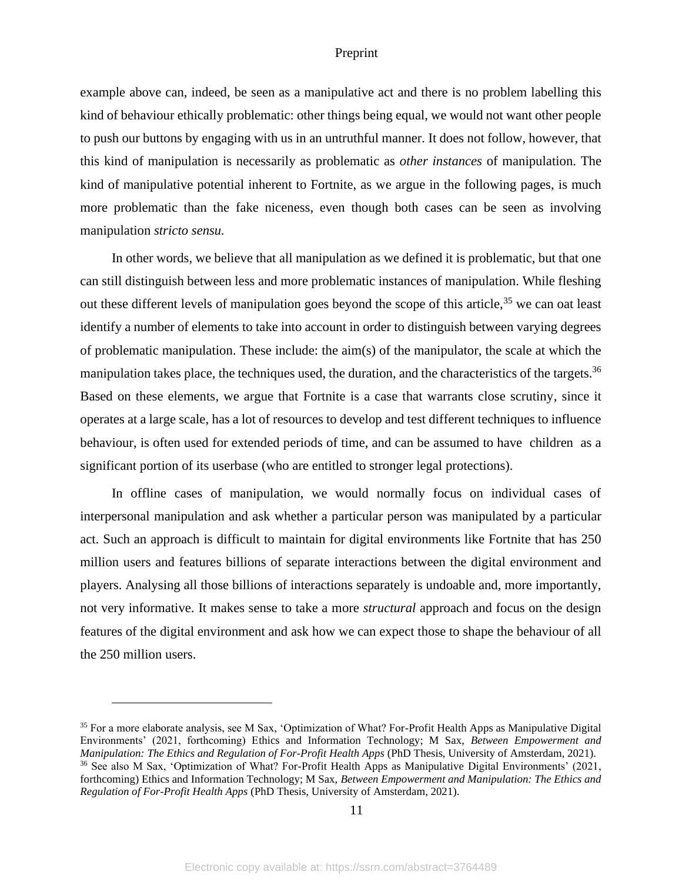example above can, indeed, be seen as a manipulative act and there is no problem labelling this kind of behaviour ethically problematic: other things being equal, we would not want other people to push our buttons by engaging with us in an untruthful manner. It does not follow, however, that this kind of manipulation is necessarily as problematic as *other instances* of manipulation. The kind of manipulative potential inherent to Fortnite, as we argue in the following pages, is much more problematic than the fake niceness, even though both cases can be seen as involving manipulation *stricto sensu.*

In other words, we believe that all manipulation as we defined it is problematic, but that one can still distinguish between less and more problematic instances of manipulation. While fleshing out these different levels of manipulation goes beyond the scope of this article,[35] we can oat least identify a number of elements to take into account in order to distinguish between varying degrees of problematic manipulation. These include: the aim(s) of the manipulator, the scale at which the manipulation takes place, the techniques used, the duration, and the characteristics of the targets.[36] Based on these elements, we argue that Fortnite is a case that warrants close scrutiny, since it operates at a large scale, has a lot of resources to develop and test different techniques to influence behaviour, is often used for extended periods of time, and can be assumed to have children as a significant portion of its userbase (who are entitled to stronger legal protections).

In offline cases of manipulation, we would normally focus on individual cases of interpersonal manipulation and ask whether a particular person was manipulated by a particular act. Such an approach is difficult to maintain for digital environments like Fortnite that has 250 million users and features billions of separate interactions between the digital environment and players. Analysing all those billions of interactions separately is undoable and, more importantly, not very informative. It makes sense to take a more *structural* approach and focus on the design features of the digital environment and ask how we can expect those to shape the behaviour of all the 250 million users.

---

[35] For a more elaborate analysis, see M Sax, 'Optimization of What? For-Profit Health Apps as Manipulative Digital Environments' (2021, forthcoming) Ethics and Information Technology; M Sax, *Between Empowerment and Manipulation: The Ethics and Regulation of For-Profit Health Apps* (PhD Thesis, University of Amsterdam, 2021).

[36] See also M Sax, 'Optimization of What? For-Profit Health Apps as Manipulative Digital Environments' (2021, forthcoming) Ethics and Information Technology; M Sax, *Between Empowerment and Manipulation: The Ethics and Regulation of For-Profit Health Apps* (PhD Thesis, University of Amsterdam, 2021).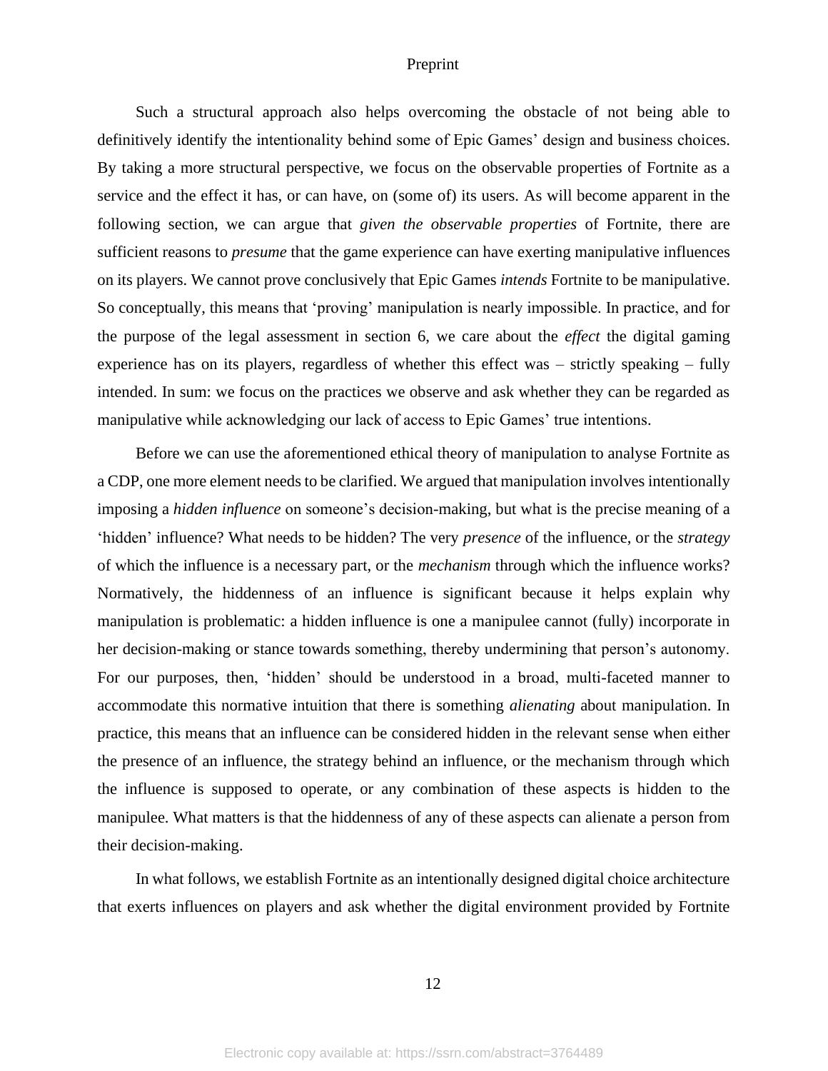Such a structural approach also helps overcoming the obstacle of not being able to definitively identify the intentionality behind some of Epic Games' design and business choices. By taking a more structural perspective, we focus on the observable properties of Fortnite as a service and the effect it has, or can have, on (some of) its users. As will become apparent in the following section, we can argue that *given the observable properties* of Fortnite, there are sufficient reasons to *presume* that the game experience can have exerting manipulative influences on its players. We cannot prove conclusively that Epic Games *intends* Fortnite to be manipulative. So conceptually, this means that 'proving' manipulation is nearly impossible. In practice, and for the purpose of the legal assessment in section 6, we care about the *effect* the digital gaming experience has on its players, regardless of whether this effect was – strictly speaking – fully intended. In sum: we focus on the practices we observe and ask whether they can be regarded as manipulative while acknowledging our lack of access to Epic Games' true intentions.

Before we can use the aforementioned ethical theory of manipulation to analyse Fortnite as a CDP, one more element needs to be clarified. We argued that manipulation involves intentionally imposing a *hidden influence* on someone's decision-making, but what is the precise meaning of a 'hidden' influence? What needs to be hidden? The very *presence* of the influence, or the *strategy* of which the influence is a necessary part, or the *mechanism* through which the influence works? Normatively, the hiddenness of an influence is significant because it helps explain why manipulation is problematic: a hidden influence is one a manipulee cannot (fully) incorporate in her decision-making or stance towards something, thereby undermining that person's autonomy. For our purposes, then, 'hidden' should be understood in a broad, multi-faceted manner to accommodate this normative intuition that there is something *alienating* about manipulation. In practice, this means that an influence can be considered hidden in the relevant sense when either the presence of an influence, the strategy behind an influence, or the mechanism through which the influence is supposed to operate, or any combination of these aspects is hidden to the manipulee. What matters is that the hiddenness of any of these aspects can alienate a person from their decision-making.

In what follows, we establish Fortnite as an intentionally designed digital choice architecture that exerts influences on players and ask whether the digital environment provided by Fortnite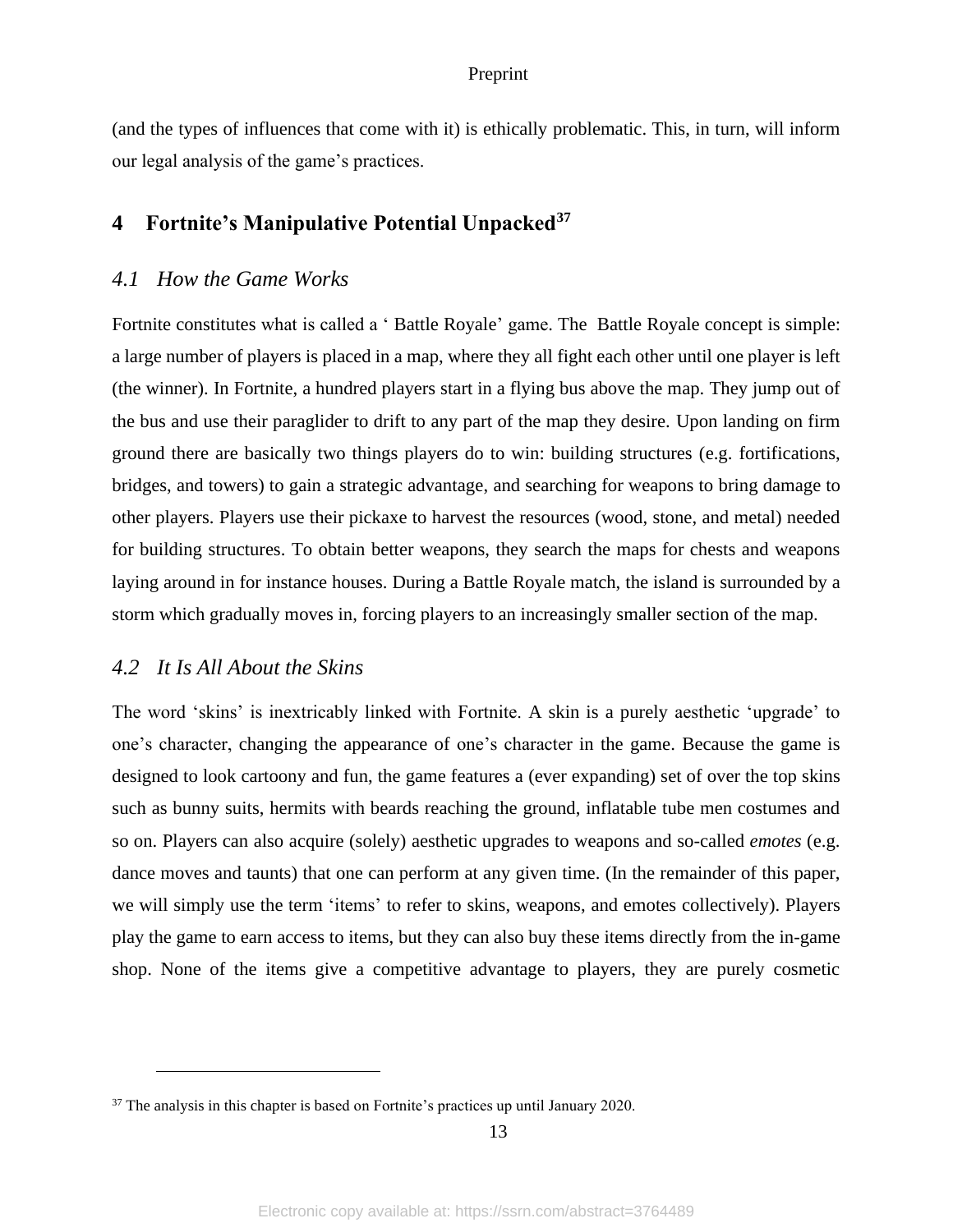(and the types of influences that come with it) is ethically problematic. This, in turn, will inform our legal analysis of the game's practices.

## 4 Fortnite's Manipulative Potential Unpacked[37]

### *4.1 How the Game Works*

Fortnite constitutes what is called a ' Battle Royale' game. The Battle Royale concept is simple: a large number of players is placed in a map, where they all fight each other until one player is left (the winner). In Fortnite, a hundred players start in a flying bus above the map. They jump out of the bus and use their paraglider to drift to any part of the map they desire. Upon landing on firm ground there are basically two things players do to win: building structures (e.g. fortifications, bridges, and towers) to gain a strategic advantage, and searching for weapons to bring damage to other players. Players use their pickaxe to harvest the resources (wood, stone, and metal) needed for building structures. To obtain better weapons, they search the maps for chests and weapons laying around in for instance houses. During a Battle Royale match, the island is surrounded by a storm which gradually moves in, forcing players to an increasingly smaller section of the map.

### *4.2 It Is All About the Skins*

The word 'skins' is inextricably linked with Fortnite. A skin is a purely aesthetic 'upgrade' to one's character, changing the appearance of one's character in the game. Because the game is designed to look cartoony and fun, the game features a (ever expanding) set of over the top skins such as bunny suits, hermits with beards reaching the ground, inflatable tube men costumes and so on. Players can also acquire (solely) aesthetic upgrades to weapons and so-called *emotes* (e.g. dance moves and taunts) that one can perform at any given time. (In the remainder of this paper, we will simply use the term 'items' to refer to skins, weapons, and emotes collectively). Players play the game to earn access to items, but they can also buy these items directly from the in-game shop. None of the items give a competitive advantage to players, they are purely cosmetic

---

[37] The analysis in this chapter is based on Fortnite's practices up until January 2020.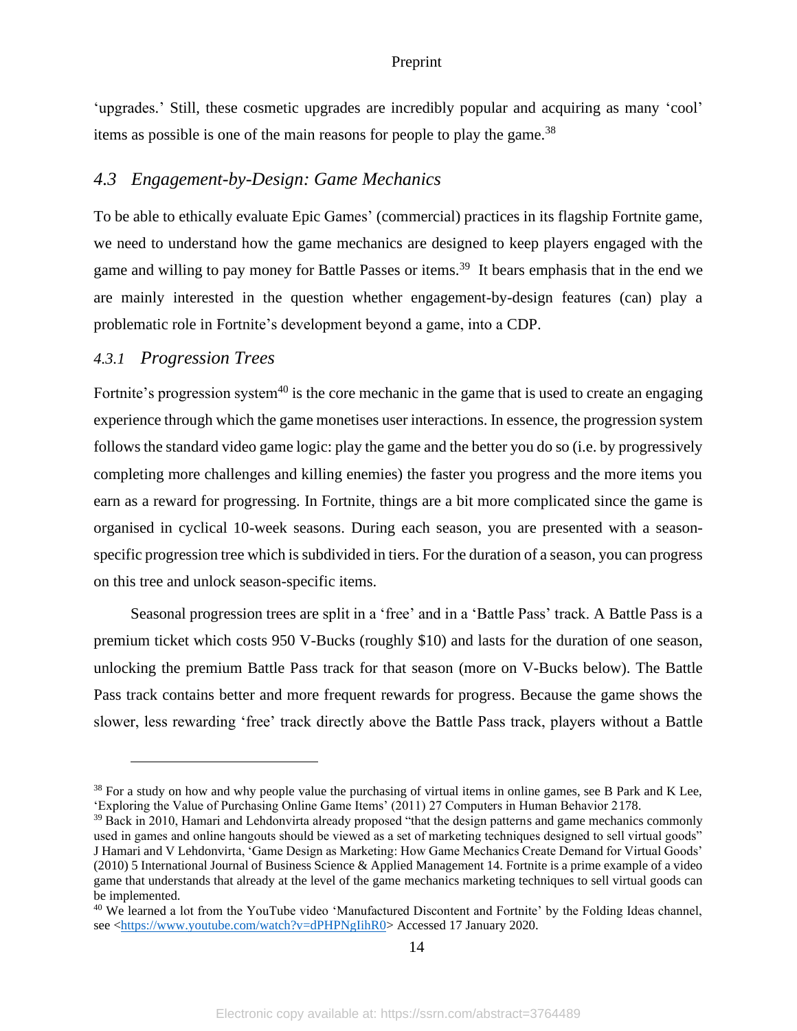'upgrades.' Still, these cosmetic upgrades are incredibly popular and acquiring as many 'cool' items as possible is one of the main reasons for people to play the game.[38]

## *4.3 Engagement-by-Design: Game Mechanics*

To be able to ethically evaluate Epic Games' (commercial) practices in its flagship Fortnite game, we need to understand how the game mechanics are designed to keep players engaged with the game and willing to pay money for Battle Passes or items.[39] It bears emphasis that in the end we are mainly interested in the question whether engagement-by-design features (can) play a problematic role in Fortnite's development beyond a game, into a CDP.

### *4.3.1 Progression Trees*

Fortnite's progression system[40] is the core mechanic in the game that is used to create an engaging experience through which the game monetises user interactions. In essence, the progression system follows the standard video game logic: play the game and the better you do so (i.e. by progressively completing more challenges and killing enemies) the faster you progress and the more items you earn as a reward for progressing. In Fortnite, things are a bit more complicated since the game is organised in cyclical 10-week seasons. During each season, you are presented with a season-specific progression tree which is subdivided in tiers. For the duration of a season, you can progress on this tree and unlock season-specific items.

Seasonal progression trees are split in a 'free' and in a 'Battle Pass' track. A Battle Pass is a premium ticket which costs 950 V-Bucks (roughly $10) and lasts for the duration of one season, unlocking the premium Battle Pass track for that season (more on V-Bucks below). The Battle Pass track contains better and more frequent rewards for progress. Because the game shows the slower, less rewarding 'free' track directly above the Battle Pass track, players without a Battle

---

[38] For a study on how and why people value the purchasing of virtual items in online games, see B Park and K Lee, 'Exploring the Value of Purchasing Online Game Items' (2011) 27 Computers in Human Behavior 2178.

[39] Back in 2010, Hamari and Lehdonvirta already proposed "that the design patterns and game mechanics commonly used in games and online hangouts should be viewed as a set of marketing techniques designed to sell virtual goods" J Hamari and V Lehdonvirta, 'Game Design as Marketing: How Game Mechanics Create Demand for Virtual Goods' (2010) 5 International Journal of Business Science & Applied Management 14. Fortnite is a prime example of a video game that understands that already at the level of the game mechanics marketing techniques to sell virtual goods can be implemented.

[40] We learned a lot from the YouTube video 'Manufactured Discontent and Fortnite' by the Folding Ideas channel, see <https://www.youtube.com/watch?v=dPHPNgIihR0> Accessed 17 January 2020.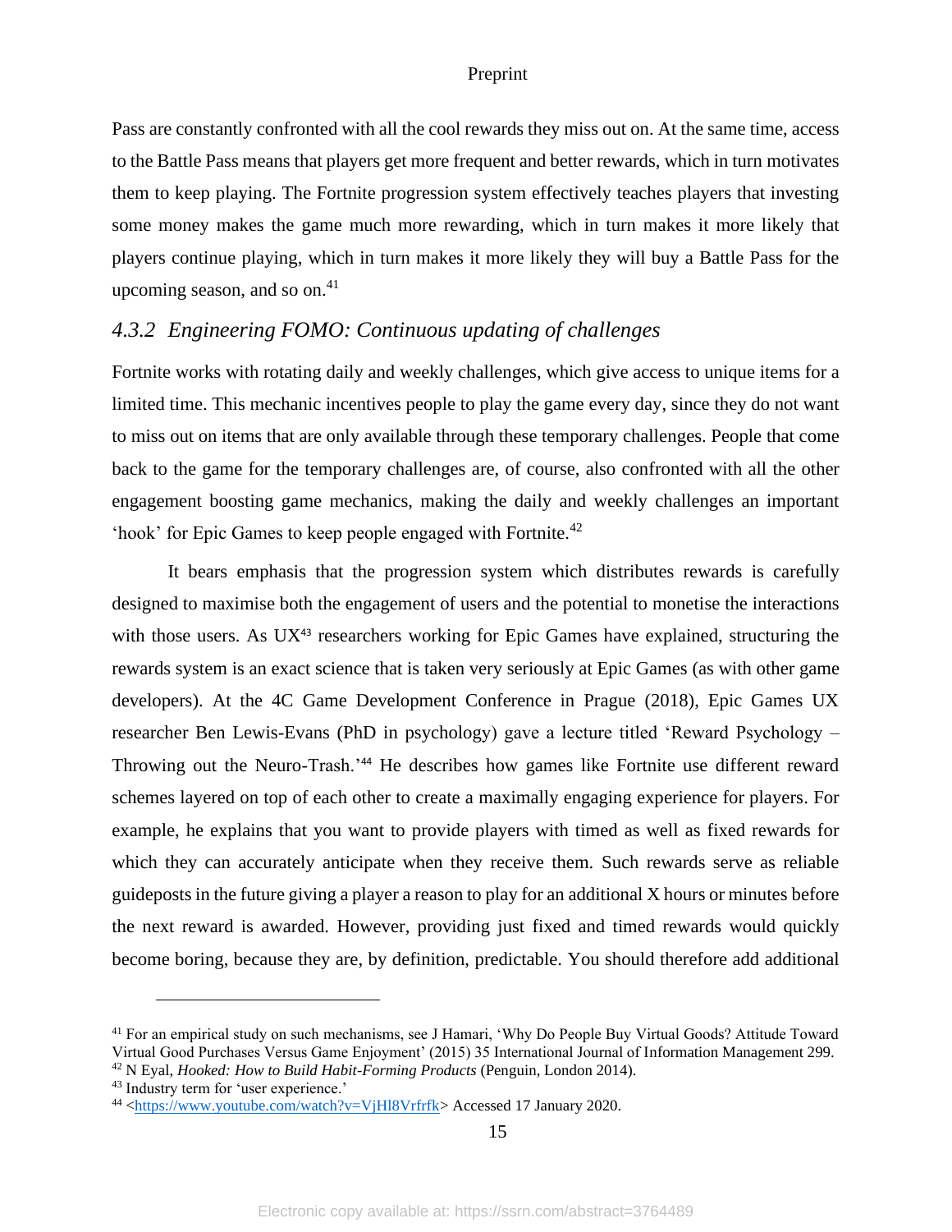Pass are constantly confronted with all the cool rewards they miss out on. At the same time, access to the Battle Pass means that players get more frequent and better rewards, which in turn motivates them to keep playing. The Fortnite progression system effectively teaches players that investing some money makes the game much more rewarding, which in turn makes it more likely that players continue playing, which in turn makes it more likely they will buy a Battle Pass for the upcoming season, and so on.[41]

### *4.3.2 Engineering FOMO: Continuous updating of challenges*

Fortnite works with rotating daily and weekly challenges, which give access to unique items for a limited time. This mechanic incentives people to play the game every day, since they do not want to miss out on items that are only available through these temporary challenges. People that come back to the game for the temporary challenges are, of course, also confronted with all the other engagement boosting game mechanics, making the daily and weekly challenges an important 'hook' for Epic Games to keep people engaged with Fortnite.[42]

It bears emphasis that the progression system which distributes rewards is carefully designed to maximise both the engagement of users and the potential to monetise the interactions with those users. As UX[43] researchers working for Epic Games have explained, structuring the rewards system is an exact science that is taken very seriously at Epic Games (as with other game developers). At the 4C Game Development Conference in Prague (2018), Epic Games UX researcher Ben Lewis-Evans (PhD in psychology) gave a lecture titled 'Reward Psychology – Throwing out the Neuro-Trash.'[44] He describes how games like Fortnite use different reward schemes layered on top of each other to create a maximally engaging experience for players. For example, he explains that you want to provide players with timed as well as fixed rewards for which they can accurately anticipate when they receive them. Such rewards serve as reliable guideposts in the future giving a player a reason to play for an additional X hours or minutes before the next reward is awarded. However, providing just fixed and timed rewards would quickly become boring, because they are, by definition, predictable. You should therefore add additional

---

[41] For an empirical study on such mechanisms, see J Hamari, 'Why Do People Buy Virtual Goods? Attitude Toward Virtual Good Purchases Versus Game Enjoyment' (2015) 35 International Journal of Information Management 299.

[42] N Eyal, *Hooked: How to Build Habit-Forming Products* (Penguin, London 2014).

[43] Industry term for 'user experience.'

[44] <https://www.youtube.com/watch?v=VjHl8Vrfrfk> Accessed 17 January 2020.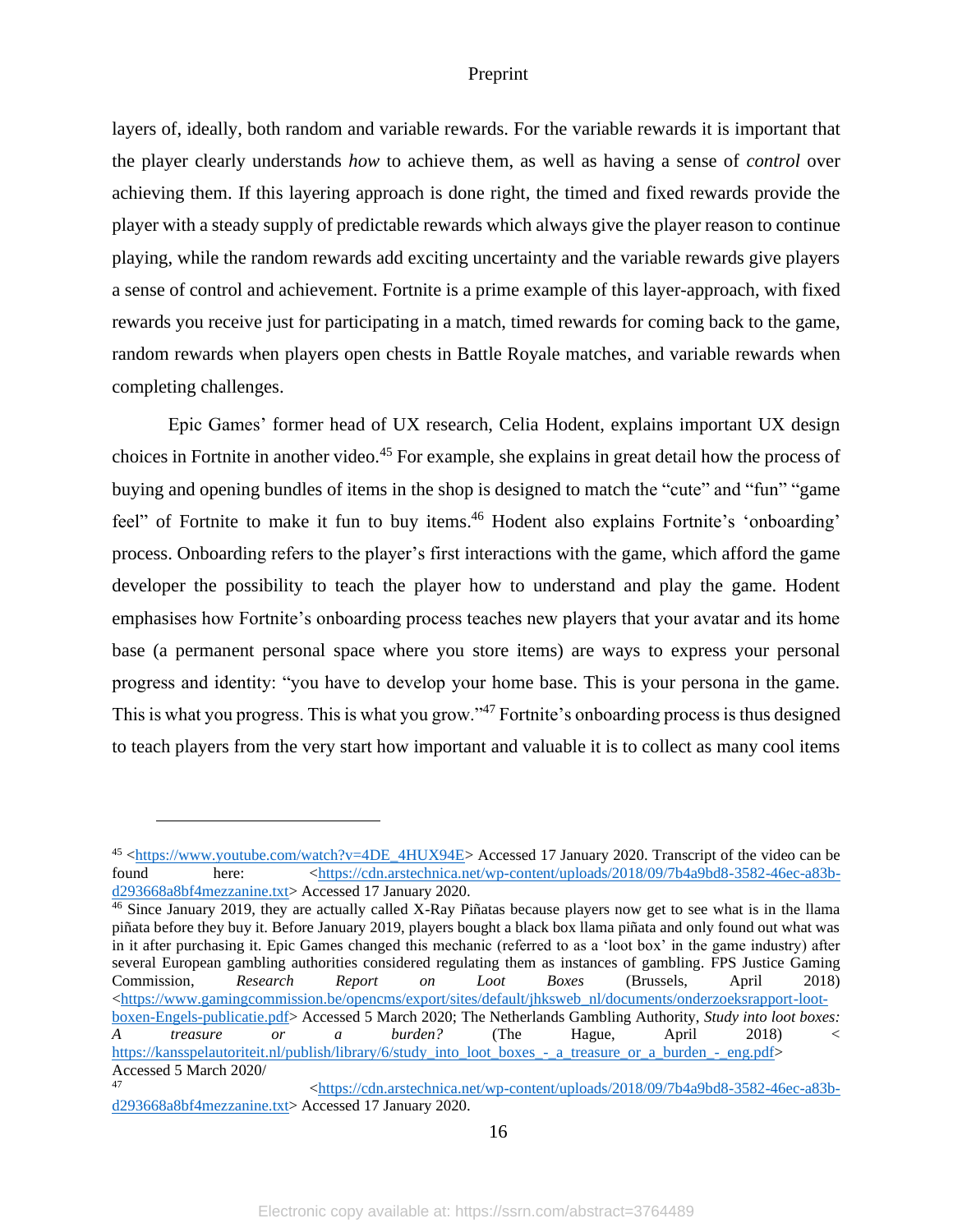layers of, ideally, both random and variable rewards. For the variable rewards it is important that the player clearly understands *how* to achieve them, as well as having a sense of *control* over achieving them. If this layering approach is done right, the timed and fixed rewards provide the player with a steady supply of predictable rewards which always give the player reason to continue playing, while the random rewards add exciting uncertainty and the variable rewards give players a sense of control and achievement. Fortnite is a prime example of this layer-approach, with fixed rewards you receive just for participating in a match, timed rewards for coming back to the game, random rewards when players open chests in Battle Royale matches, and variable rewards when completing challenges.

Epic Games' former head of UX research, Celia Hodent, explains important UX design choices in Fortnite in another video.[45] For example, she explains in great detail how the process of buying and opening bundles of items in the shop is designed to match the "cute" and "fun" "game feel" of Fortnite to make it fun to buy items.[46] Hodent also explains Fortnite's 'onboarding' process. Onboarding refers to the player's first interactions with the game, which afford the game developer the possibility to teach the player how to understand and play the game. Hodent emphasises how Fortnite's onboarding process teaches new players that your avatar and its home base (a permanent personal space where you store items) are ways to express your personal progress and identity: "you have to develop your home base. This is your persona in the game. This is what you progress. This is what you grow."[47] Fortnite's onboarding process is thus designed to teach players from the very start how important and valuable it is to collect as many cool items

---

[45] <https://www.youtube.com/watch?v=4DE_4HUX94E> Accessed 17 January 2020. Transcript of the video can be found here: <https://cdn.arstechnica.net/wp-content/uploads/2018/09/7b4a9bd8-3582-46ec-a83b-d293668a8bf4mezzanine.txt> Accessed 17 January 2020.

[46] Since January 2019, they are actually called X-Ray Piñatas because players now get to see what is in the llama piñata before they buy it. Before January 2019, players bought a black box llama piñata and only found out what was in it after purchasing it. Epic Games changed this mechanic (referred to as a 'loot box' in the game industry) after several European gambling authorities considered regulating them as instances of gambling. FPS Justice Gaming Commission, *Research Report on Loot Boxes* (Brussels, April 2018) <https://www.gamingcommission.be/opencms/export/sites/default/jhksweb_nl/documents/onderzoeksrapport-loot-boxen-Engels-publicatie.pdf> Accessed 5 March 2020; The Netherlands Gambling Authority, *Study into loot boxes: A treasure or a burden?* (The Hague, April 2018) < https://kansspelautoriteit.nl/publish/library/6/study_into_loot_boxes_-_a_treasure_or_a_burden_-_eng.pdf> Accessed 5 March 2020/

[47] <https://cdn.arstechnica.net/wp-content/uploads/2018/09/7b4a9bd8-3582-46ec-a83b-d293668a8bf4mezzanine.txt> Accessed 17 January 2020.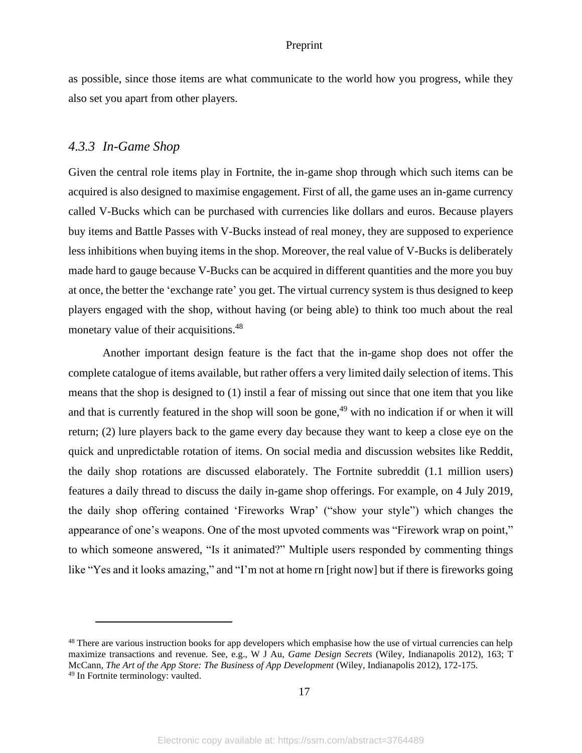as possible, since those items are what communicate to the world how you progress, while they also set you apart from other players.

### *4.3.3 In-Game Shop*

Given the central role items play in Fortnite, the in-game shop through which such items can be acquired is also designed to maximise engagement. First of all, the game uses an in-game currency called V-Bucks which can be purchased with currencies like dollars and euros. Because players buy items and Battle Passes with V-Bucks instead of real money, they are supposed to experience less inhibitions when buying items in the shop. Moreover, the real value of V-Bucks is deliberately made hard to gauge because V-Bucks can be acquired in different quantities and the more you buy at once, the better the 'exchange rate' you get. The virtual currency system is thus designed to keep players engaged with the shop, without having (or being able) to think too much about the real monetary value of their acquisitions.[48]

Another important design feature is the fact that the in-game shop does not offer the complete catalogue of items available, but rather offers a very limited daily selection of items. This means that the shop is designed to (1) instil a fear of missing out since that one item that you like and that is currently featured in the shop will soon be gone,[49] with no indication if or when it will return; (2) lure players back to the game every day because they want to keep a close eye on the quick and unpredictable rotation of items. On social media and discussion websites like Reddit, the daily shop rotations are discussed elaborately. The Fortnite subreddit (1.1 million users) features a daily thread to discuss the daily in-game shop offerings. For example, on 4 July 2019, the daily shop offering contained 'Fireworks Wrap' ("show your style") which changes the appearance of one's weapons. One of the most upvoted comments was "Firework wrap on point," to which someone answered, "Is it animated?" Multiple users responded by commenting things like "Yes and it looks amazing," and "I'm not at home rn [right now] but if there is fireworks going

---

[48] There are various instruction books for app developers which emphasise how the use of virtual currencies can help maximize transactions and revenue. See, e.g., W J Au, *Game Design Secrets* (Wiley, Indianapolis 2012), 163; T McCann, *The Art of the App Store: The Business of App Development* (Wiley, Indianapolis 2012), 172-175.

[49] In Fortnite terminology: vaulted.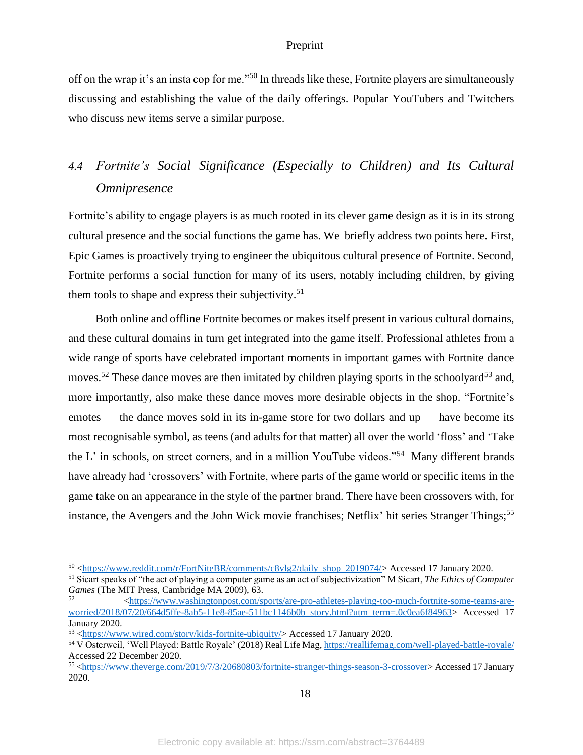off on the wrap it's an insta cop for me."[50] In threads like these, Fortnite players are simultaneously discussing and establishing the value of the daily offerings. Popular YouTubers and Twitchers who discuss new items serve a similar purpose.

### 4.4 *Fortnite's Social Significance (Especially to Children) and Its Cultural Omnipresence*

Fortnite's ability to engage players is as much rooted in its clever game design as it is in its strong cultural presence and the social functions the game has. We briefly address two points here. First, Epic Games is proactively trying to engineer the ubiquitous cultural presence of Fortnite. Second, Fortnite performs a social function for many of its users, notably including children, by giving them tools to shape and express their subjectivity.[51]

Both online and offline Fortnite becomes or makes itself present in various cultural domains, and these cultural domains in turn get integrated into the game itself. Professional athletes from a wide range of sports have celebrated important moments in important games with Fortnite dance moves.[52] These dance moves are then imitated by children playing sports in the schoolyard[53] and, more importantly, also make these dance moves more desirable objects in the shop. "Fortnite's emotes — the dance moves sold in its in-game store for two dollars and up — have become its most recognisable symbol, as teens (and adults for that matter) all over the world 'floss' and 'Take the L' in schools, on street corners, and in a million YouTube videos."[54] Many different brands have already had 'crossovers' with Fortnite, where parts of the game world or specific items in the game take on an appearance in the style of the partner brand. There have been crossovers with, for instance, the Avengers and the John Wick movie franchises; Netflix' hit series Stranger Things;[55]

---

[50] <https://www.reddit.com/r/FortNiteBR/comments/c8vlg2/daily_shop_2019074/> Accessed 17 January 2020.

[51] Sicart speaks of "the act of playing a computer game as an act of subjectivization" M Sicart, *The Ethics of Computer Games* (The MIT Press, Cambridge MA 2009), 63.

[52] <https://www.washingtonpost.com/sports/are-pro-athletes-playing-too-much-fortnite-some-teams-are-worried/2018/07/20/664d5ffe-8ab5-11e8-85ae-511bc1146b0b_story.html?utm_term=.0c0ea6f84963> Accessed 17 January 2020.

[53] <https://www.wired.com/story/kids-fortnite-ubiquity/> Accessed 17 January 2020.

[54] V Osterweil, 'Well Played: Battle Royale' (2018) Real Life Mag, https://reallifemag.com/well-played-battle-royale/ Accessed 22 December 2020.

[55] <https://www.theverge.com/2019/7/3/20680803/fortnite-stranger-things-season-3-crossover> Accessed 17 January 2020.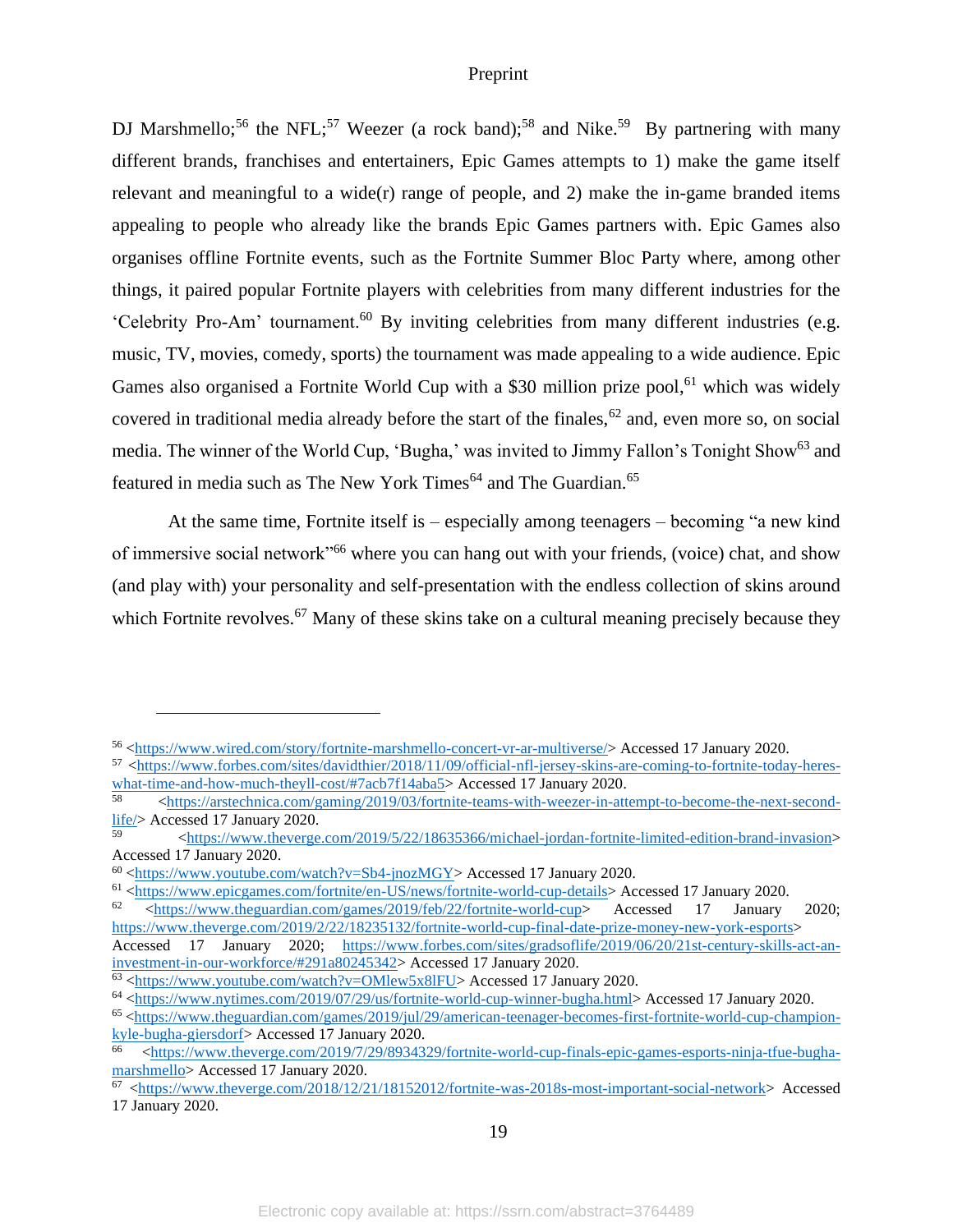DJ Marshmello;[56] the NFL;[57] Weezer (a rock band);[58] and Nike.[59] By partnering with many different brands, franchises and entertainers, Epic Games attempts to 1) make the game itself relevant and meaningful to a wide(r) range of people, and 2) make the in-game branded items appealing to people who already like the brands Epic Games partners with. Epic Games also organises offline Fortnite events, such as the Fortnite Summer Bloc Party where, among other things, it paired popular Fortnite players with celebrities from many different industries for the 'Celebrity Pro-Am' tournament.[60] By inviting celebrities from many different industries (e.g. music, TV, movies, comedy, sports) the tournament was made appealing to a wide audience. Epic Games also organised a Fortnite World Cup with a $30 million prize pool,[61] which was widely covered in traditional media already before the start of the finales,[62] and, even more so, on social media. The winner of the World Cup, 'Bugha,' was invited to Jimmy Fallon's Tonight Show[63] and featured in media such as The New York Times[64] and The Guardian.[65]

At the same time, Fortnite itself is – especially among teenagers – becoming "a new kind of immersive social network"[66] where you can hang out with your friends, (voice) chat, and show (and play with) your personality and self-presentation with the endless collection of skins around which Fortnite revolves.[67] Many of these skins take on a cultural meaning precisely because they

---

[56] <https://www.wired.com/story/fortnite-marshmello-concert-vr-ar-multiverse/> Accessed 17 January 2020.

[57] <https://www.forbes.com/sites/davidthier/2018/11/09/official-nfl-jersey-skins-are-coming-to-fortnite-today-heres-what-time-and-how-much-theyll-cost/#7acb7f14aba5> Accessed 17 January 2020.

[58] <https://arstechnica.com/gaming/2019/03/fortnite-teams-with-weezer-in-attempt-to-become-the-next-second-life/> Accessed 17 January 2020.

[59] <https://www.theverge.com/2019/5/22/18635366/michael-jordan-fortnite-limited-edition-brand-invasion> Accessed 17 January 2020.

[60] <https://www.youtube.com/watch?v=Sb4-jnozMGY> Accessed 17 January 2020.

[61] <https://www.epicgames.com/fortnite/en-US/news/fortnite-world-cup-details> Accessed 17 January 2020.

[62] <https://www.theguardian.com/games/2019/feb/22/fortnite-world-cup> Accessed 17 January 2020; https://www.theverge.com/2019/2/22/18235132/fortnite-world-cup-final-date-prize-money-new-york-esports> Accessed 17 January 2020; https://www.forbes.com/sites/gradsoflife/2019/06/20/21st-century-skills-act-an-investment-in-our-workforce/#291a80245342> Accessed 17 January 2020.

[63] <https://www.youtube.com/watch?v=OMlew5x8lFU> Accessed 17 January 2020.

[64] <https://www.nytimes.com/2019/07/29/us/fortnite-world-cup-winner-bugha.html> Accessed 17 January 2020.

[65] <https://www.theguardian.com/games/2019/jul/29/american-teenager-becomes-first-fortnite-world-cup-champion-kyle-bugha-giersdorf> Accessed 17 January 2020.

[66] <https://www.theverge.com/2019/7/29/8934329/fortnite-world-cup-finals-epic-games-esports-ninja-tfue-bugha-marshmello> Accessed 17 January 2020.

[67] <https://www.theverge.com/2018/12/21/18152012/fortnite-was-2018s-most-important-social-network> Accessed 17 January 2020.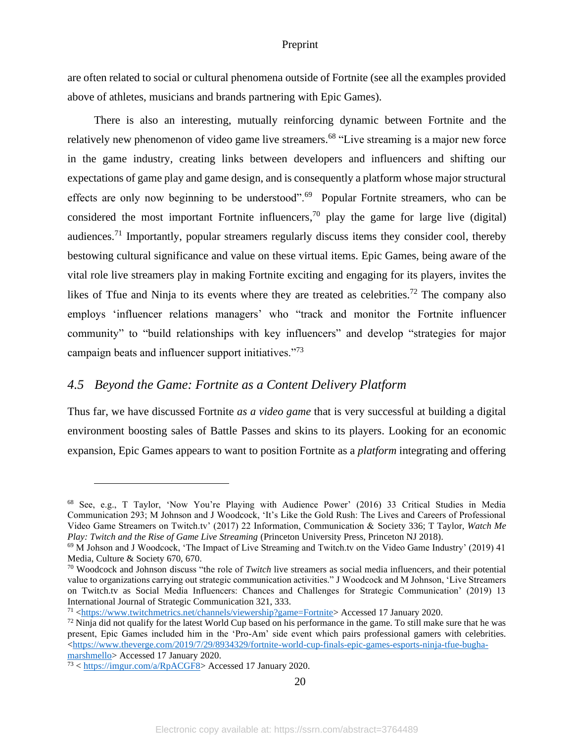are often related to social or cultural phenomena outside of Fortnite (see all the examples provided above of athletes, musicians and brands partnering with Epic Games).

There is also an interesting, mutually reinforcing dynamic between Fortnite and the relatively new phenomenon of video game live streamers.[68] "Live streaming is a major new force in the game industry, creating links between developers and influencers and shifting our expectations of game play and game design, and is consequently a platform whose major structural effects are only now beginning to be understood".[69] Popular Fortnite streamers, who can be considered the most important Fortnite influencers,[70] play the game for large live (digital) audiences.[71] Importantly, popular streamers regularly discuss items they consider cool, thereby bestowing cultural significance and value on these virtual items. Epic Games, being aware of the vital role live streamers play in making Fortnite exciting and engaging for its players, invites the likes of Tfue and Ninja to its events where they are treated as celebrities.[72] The company also employs 'influencer relations managers' who "track and monitor the Fortnite influencer community" to "build relationships with key influencers" and develop "strategies for major campaign beats and influencer support initiatives."[73]

### *4.5 Beyond the Game: Fortnite as a Content Delivery Platform*

Thus far, we have discussed Fortnite *as a video game* that is very successful at building a digital environment boosting sales of Battle Passes and skins to its players. Looking for an economic expansion, Epic Games appears to want to position Fortnite as a *platform* integrating and offering

---

[68] See, e.g., T Taylor, 'Now You're Playing with Audience Power' (2016) 33 Critical Studies in Media Communication 293; M Johnson and J Woodcock, 'It's Like the Gold Rush: The Lives and Careers of Professional Video Game Streamers on Twitch.tv' (2017) 22 Information, Communication & Society 336; T Taylor, *Watch Me Play: Twitch and the Rise of Game Live Streaming* (Princeton University Press, Princeton NJ 2018).

[69] M Johson and J Woodcock, 'The Impact of Live Streaming and Twitch.tv on the Video Game Industry' (2019) 41 Media, Culture & Society 670, 670.

[70] Woodcock and Johson discuss "the role of *Twitch* live streamers as social media influencers, and their potential value to organizations carrying out strategic communication activities." J Woodcock and M Johnson, 'Live Streamers on Twitch.tv as Social Media Influencers: Chances and Challenges for Strategic Communication' (2019) 13 International Journal of Strategic Communication 321, 333.

[71] <https://www.twitchmetrics.net/channels/viewership?game=Fortnite> Accessed 17 January 2020.

[72] Ninja did not qualify for the latest World Cup based on his performance in the game. To still make sure that he was present, Epic Games included him in the 'Pro-Am' side event which pairs professional gamers with celebrities. <https://www.theverge.com/2019/7/29/8934329/fortnite-world-cup-finals-epic-games-esports-ninja-tfue-bugha-marshmello> Accessed 17 January 2020.

[73] < https://imgur.com/a/RpACGF8> Accessed 17 January 2020.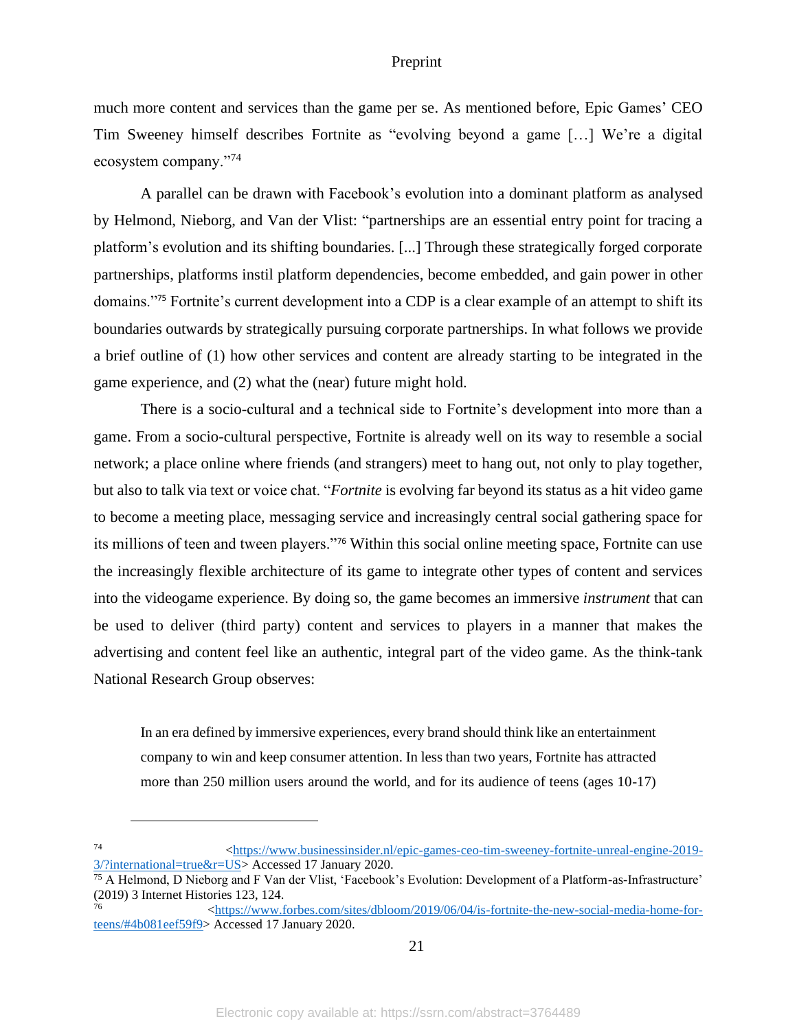much more content and services than the game per se. As mentioned before, Epic Games' CEO Tim Sweeney himself describes Fortnite as "evolving beyond a game […] We're a digital ecosystem company."[74]

A parallel can be drawn with Facebook's evolution into a dominant platform as analysed by Helmond, Nieborg, and Van der Vlist: "partnerships are an essential entry point for tracing a platform's evolution and its shifting boundaries. [...] Through these strategically forged corporate partnerships, platforms instil platform dependencies, become embedded, and gain power in other domains."[75] Fortnite's current development into a CDP is a clear example of an attempt to shift its boundaries outwards by strategically pursuing corporate partnerships. In what follows we provide a brief outline of (1) how other services and content are already starting to be integrated in the game experience, and (2) what the (near) future might hold.

There is a socio-cultural and a technical side to Fortnite's development into more than a game. From a socio-cultural perspective, Fortnite is already well on its way to resemble a social network; a place online where friends (and strangers) meet to hang out, not only to play together, but also to talk via text or voice chat. "*Fortnite* is evolving far beyond its status as a hit video game to become a meeting place, messaging service and increasingly central social gathering space for its millions of teen and tween players."[76] Within this social online meeting space, Fortnite can use the increasingly flexible architecture of its game to integrate other types of content and services into the videogame experience. By doing so, the game becomes an immersive *instrument* that can be used to deliver (third party) content and services to players in a manner that makes the advertising and content feel like an authentic, integral part of the video game. As the think-tank National Research Group observes:

> In an era defined by immersive experiences, every brand should think like an entertainment company to win and keep consumer attention. In less than two years, Fortnite has attracted more than 250 million users around the world, and for its audience of teens (ages 10-17)

---

[74] <https://www.businessinsider.nl/epic-games-ceo-tim-sweeney-fortnite-unreal-engine-2019-3/?international=true&r=US> Accessed 17 January 2020.

[75] A Helmond, D Nieborg and F Van der Vlist, 'Facebook's Evolution: Development of a Platform-as-Infrastructure' (2019) 3 Internet Histories 123, 124.

[76] <https://www.forbes.com/sites/dbloom/2019/06/04/is-fortnite-the-new-social-media-home-for-teens/#4b081eef59f9> Accessed 17 January 2020.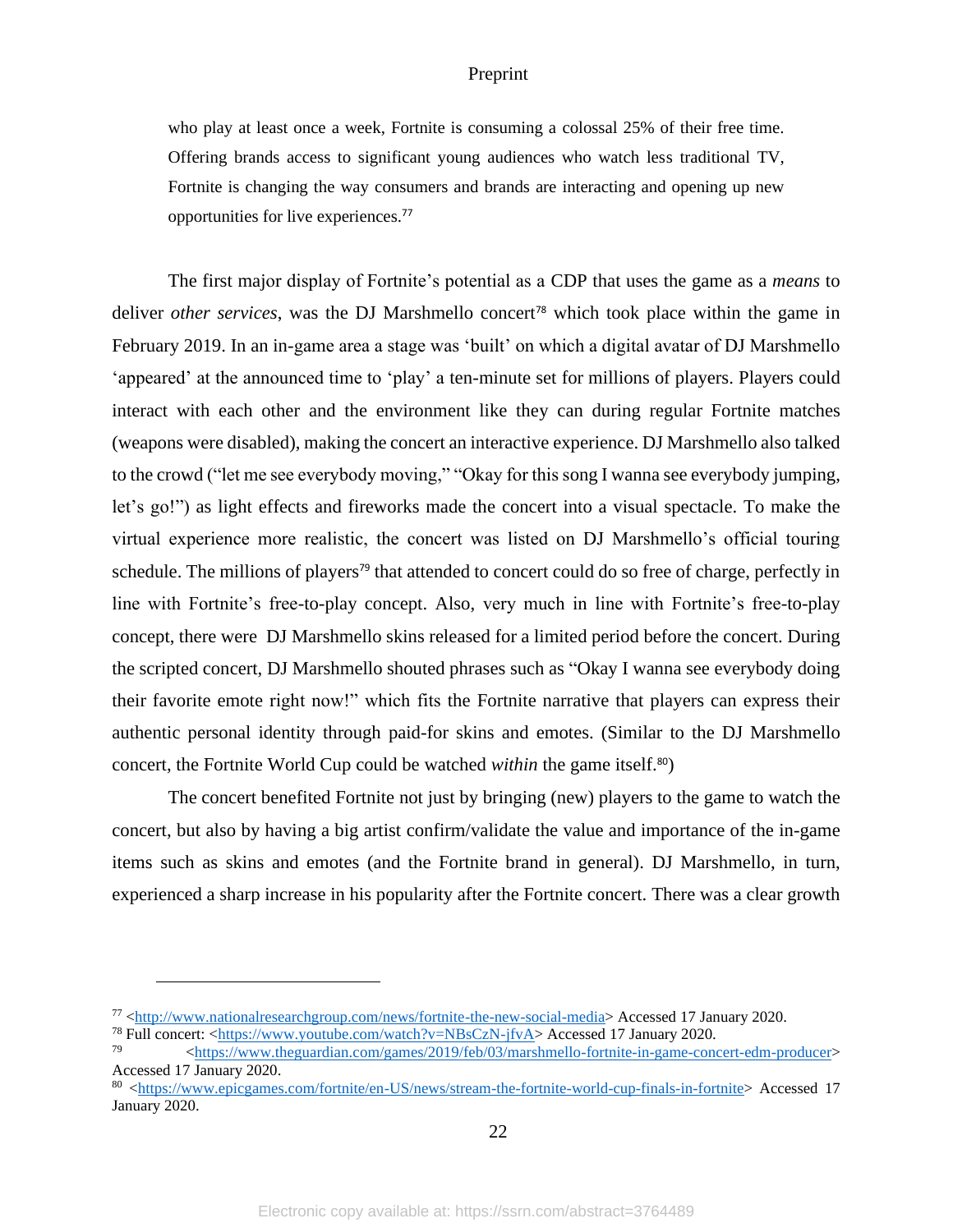> who play at least once a week, Fortnite is consuming a colossal 25% of their free time. Offering brands access to significant young audiences who watch less traditional TV, Fortnite is changing the way consumers and brands are interacting and opening up new opportunities for live experiences.[77]

The first major display of Fortnite's potential as a CDP that uses the game as a *means* to deliver *other services*, was the DJ Marshmello concert[78] which took place within the game in February 2019. In an in-game area a stage was 'built' on which a digital avatar of DJ Marshmello 'appeared' at the announced time to 'play' a ten-minute set for millions of players. Players could interact with each other and the environment like they can during regular Fortnite matches (weapons were disabled), making the concert an interactive experience. DJ Marshmello also talked to the crowd ("let me see everybody moving," "Okay for this song I wanna see everybody jumping, let's go!") as light effects and fireworks made the concert into a visual spectacle. To make the virtual experience more realistic, the concert was listed on DJ Marshmello's official touring schedule. The millions of players[79] that attended to concert could do so free of charge, perfectly in line with Fortnite's free-to-play concept. Also, very much in line with Fortnite's free-to-play concept, there were DJ Marshmello skins released for a limited period before the concert. During the scripted concert, DJ Marshmello shouted phrases such as "Okay I wanna see everybody doing their favorite emote right now!" which fits the Fortnite narrative that players can express their authentic personal identity through paid-for skins and emotes. (Similar to the DJ Marshmello concert, the Fortnite World Cup could be watched *within* the game itself.[80])

The concert benefited Fortnite not just by bringing (new) players to the game to watch the concert, but also by having a big artist confirm/validate the value and importance of the in-game items such as skins and emotes (and the Fortnite brand in general). DJ Marshmello, in turn, experienced a sharp increase in his popularity after the Fortnite concert. There was a clear growth

---

[77] <http://www.nationalresearchgroup.com/news/fortnite-the-new-social-media> Accessed 17 January 2020.

[78] Full concert: <https://www.youtube.com/watch?v=NBsCzN-jfvA> Accessed 17 January 2020.

[79] <https://www.theguardian.com/games/2019/feb/03/marshmello-fortnite-in-game-concert-edm-producer> Accessed 17 January 2020.

[80] <https://www.epicgames.com/fortnite/en-US/news/stream-the-fortnite-world-cup-finals-in-fortnite> Accessed 17 January 2020.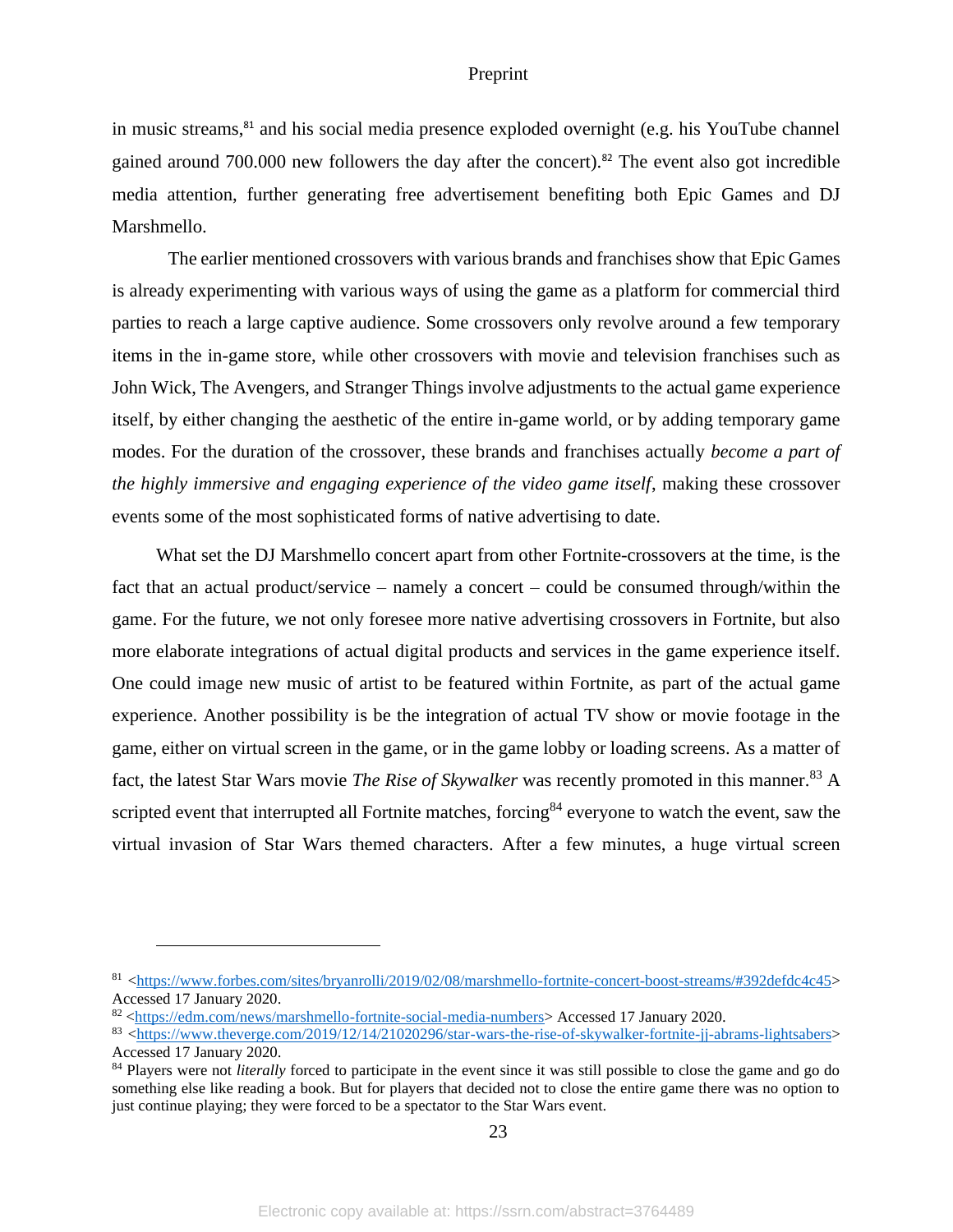in music streams,[81] and his social media presence exploded overnight (e.g. his YouTube channel gained around 700.000 new followers the day after the concert).[82] The event also got incredible media attention, further generating free advertisement benefiting both Epic Games and DJ Marshmello.

The earlier mentioned crossovers with various brands and franchises show that Epic Games is already experimenting with various ways of using the game as a platform for commercial third parties to reach a large captive audience. Some crossovers only revolve around a few temporary items in the in-game store, while other crossovers with movie and television franchises such as John Wick, The Avengers, and Stranger Things involve adjustments to the actual game experience itself, by either changing the aesthetic of the entire in-game world, or by adding temporary game modes. For the duration of the crossover, these brands and franchises actually *become a part of the highly immersive and engaging experience of the video game itself*, making these crossover events some of the most sophisticated forms of native advertising to date.

What set the DJ Marshmello concert apart from other Fortnite-crossovers at the time, is the fact that an actual product/service – namely a concert – could be consumed through/within the game. For the future, we not only foresee more native advertising crossovers in Fortnite, but also more elaborate integrations of actual digital products and services in the game experience itself. One could image new music of artist to be featured within Fortnite, as part of the actual game experience. Another possibility is be the integration of actual TV show or movie footage in the game, either on virtual screen in the game, or in the game lobby or loading screens. As a matter of fact, the latest Star Wars movie *The Rise of Skywalker* was recently promoted in this manner.[83] A scripted event that interrupted all Fortnite matches, forcing[84] everyone to watch the event, saw the virtual invasion of Star Wars themed characters. After a few minutes, a huge virtual screen

---

[81] <https://www.forbes.com/sites/bryanrolli/2019/02/08/marshmello-fortnite-concert-boost-streams/#392defdc4c45> Accessed 17 January 2020.

[82] <https://edm.com/news/marshmello-fortnite-social-media-numbers> Accessed 17 January 2020.

[83] <https://www.theverge.com/2019/12/14/21020296/star-wars-the-rise-of-skywalker-fortnite-jj-abrams-lightsabers> Accessed 17 January 2020.

[84] Players were not *literally* forced to participate in the event since it was still possible to close the game and go do something else like reading a book. But for players that decided not to close the entire game there was no option to just continue playing; they were forced to be a spectator to the Star Wars event.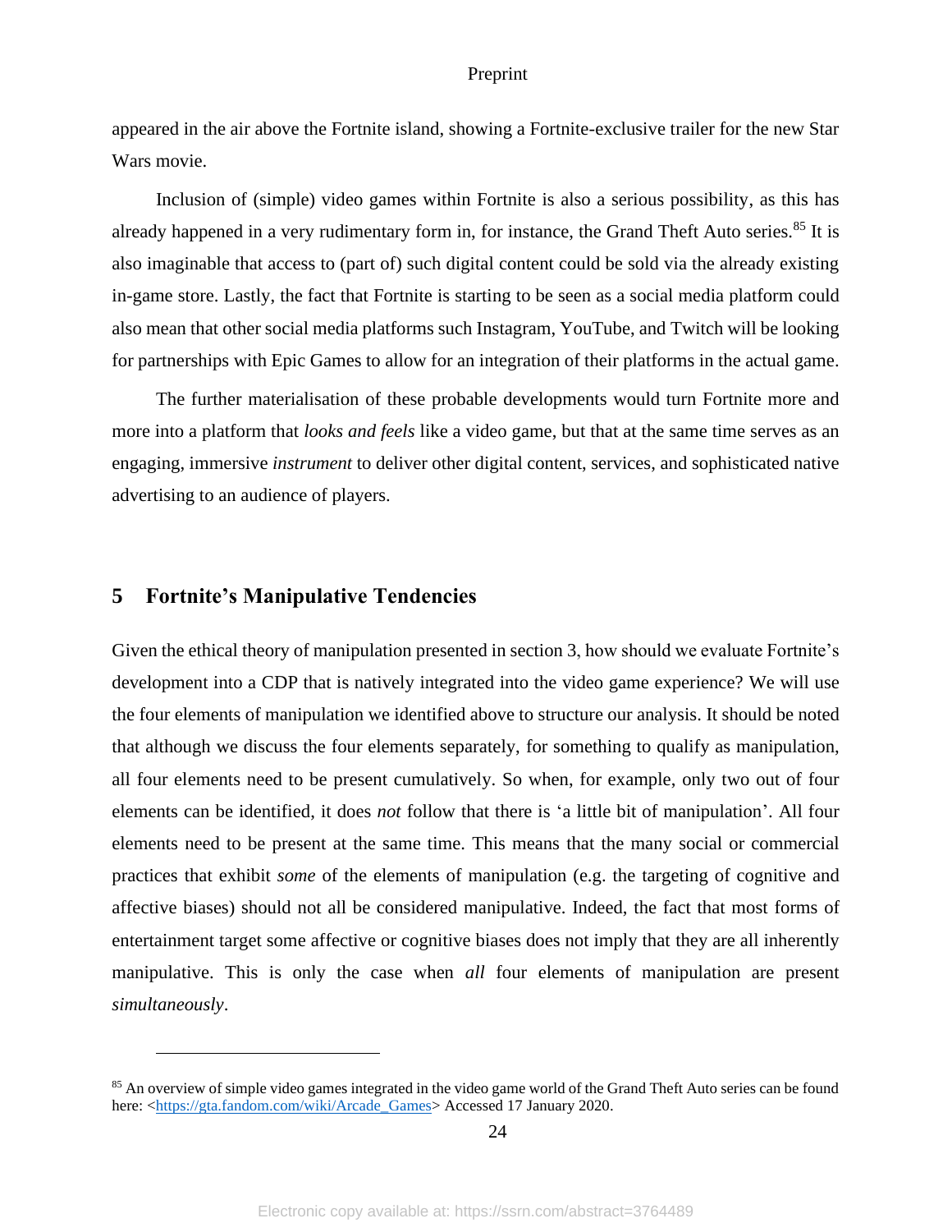appeared in the air above the Fortnite island, showing a Fortnite-exclusive trailer for the new Star Wars movie.

Inclusion of (simple) video games within Fortnite is also a serious possibility, as this has already happened in a very rudimentary form in, for instance, the Grand Theft Auto series.[85] It is also imaginable that access to (part of) such digital content could be sold via the already existing in-game store. Lastly, the fact that Fortnite is starting to be seen as a social media platform could also mean that other social media platforms such Instagram, YouTube, and Twitch will be looking for partnerships with Epic Games to allow for an integration of their platforms in the actual game.

The further materialisation of these probable developments would turn Fortnite more and more into a platform that *looks and feels* like a video game, but that at the same time serves as an engaging, immersive *instrument* to deliver other digital content, services, and sophisticated native advertising to an audience of players.

## 5 Fortnite's Manipulative Tendencies

Given the ethical theory of manipulation presented in section 3, how should we evaluate Fortnite's development into a CDP that is natively integrated into the video game experience? We will use the four elements of manipulation we identified above to structure our analysis. It should be noted that although we discuss the four elements separately, for something to qualify as manipulation, all four elements need to be present cumulatively. So when, for example, only two out of four elements can be identified, it does *not* follow that there is 'a little bit of manipulation'. All four elements need to be present at the same time. This means that the many social or commercial practices that exhibit *some* of the elements of manipulation (e.g. the targeting of cognitive and affective biases) should not all be considered manipulative. Indeed, the fact that most forms of entertainment target some affective or cognitive biases does not imply that they are all inherently manipulative. This is only the case when *all* four elements of manipulation are present *simultaneously*.

---

[85] An overview of simple video games integrated in the video game world of the Grand Theft Auto series can be found here: <https://gta.fandom.com/wiki/Arcade_Games> Accessed 17 January 2020.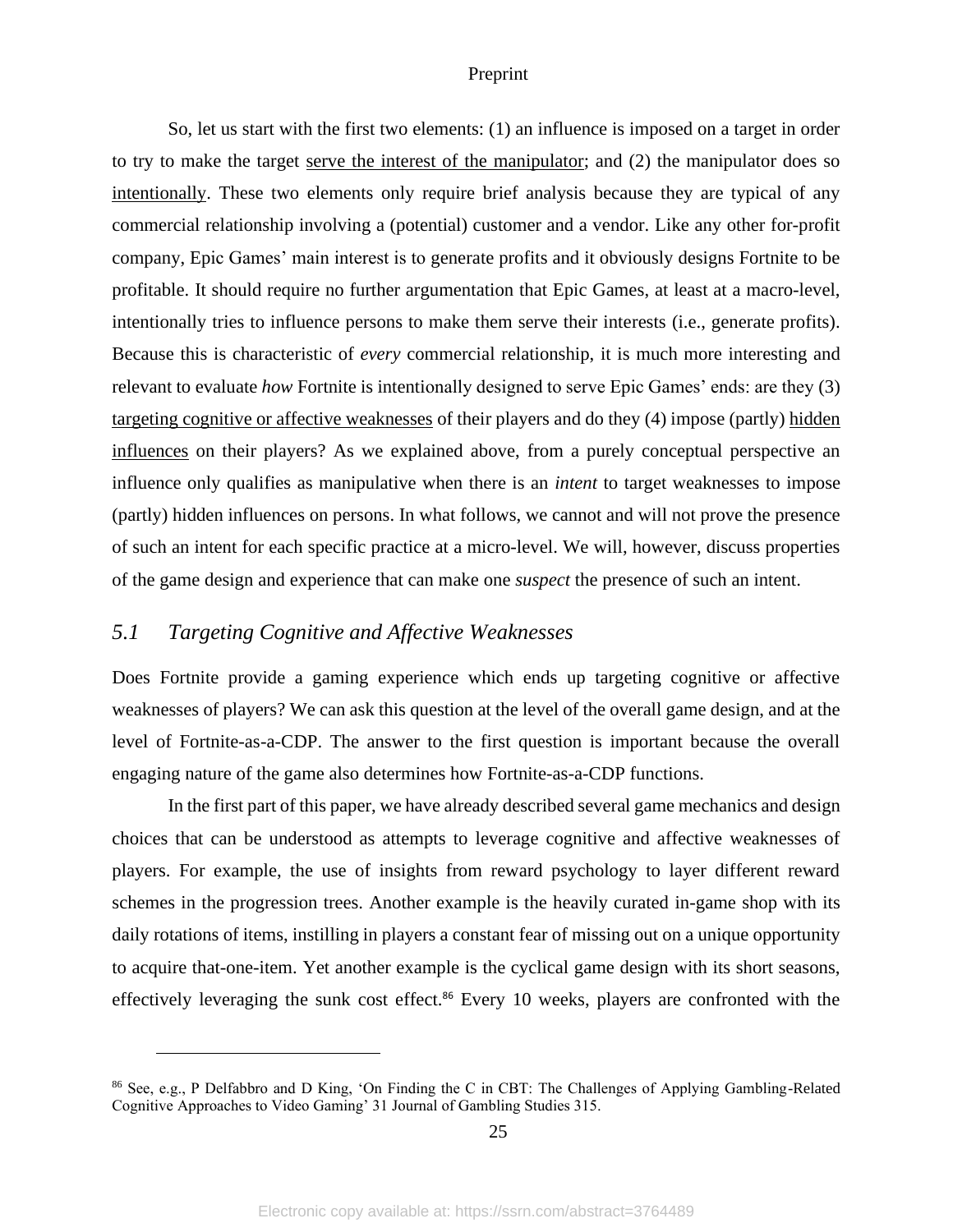So, let us start with the first two elements: (1) an influence is imposed on a target in order to try to make the target <u>serve the interest of the manipulator</u>; and (2) the manipulator does so <u>intentionally</u>. These two elements only require brief analysis because they are typical of any commercial relationship involving a (potential) customer and a vendor. Like any other for-profit company, Epic Games' main interest is to generate profits and it obviously designs Fortnite to be profitable. It should require no further argumentation that Epic Games, at least at a macro-level, intentionally tries to influence persons to make them serve their interests (i.e., generate profits). Because this is characteristic of *every* commercial relationship, it is much more interesting and relevant to evaluate *how* Fortnite is intentionally designed to serve Epic Games' ends: are they (3) <u>targeting cognitive or affective weaknesses</u> of their players and do they (4) impose (partly) <u>hidden influences</u> on their players? As we explained above, from a purely conceptual perspective an influence only qualifies as manipulative when there is an *intent* to target weaknesses to impose (partly) hidden influences on persons. In what follows, we cannot and will not prove the presence of such an intent for each specific practice at a micro-level. We will, however, discuss properties of the game design and experience that can make one *suspect* the presence of such an intent.

## *5.1 Targeting Cognitive and Affective Weaknesses*

Does Fortnite provide a gaming experience which ends up targeting cognitive or affective weaknesses of players? We can ask this question at the level of the overall game design, and at the level of Fortnite-as-a-CDP. The answer to the first question is important because the overall engaging nature of the game also determines how Fortnite-as-a-CDP functions.

In the first part of this paper, we have already described several game mechanics and design choices that can be understood as attempts to leverage cognitive and affective weaknesses of players. For example, the use of insights from reward psychology to layer different reward schemes in the progression trees. Another example is the heavily curated in-game shop with its daily rotations of items, instilling in players a constant fear of missing out on a unique opportunity to acquire that-one-item. Yet another example is the cyclical game design with its short seasons, effectively leveraging the sunk cost effect.[86] Every 10 weeks, players are confronted with the

[86] See, e.g., P Delfabbro and D King, 'On Finding the C in CBT: The Challenges of Applying Gambling-Related Cognitive Approaches to Video Gaming' 31 Journal of Gambling Studies 315.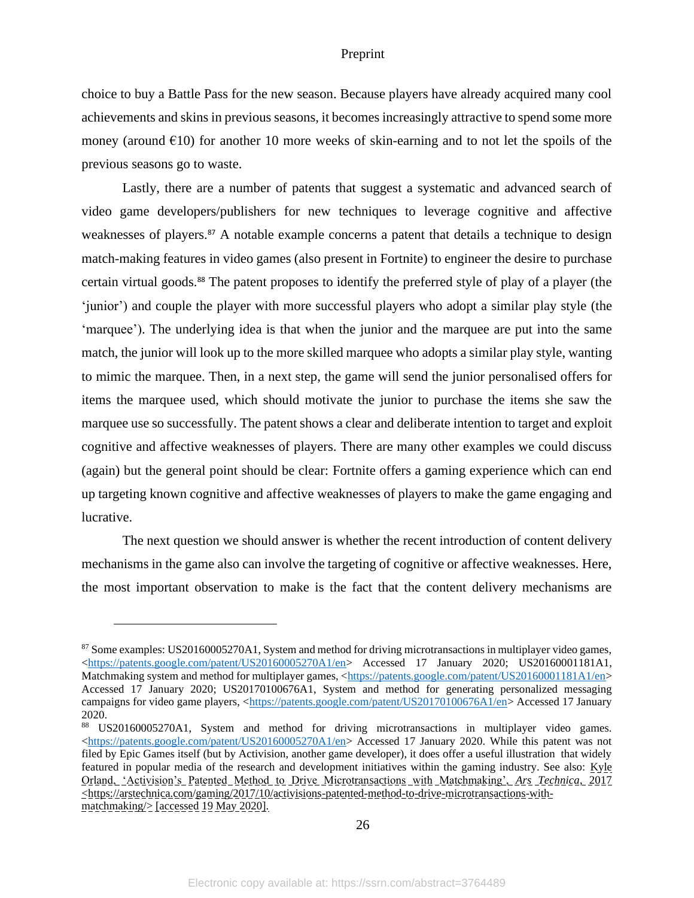choice to buy a Battle Pass for the new season. Because players have already acquired many cool achievements and skins in previous seasons, it becomes increasingly attractive to spend some more money (around €10) for another 10 more weeks of skin-earning and to not let the spoils of the previous seasons go to waste.

Lastly, there are a number of patents that suggest a systematic and advanced search of video game developers/publishers for new techniques to leverage cognitive and affective weaknesses of players.[87] A notable example concerns a patent that details a technique to design match-making features in video games (also present in Fortnite) to engineer the desire to purchase certain virtual goods.[88] The patent proposes to identify the preferred style of play of a player (the 'junior') and couple the player with more successful players who adopt a similar play style (the 'marquee'). The underlying idea is that when the junior and the marquee are put into the same match, the junior will look up to the more skilled marquee who adopts a similar play style, wanting to mimic the marquee. Then, in a next step, the game will send the junior personalised offers for items the marquee used, which should motivate the junior to purchase the items she saw the marquee use so successfully. The patent shows a clear and deliberate intention to target and exploit cognitive and affective weaknesses of players. There are many other examples we could discuss (again) but the general point should be clear: Fortnite offers a gaming experience which can end up targeting known cognitive and affective weaknesses of players to make the game engaging and lucrative.

The next question we should answer is whether the recent introduction of content delivery mechanisms in the game also can involve the targeting of cognitive or affective weaknesses. Here, the most important observation to make is the fact that the content delivery mechanisms are

---

[87] Some examples: US20160005270A1, System and method for driving microtransactions in multiplayer video games, <https://patents.google.com/patent/US20160005270A1/en> Accessed 17 January 2020; US20160001181A1, Matchmaking system and method for multiplayer games, <https://patents.google.com/patent/US20160001181A1/en> Accessed 17 January 2020; US20170100676A1, System and method for generating personalized messaging campaigns for video game players, <https://patents.google.com/patent/US20170100676A1/en> Accessed 17 January 2020.

[88] US20160005270A1, System and method for driving microtransactions in multiplayer video games. <https://patents.google.com/patent/US20160005270A1/en> Accessed 17 January 2020. While this patent was not filed by Epic Games itself (but by Activision, another game developer), it does offer a useful illustration that widely featured in popular media of the research and development initiatives within the gaming industry. See also: Kyle Orland, 'Activision's Patented Method to Drive Microtransactions with Matchmaking', *Ars Technica*, 2017 <https://arstechnica.com/gaming/2017/10/activisions-patented-method-to-drive-microtransactions-with-matchmaking/> [accessed 19 May 2020].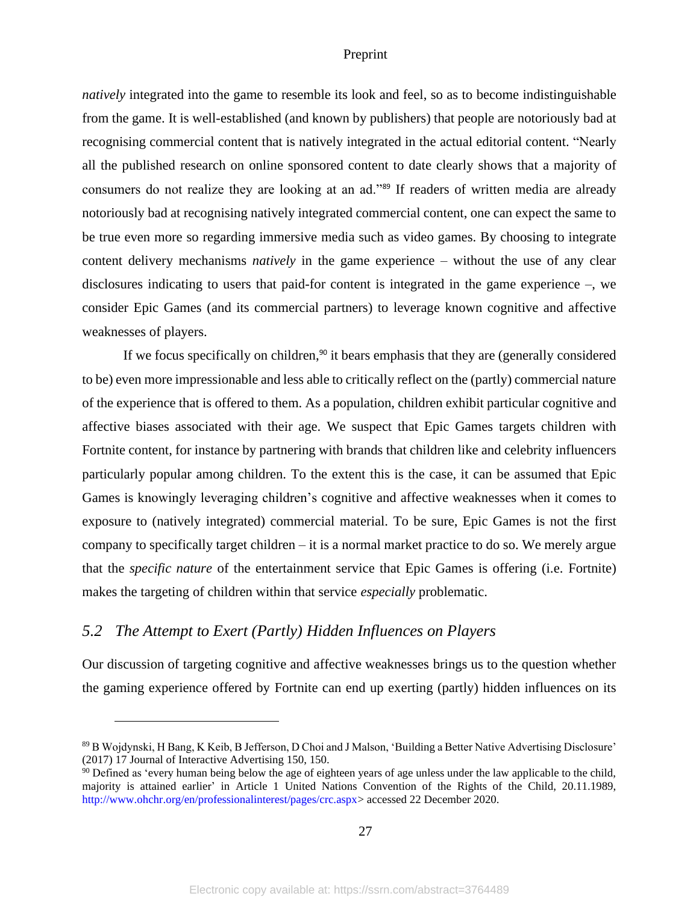*natively* integrated into the game to resemble its look and feel, so as to become indistinguishable from the game. It is well-established (and known by publishers) that people are notoriously bad at recognising commercial content that is natively integrated in the actual editorial content. "Nearly all the published research on online sponsored content to date clearly shows that a majority of consumers do not realize they are looking at an ad."[89] If readers of written media are already notoriously bad at recognising natively integrated commercial content, one can expect the same to be true even more so regarding immersive media such as video games. By choosing to integrate content delivery mechanisms *natively* in the game experience – without the use of any clear disclosures indicating to users that paid-for content is integrated in the game experience –, we consider Epic Games (and its commercial partners) to leverage known cognitive and affective weaknesses of players.

If we focus specifically on children,[90] it bears emphasis that they are (generally considered to be) even more impressionable and less able to critically reflect on the (partly) commercial nature of the experience that is offered to them. As a population, children exhibit particular cognitive and affective biases associated with their age. We suspect that Epic Games targets children with Fortnite content, for instance by partnering with brands that children like and celebrity influencers particularly popular among children. To the extent this is the case, it can be assumed that Epic Games is knowingly leveraging children's cognitive and affective weaknesses when it comes to exposure to (natively integrated) commercial material. To be sure, Epic Games is not the first company to specifically target children – it is a normal market practice to do so. We merely argue that the *specific nature* of the entertainment service that Epic Games is offering (i.e. Fortnite) makes the targeting of children within that service *especially* problematic.

## *5.2 The Attempt to Exert (Partly) Hidden Influences on Players*

Our discussion of targeting cognitive and affective weaknesses brings us to the question whether the gaming experience offered by Fortnite can end up exerting (partly) hidden influences on its

---

[89] B Wojdynski, H Bang, K Keib, B Jefferson, D Choi and J Malson, 'Building a Better Native Advertising Disclosure' (2017) 17 Journal of Interactive Advertising 150, 150.

[90] Defined as 'every human being below the age of eighteen years of age unless under the law applicable to the child, majority is attained earlier' in Article 1 United Nations Convention of the Rights of the Child, 20.11.1989, http://www.ohchr.org/en/professionalinterest/pages/crc.aspx> accessed 22 December 2020.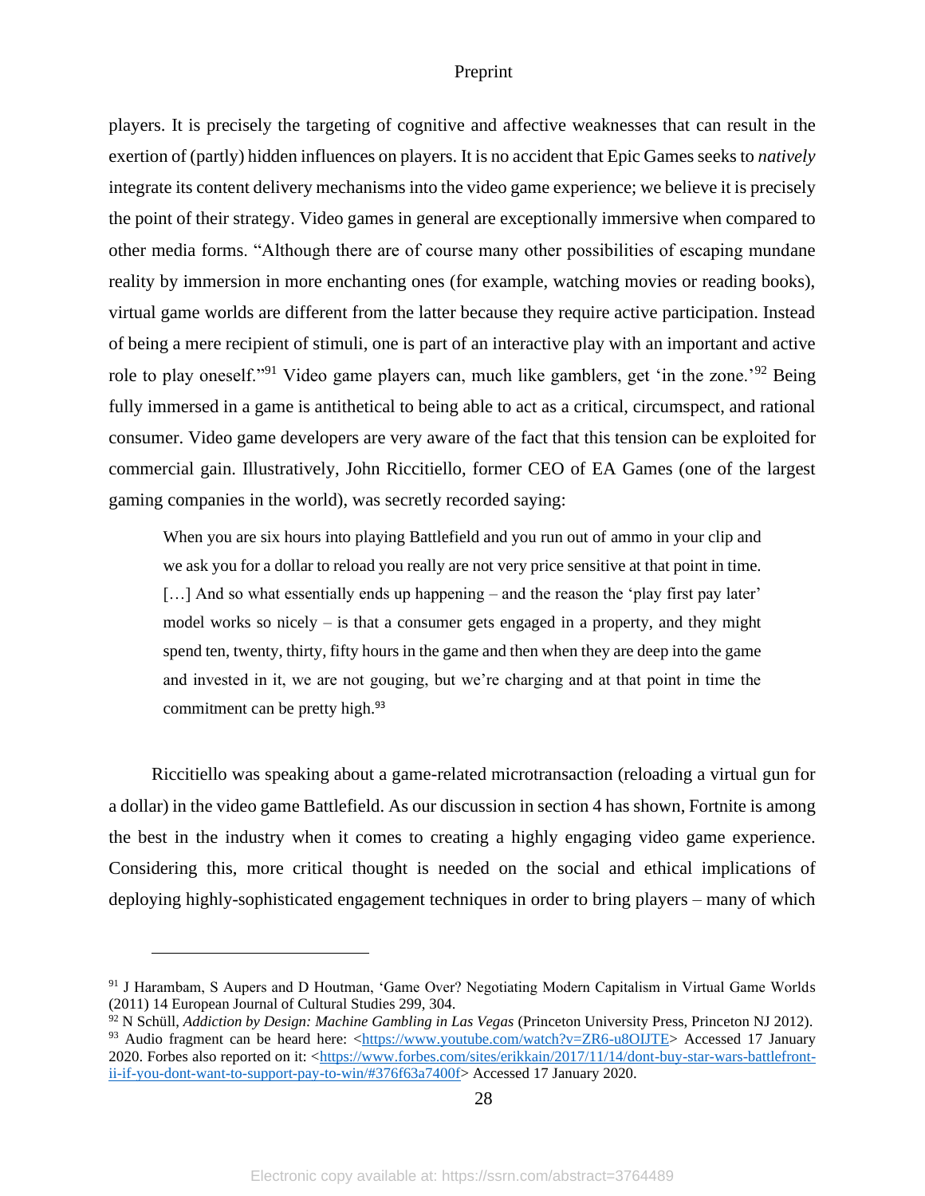players. It is precisely the targeting of cognitive and affective weaknesses that can result in the exertion of (partly) hidden influences on players. It is no accident that Epic Games seeks to *natively* integrate its content delivery mechanisms into the video game experience; we believe it is precisely the point of their strategy. Video games in general are exceptionally immersive when compared to other media forms. "Although there are of course many other possibilities of escaping mundane reality by immersion in more enchanting ones (for example, watching movies or reading books), virtual game worlds are different from the latter because they require active participation. Instead of being a mere recipient of stimuli, one is part of an interactive play with an important and active role to play oneself."[91] Video game players can, much like gamblers, get 'in the zone.'[92] Being fully immersed in a game is antithetical to being able to act as a critical, circumspect, and rational consumer. Video game developers are very aware of the fact that this tension can be exploited for commercial gain. Illustratively, John Riccitiello, former CEO of EA Games (one of the largest gaming companies in the world), was secretly recorded saying:

> When you are six hours into playing Battlefield and you run out of ammo in your clip and we ask you for a dollar to reload you really are not very price sensitive at that point in time. […] And so what essentially ends up happening – and the reason the 'play first pay later' model works so nicely – is that a consumer gets engaged in a property, and they might spend ten, twenty, thirty, fifty hours in the game and then when they are deep into the game and invested in it, we are not gouging, but we're charging and at that point in time the commitment can be pretty high.[93]

Riccitiello was speaking about a game-related microtransaction (reloading a virtual gun for a dollar) in the video game Battlefield. As our discussion in section 4 has shown, Fortnite is among the best in the industry when it comes to creating a highly engaging video game experience. Considering this, more critical thought is needed on the social and ethical implications of deploying highly-sophisticated engagement techniques in order to bring players – many of which

---

[91] J Harambam, S Aupers and D Houtman, 'Game Over? Negotiating Modern Capitalism in Virtual Game Worlds (2011) 14 European Journal of Cultural Studies 299, 304.

[92] N Schüll, *Addiction by Design: Machine Gambling in Las Vegas* (Princeton University Press, Princeton NJ 2012).

[93] Audio fragment can be heard here: <https://www.youtube.com/watch?v=ZR6-u8OIJTE> Accessed 17 January 2020. Forbes also reported on it: <https://www.forbes.com/sites/erikkain/2017/11/14/dont-buy-star-wars-battlefront-ii-if-you-dont-want-to-support-pay-to-win/#376f63a7400f> Accessed 17 January 2020.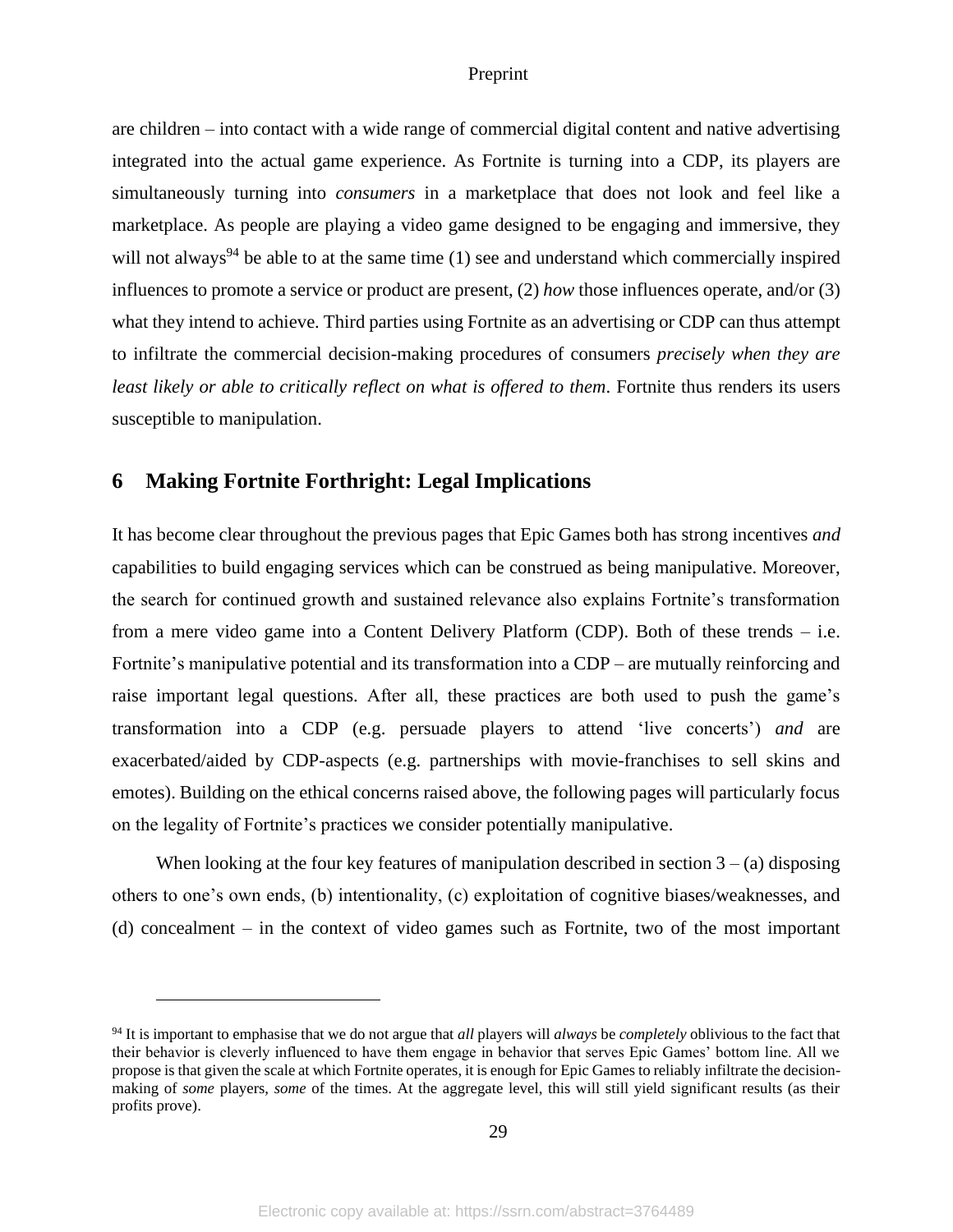are children – into contact with a wide range of commercial digital content and native advertising integrated into the actual game experience. As Fortnite is turning into a CDP, its players are simultaneously turning into *consumers* in a marketplace that does not look and feel like a marketplace. As people are playing a video game designed to be engaging and immersive, they will not always[94] be able to at the same time (1) see and understand which commercially inspired influences to promote a service or product are present, (2) *how* those influences operate, and/or (3) what they intend to achieve. Third parties using Fortnite as an advertising or CDP can thus attempt to infiltrate the commercial decision-making procedures of consumers *precisely when they are least likely or able to critically reflect on what is offered to them*. Fortnite thus renders its users susceptible to manipulation.

## 6 Making Fortnite Forthright: Legal Implications

It has become clear throughout the previous pages that Epic Games both has strong incentives *and* capabilities to build engaging services which can be construed as being manipulative. Moreover, the search for continued growth and sustained relevance also explains Fortnite's transformation from a mere video game into a Content Delivery Platform (CDP). Both of these trends – i.e. Fortnite's manipulative potential and its transformation into a CDP – are mutually reinforcing and raise important legal questions. After all, these practices are both used to push the game's transformation into a CDP (e.g. persuade players to attend 'live concerts') *and* are exacerbated/aided by CDP-aspects (e.g. partnerships with movie-franchises to sell skins and emotes). Building on the ethical concerns raised above, the following pages will particularly focus on the legality of Fortnite's practices we consider potentially manipulative.

When looking at the four key features of manipulation described in section 3 – (a) disposing others to one's own ends, (b) intentionality, (c) exploitation of cognitive biases/weaknesses, and (d) concealment – in the context of video games such as Fortnite, two of the most important

---

[94] It is important to emphasise that we do not argue that *all* players will *always* be *completely* oblivious to the fact that their behavior is cleverly influenced to have them engage in behavior that serves Epic Games' bottom line. All we propose is that given the scale at which Fortnite operates, it is enough for Epic Games to reliably infiltrate the decision-making of *some* players, *some* of the times. At the aggregate level, this will still yield significant results (as their profits prove).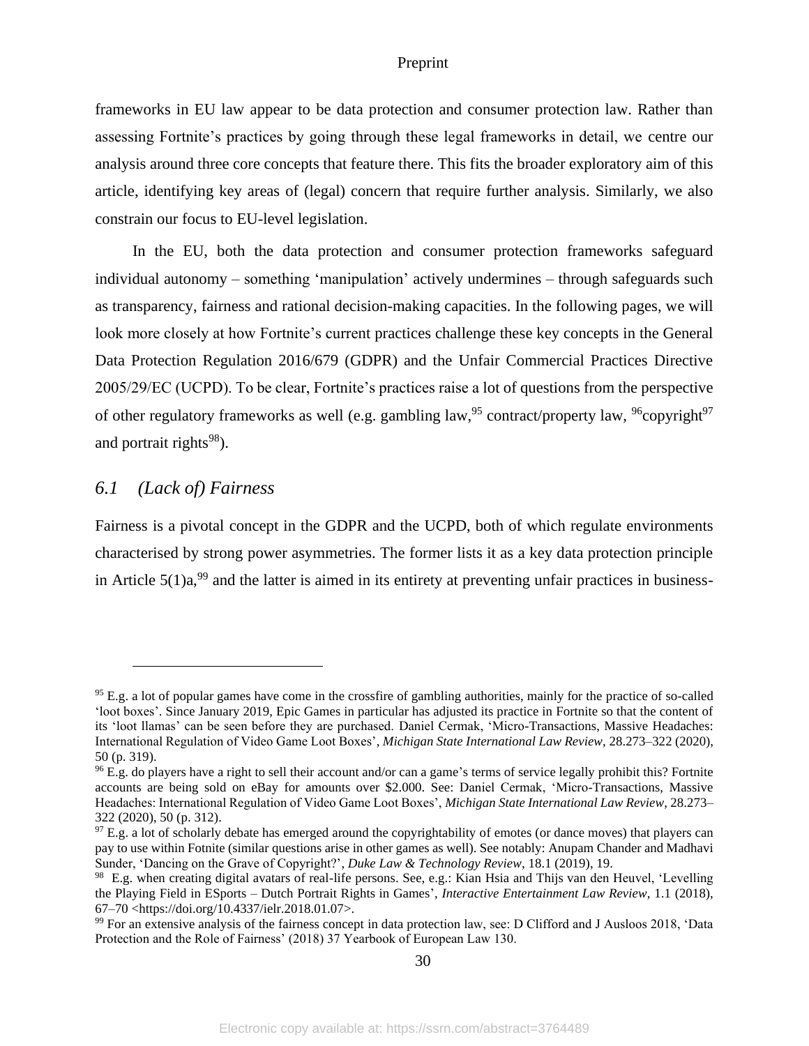frameworks in EU law appear to be data protection and consumer protection law. Rather than assessing Fortnite's practices by going through these legal frameworks in detail, we centre our analysis around three core concepts that feature there. This fits the broader exploratory aim of this article, identifying key areas of (legal) concern that require further analysis. Similarly, we also constrain our focus to EU-level legislation.

In the EU, both the data protection and consumer protection frameworks safeguard individual autonomy – something 'manipulation' actively undermines – through safeguards such as transparency, fairness and rational decision-making capacities. In the following pages, we will look more closely at how Fortnite's current practices challenge these key concepts in the General Data Protection Regulation 2016/679 (GDPR) and the Unfair Commercial Practices Directive 2005/29/EC (UCPD). To be clear, Fortnite's practices raise a lot of questions from the perspective of other regulatory frameworks as well (e.g. gambling law,[95] contract/property law, [96]copyright[97] and portrait rights[98]).

## *6.1 (Lack of) Fairness*

Fairness is a pivotal concept in the GDPR and the UCPD, both of which regulate environments characterised by strong power asymmetries. The former lists it as a key data protection principle in Article 5(1)a,[99] and the latter is aimed in its entirety at preventing unfair practices in business-

---

[95] E.g. a lot of popular games have come in the crossfire of gambling authorities, mainly for the practice of so-called 'loot boxes'. Since January 2019, Epic Games in particular has adjusted its practice in Fortnite so that the content of its 'loot llamas' can be seen before they are purchased. Daniel Cermak, 'Micro-Transactions, Massive Headaches: International Regulation of Video Game Loot Boxes', *Michigan State International Law Review*, 28.273–322 (2020), 50 (p. 319).

[96] E.g. do players have a right to sell their account and/or can a game's terms of service legally prohibit this? Fortnite accounts are being sold on eBay for amounts over $2.000. See: Daniel Cermak, 'Micro-Transactions, Massive Headaches: International Regulation of Video Game Loot Boxes', *Michigan State International Law Review*, 28.273–322 (2020), 50 (p. 312).

[97] E.g. a lot of scholarly debate has emerged around the copyrightability of emotes (or dance moves) that players can pay to use within Fotnite (similar questions arise in other games as well). See notably: Anupam Chander and Madhavi Sunder, 'Dancing on the Grave of Copyright?', *Duke Law & Technology Review*, 18.1 (2019), 19.

[98] E.g. when creating digital avatars of real-life persons. See, e.g.: Kian Hsia and Thijs van den Heuvel, 'Levelling the Playing Field in ESports – Dutch Portrait Rights in Games', *Interactive Entertainment Law Review*, 1.1 (2018), 67–70 <https://doi.org/10.4337/ielr.2018.01.07>.

[99] For an extensive analysis of the fairness concept in data protection law, see: D Clifford and J Ausloos 2018, 'Data Protection and the Role of Fairness' (2018) 37 Yearbook of European Law 130.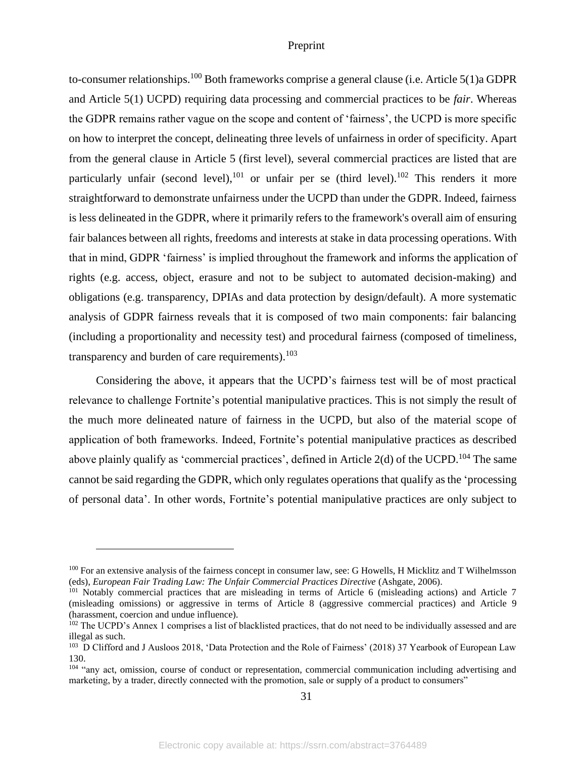to-consumer relationships.[100] Both frameworks comprise a general clause (i.e. Article 5(1)a GDPR and Article 5(1) UCPD) requiring data processing and commercial practices to be *fair*. Whereas the GDPR remains rather vague on the scope and content of 'fairness', the UCPD is more specific on how to interpret the concept, delineating three levels of unfairness in order of specificity. Apart from the general clause in Article 5 (first level), several commercial practices are listed that are particularly unfair (second level),[101] or unfair per se (third level).[102] This renders it more straightforward to demonstrate unfairness under the UCPD than under the GDPR. Indeed, fairness is less delineated in the GDPR, where it primarily refers to the framework's overall aim of ensuring fair balances between all rights, freedoms and interests at stake in data processing operations. With that in mind, GDPR 'fairness' is implied throughout the framework and informs the application of rights (e.g. access, object, erasure and not to be subject to automated decision-making) and obligations (e.g. transparency, DPIAs and data protection by design/default). A more systematic analysis of GDPR fairness reveals that it is composed of two main components: fair balancing (including a proportionality and necessity test) and procedural fairness (composed of timeliness, transparency and burden of care requirements).[103]

Considering the above, it appears that the UCPD's fairness test will be of most practical relevance to challenge Fortnite's potential manipulative practices. This is not simply the result of the much more delineated nature of fairness in the UCPD, but also of the material scope of application of both frameworks. Indeed, Fortnite's potential manipulative practices as described above plainly qualify as 'commercial practices', defined in Article 2(d) of the UCPD.[104] The same cannot be said regarding the GDPR, which only regulates operations that qualify as the 'processing of personal data'. In other words, Fortnite's potential manipulative practices are only subject to

---

[100] For an extensive analysis of the fairness concept in consumer law, see: G Howells, H Micklitz and T Wilhelmsson (eds), *European Fair Trading Law: The Unfair Commercial Practices Directive* (Ashgate, 2006).

[101] Notably commercial practices that are misleading in terms of Article 6 (misleading actions) and Article 7 (misleading omissions) or aggressive in terms of Article 8 (aggressive commercial practices) and Article 9 (harassment, coercion and undue influence).

[102] The UCPD's Annex 1 comprises a list of blacklisted practices, that do not need to be individually assessed and are illegal as such.

[103] D Clifford and J Ausloos 2018, 'Data Protection and the Role of Fairness' (2018) 37 Yearbook of European Law 130.

[104] "any act, omission, course of conduct or representation, commercial communication including advertising and marketing, by a trader, directly connected with the promotion, sale or supply of a product to consumers"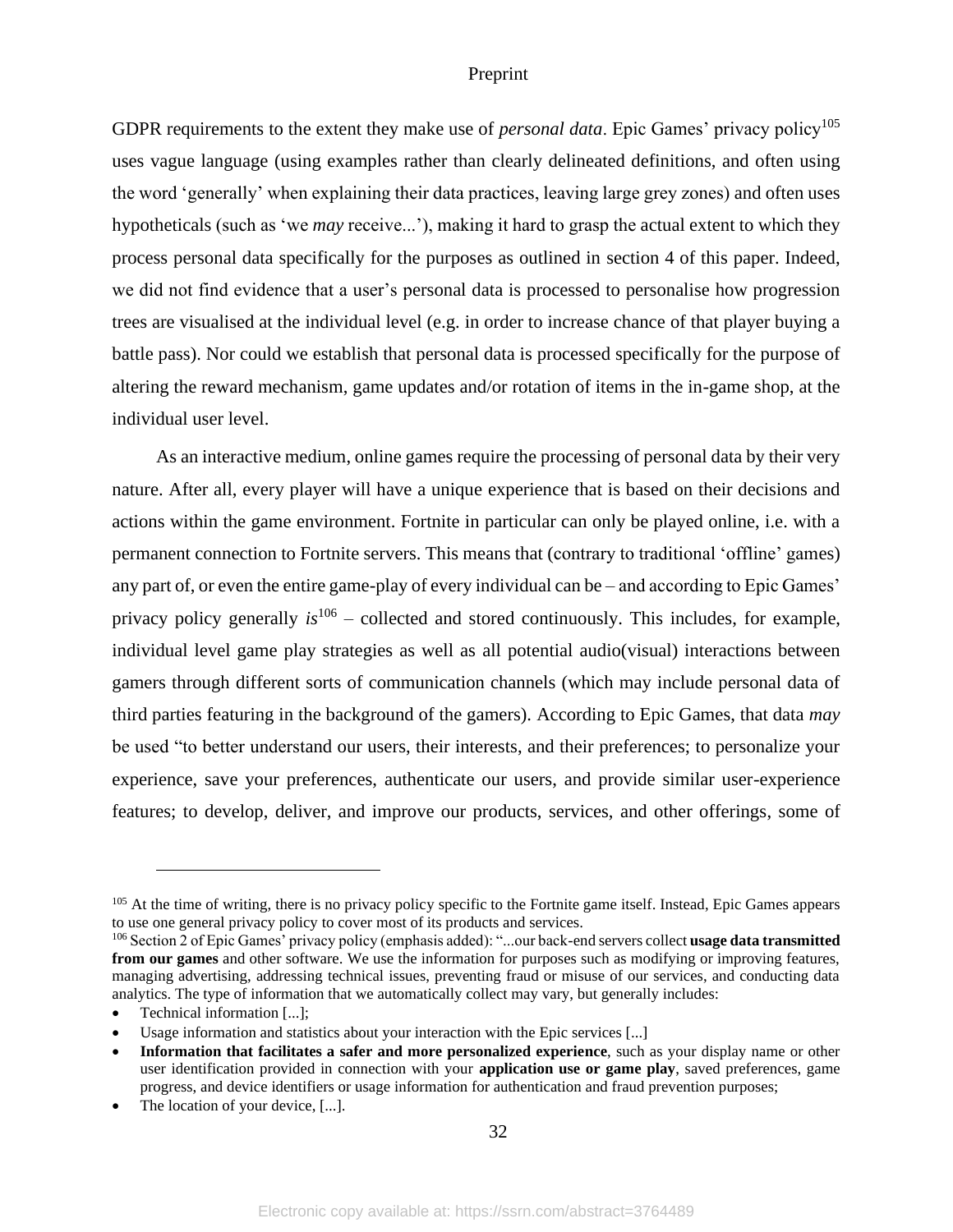GDPR requirements to the extent they make use of *personal data*. Epic Games' privacy policy[105] uses vague language (using examples rather than clearly delineated definitions, and often using the word 'generally' when explaining their data practices, leaving large grey zones) and often uses hypotheticals (such as 'we *may* receive...'), making it hard to grasp the actual extent to which they process personal data specifically for the purposes as outlined in section 4 of this paper. Indeed, we did not find evidence that a user's personal data is processed to personalise how progression trees are visualised at the individual level (e.g. in order to increase chance of that player buying a battle pass). Nor could we establish that personal data is processed specifically for the purpose of altering the reward mechanism, game updates and/or rotation of items in the in-game shop, at the individual user level.

As an interactive medium, online games require the processing of personal data by their very nature. After all, every player will have a unique experience that is based on their decisions and actions within the game environment. Fortnite in particular can only be played online, i.e. with a permanent connection to Fortnite servers. This means that (contrary to traditional 'offline' games) any part of, or even the entire game-play of every individual can be – and according to Epic Games' privacy policy generally *is*[106] – collected and stored continuously. This includes, for example, individual level game play strategies as well as all potential audio(visual) interactions between gamers through different sorts of communication channels (which may include personal data of third parties featuring in the background of the gamers). According to Epic Games, that data *may* be used "to better understand our users, their interests, and their preferences; to personalize your experience, save your preferences, authenticate our users, and provide similar user-experience features; to develop, deliver, and improve our products, services, and other offerings, some of

---

[105] At the time of writing, there is no privacy policy specific to the Fortnite game itself. Instead, Epic Games appears to use one general privacy policy to cover most of its products and services.

[106] Section 2 of Epic Games' privacy policy (emphasis added): "...our back-end servers collect **usage data transmitted from our games** and other software. We use the information for purposes such as modifying or improving features, managing advertising, addressing technical issues, preventing fraud or misuse of our services, and conducting data analytics. The type of information that we automatically collect may vary, but generally includes:

- Technical information [...];
- Usage information and statistics about your interaction with the Epic services [...]
- **Information that facilitates a safer and more personalized experience**, such as your display name or other user identification provided in connection with your **application use or game play**, saved preferences, game progress, and device identifiers or usage information for authentication and fraud prevention purposes;
- The location of your device, [...].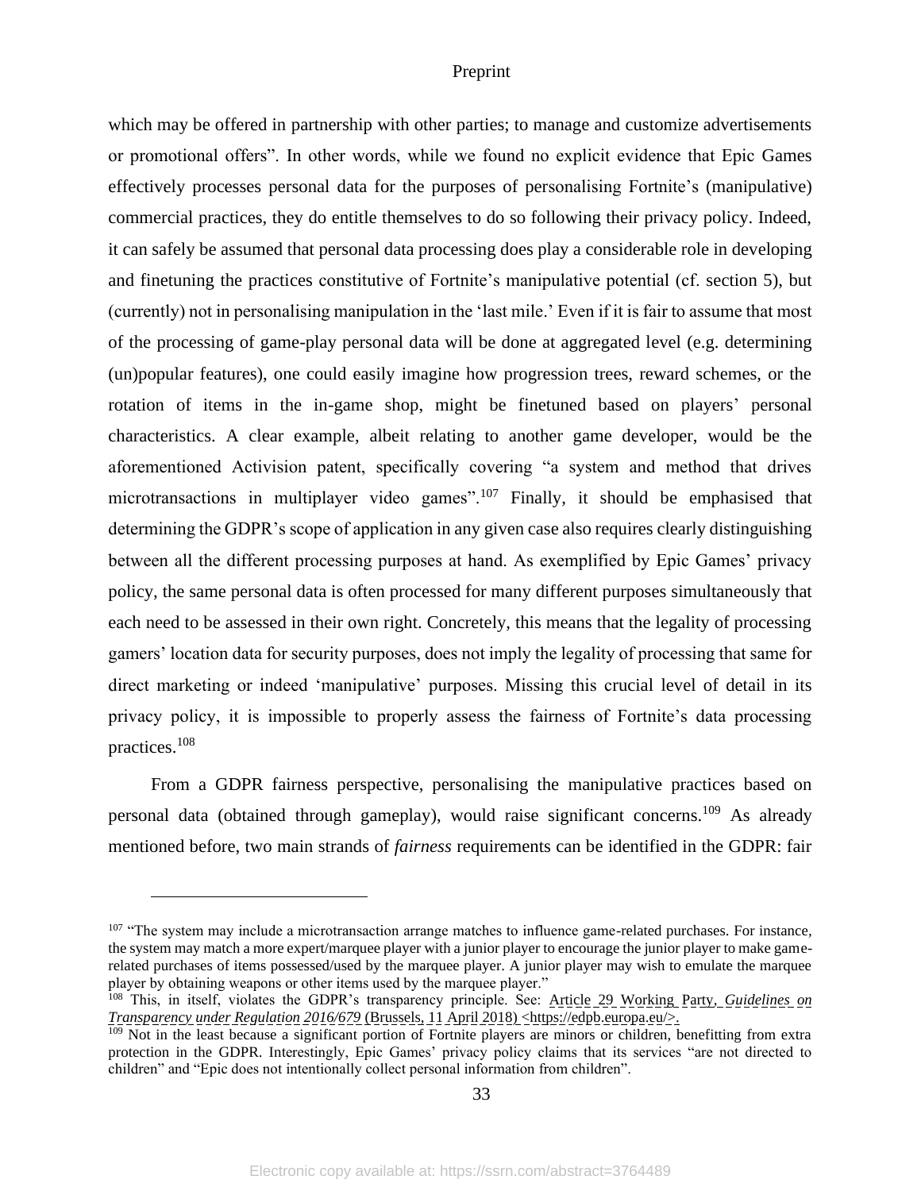which may be offered in partnership with other parties; to manage and customize advertisements or promotional offers". In other words, while we found no explicit evidence that Epic Games effectively processes personal data for the purposes of personalising Fortnite's (manipulative) commercial practices, they do entitle themselves to do so following their privacy policy. Indeed, it can safely be assumed that personal data processing does play a considerable role in developing and finetuning the practices constitutive of Fortnite's manipulative potential (cf. section 5), but (currently) not in personalising manipulation in the 'last mile.' Even if it is fair to assume that most of the processing of game-play personal data will be done at aggregated level (e.g. determining (un)popular features), one could easily imagine how progression trees, reward schemes, or the rotation of items in the in-game shop, might be finetuned based on players' personal characteristics. A clear example, albeit relating to another game developer, would be the aforementioned Activision patent, specifically covering "a system and method that drives microtransactions in multiplayer video games".[107] Finally, it should be emphasised that determining the GDPR's scope of application in any given case also requires clearly distinguishing between all the different processing purposes at hand. As exemplified by Epic Games' privacy policy, the same personal data is often processed for many different purposes simultaneously that each need to be assessed in their own right. Concretely, this means that the legality of processing gamers' location data for security purposes, does not imply the legality of processing that same for direct marketing or indeed 'manipulative' purposes. Missing this crucial level of detail in its privacy policy, it is impossible to properly assess the fairness of Fortnite's data processing practices.[108]

From a GDPR fairness perspective, personalising the manipulative practices based on personal data (obtained through gameplay), would raise significant concerns.[109] As already mentioned before, two main strands of *fairness* requirements can be identified in the GDPR: fair

---

[107] "The system may include a microtransaction arrange matches to influence game-related purchases. For instance, the system may match a more expert/marquee player with a junior player to encourage the junior player to make game-related purchases of items possessed/used by the marquee player. A junior player may wish to emulate the marquee player by obtaining weapons or other items used by the marquee player."

[108] This, in itself, violates the GDPR's transparency principle. See: Article 29 Working Party, *Guidelines on Transparency under Regulation 2016/679* (Brussels, 11 April 2018) <https://edpb.europa.eu/>.

[109] Not in the least because a significant portion of Fortnite players are minors or children, benefitting from extra protection in the GDPR. Interestingly, Epic Games' privacy policy claims that its services "are not directed to children" and "Epic does not intentionally collect personal information from children".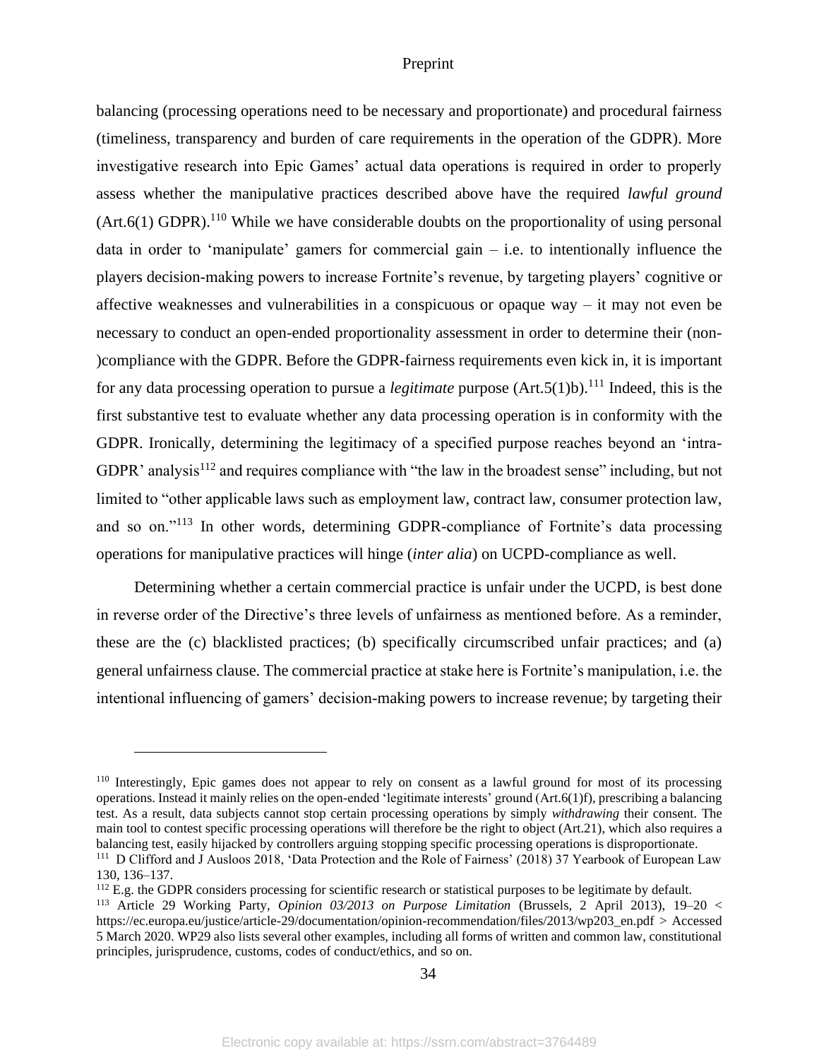balancing (processing operations need to be necessary and proportionate) and procedural fairness (timeliness, transparency and burden of care requirements in the operation of the GDPR). More investigative research into Epic Games' actual data operations is required in order to properly assess whether the manipulative practices described above have the required *lawful ground* (Art.6(1) GDPR).[110] While we have considerable doubts on the proportionality of using personal data in order to 'manipulate' gamers for commercial gain – i.e. to intentionally influence the players decision-making powers to increase Fortnite's revenue, by targeting players' cognitive or affective weaknesses and vulnerabilities in a conspicuous or opaque way – it may not even be necessary to conduct an open-ended proportionality assessment in order to determine their (non-)compliance with the GDPR. Before the GDPR-fairness requirements even kick in, it is important for any data processing operation to pursue a *legitimate* purpose (Art.5(1)b).[111] Indeed, this is the first substantive test to evaluate whether any data processing operation is in conformity with the GDPR. Ironically, determining the legitimacy of a specified purpose reaches beyond an 'intra-GDPR' analysis[112] and requires compliance with "the law in the broadest sense" including, but not limited to "other applicable laws such as employment law, contract law, consumer protection law, and so on."[113] In other words, determining GDPR-compliance of Fortnite's data processing operations for manipulative practices will hinge (*inter alia*) on UCPD-compliance as well.

Determining whether a certain commercial practice is unfair under the UCPD, is best done in reverse order of the Directive's three levels of unfairness as mentioned before. As a reminder, these are the (c) blacklisted practices; (b) specifically circumscribed unfair practices; and (a) general unfairness clause. The commercial practice at stake here is Fortnite's manipulation, i.e. the intentional influencing of gamers' decision-making powers to increase revenue; by targeting their

---

[110] Interestingly, Epic games does not appear to rely on consent as a lawful ground for most of its processing operations. Instead it mainly relies on the open-ended 'legitimate interests' ground (Art.6(1)f), prescribing a balancing test. As a result, data subjects cannot stop certain processing operations by simply *withdrawing* their consent. The main tool to contest specific processing operations will therefore be the right to object (Art.21), which also requires a balancing test, easily hijacked by controllers arguing stopping specific processing operations is disproportionate.

[111] D Clifford and J Ausloos 2018, 'Data Protection and the Role of Fairness' (2018) 37 Yearbook of European Law 130, 136–137.

[112] E.g. the GDPR considers processing for scientific research or statistical purposes to be legitimate by default.

[113] Article 29 Working Party, *Opinion 03/2013 on Purpose Limitation* (Brussels, 2 April 2013), 19–20 < https://ec.europa.eu/justice/article-29/documentation/opinion-recommendation/files/2013/wp203_en.pdf > Accessed 5 March 2020. WP29 also lists several other examples, including all forms of written and common law, constitutional principles, jurisprudence, customs, codes of conduct/ethics, and so on.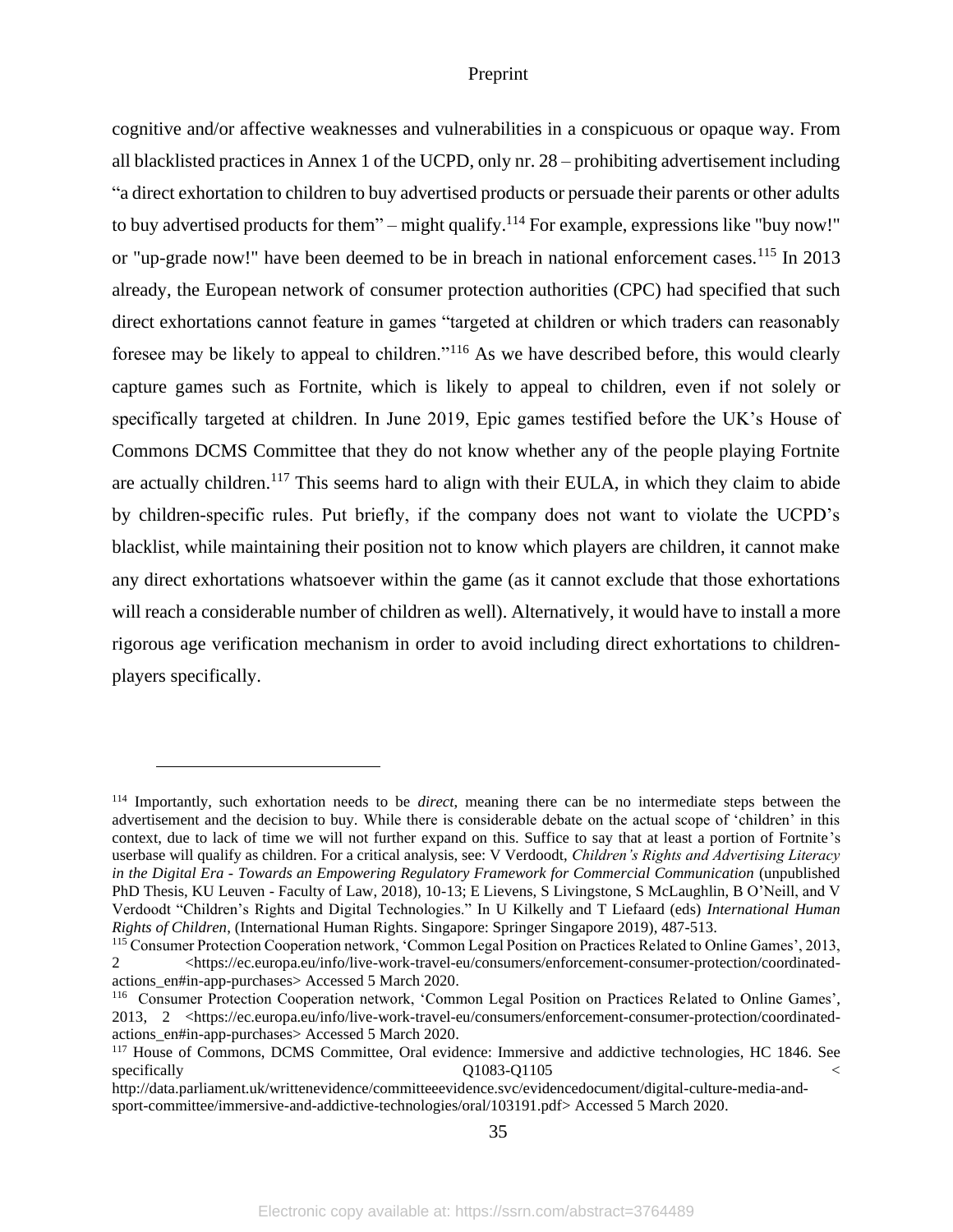cognitive and/or affective weaknesses and vulnerabilities in a conspicuous or opaque way. From all blacklisted practices in Annex 1 of the UCPD, only nr. 28 – prohibiting advertisement including "a direct exhortation to children to buy advertised products or persuade their parents or other adults to buy advertised products for them" – might qualify.[114] For example, expressions like "buy now!" or "up-grade now!" have been deemed to be in breach in national enforcement cases.[115] In 2013 already, the European network of consumer protection authorities (CPC) had specified that such direct exhortations cannot feature in games "targeted at children or which traders can reasonably foresee may be likely to appeal to children."[116] As we have described before, this would clearly capture games such as Fortnite, which is likely to appeal to children, even if not solely or specifically targeted at children. In June 2019, Epic games testified before the UK's House of Commons DCMS Committee that they do not know whether any of the people playing Fortnite are actually children.[117] This seems hard to align with their EULA, in which they claim to abide by children-specific rules. Put briefly, if the company does not want to violate the UCPD's blacklist, while maintaining their position not to know which players are children, it cannot make any direct exhortations whatsoever within the game (as it cannot exclude that those exhortations will reach a considerable number of children as well). Alternatively, it would have to install a more rigorous age verification mechanism in order to avoid including direct exhortations to children-players specifically.

---

[114] Importantly, such exhortation needs to be *direct*, meaning there can be no intermediate steps between the advertisement and the decision to buy. While there is considerable debate on the actual scope of 'children' in this context, due to lack of time we will not further expand on this. Suffice to say that at least a portion of Fortnite's userbase will qualify as children. For a critical analysis, see: V Verdoodt, *Children's Rights and Advertising Literacy in the Digital Era - Towards an Empowering Regulatory Framework for Commercial Communication* (unpublished PhD Thesis, KU Leuven - Faculty of Law, 2018), 10-13; E Lievens, S Livingstone, S McLaughlin, B O'Neill, and V Verdoodt "Children's Rights and Digital Technologies." In U Kilkelly and T Liefaard (eds) *International Human Rights of Children*, (International Human Rights. Singapore: Springer Singapore 2019), 487-513.

[115] Consumer Protection Cooperation network, 'Common Legal Position on Practices Related to Online Games', 2013, 2 <https://ec.europa.eu/info/live-work-travel-eu/consumers/enforcement-consumer-protection/coordinated-actions_en#in-app-purchases> Accessed 5 March 2020.

[116] Consumer Protection Cooperation network, 'Common Legal Position on Practices Related to Online Games', 2013, 2 <https://ec.europa.eu/info/live-work-travel-eu/consumers/enforcement-consumer-protection/coordinated-actions_en#in-app-purchases> Accessed 5 March 2020.

[117] House of Commons, DCMS Committee, Oral evidence: Immersive and addictive technologies, HC 1846. See specifically Q1083-Q1105 < http://data.parliament.uk/writtenevidence/committeeevidence.svc/evidencedocument/digital-culture-media-and-sport-committee/immersive-and-addictive-technologies/oral/103191.pdf> Accessed 5 March 2020.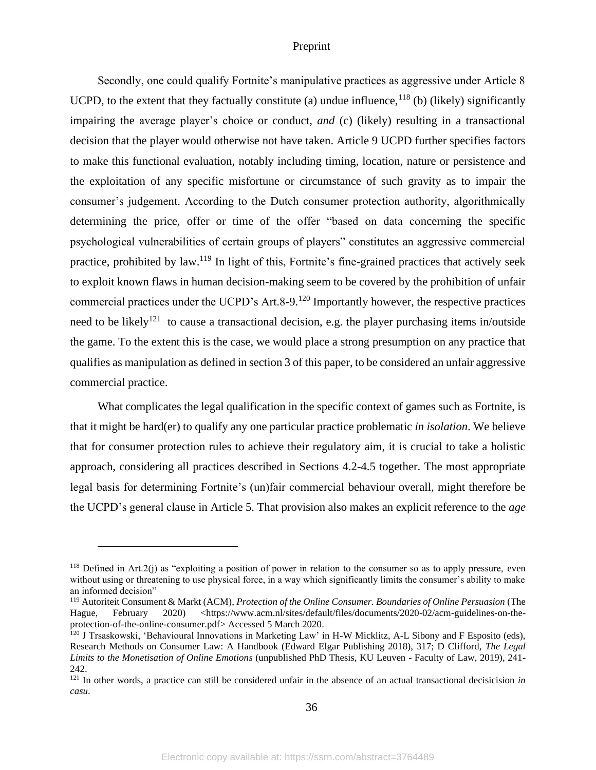Secondly, one could qualify Fortnite's manipulative practices as aggressive under Article 8 UCPD, to the extent that they factually constitute (a) undue influence,[118] (b) (likely) significantly impairing the average player's choice or conduct, *and* (c) (likely) resulting in a transactional decision that the player would otherwise not have taken. Article 9 UCPD further specifies factors to make this functional evaluation, notably including timing, location, nature or persistence and the exploitation of any specific misfortune or circumstance of such gravity as to impair the consumer's judgement. According to the Dutch consumer protection authority, algorithmically determining the price, offer or time of the offer "based on data concerning the specific psychological vulnerabilities of certain groups of players" constitutes an aggressive commercial practice, prohibited by law.[119] In light of this, Fortnite's fine-grained practices that actively seek to exploit known flaws in human decision-making seem to be covered by the prohibition of unfair commercial practices under the UCPD's Art.8-9.[120] Importantly however, the respective practices need to be likely[121] to cause a transactional decision, e.g. the player purchasing items in/outside the game. To the extent this is the case, we would place a strong presumption on any practice that qualifies as manipulation as defined in section 3 of this paper, to be considered an unfair aggressive commercial practice.

What complicates the legal qualification in the specific context of games such as Fortnite, is that it might be hard(er) to qualify any one particular practice problematic *in isolation*. We believe that for consumer protection rules to achieve their regulatory aim, it is crucial to take a holistic approach, considering all practices described in Sections 4.2-4.5 together. The most appropriate legal basis for determining Fortnite's (un)fair commercial behaviour overall, might therefore be the UCPD's general clause in Article 5. That provision also makes an explicit reference to the *age*

---

[118] Defined in Art.2(j) as "exploiting a position of power in relation to the consumer so as to apply pressure, even without using or threatening to use physical force, in a way which significantly limits the consumer's ability to make an informed decision"

[119] Autoriteit Consument & Markt (ACM), *Protection of the Online Consumer. Boundaries of Online Persuasion* (The Hague, February 2020) <https://www.acm.nl/sites/default/files/documents/2020-02/acm-guidelines-on-the-protection-of-the-online-consumer.pdf> Accessed 5 March 2020.

[120] J Trsaskowski, 'Behavioural Innovations in Marketing Law' in H-W Micklitz, A-L Sibony and F Esposito (eds), Research Methods on Consumer Law: A Handbook (Edward Elgar Publishing 2018), 317; D Clifford, *The Legal Limits to the Monetisation of Online Emotions* (unpublished PhD Thesis, KU Leuven - Faculty of Law, 2019), 241-242.

[121] In other words, a practice can still be considered unfair in the absence of an actual transactional decisicision *in casu*.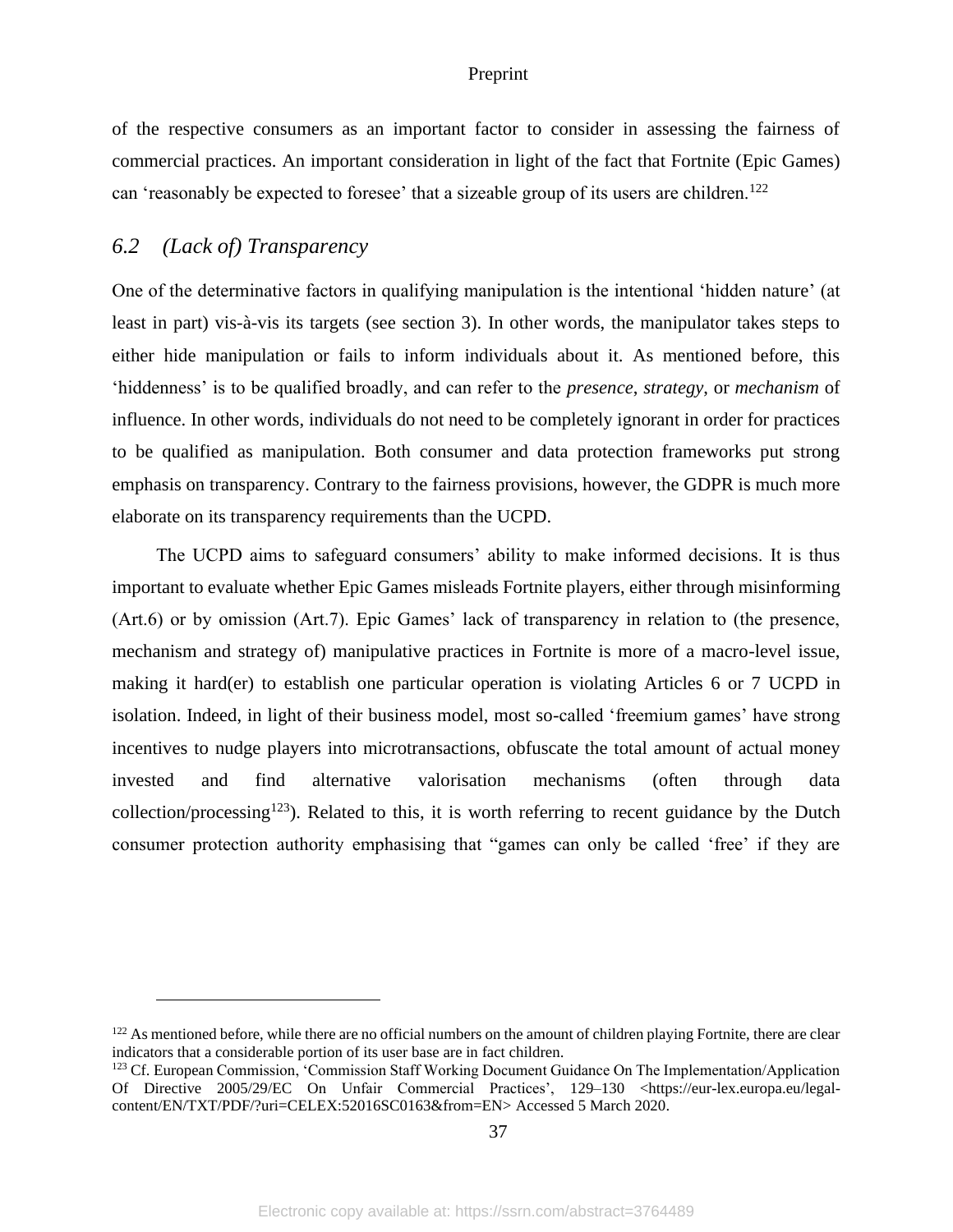of the respective consumers as an important factor to consider in assessing the fairness of commercial practices. An important consideration in light of the fact that Fortnite (Epic Games) can 'reasonably be expected to foresee' that a sizeable group of its users are children.[122]

## 6.2 (Lack of) Transparency

One of the determinative factors in qualifying manipulation is the intentional 'hidden nature' (at least in part) vis-à-vis its targets (see section 3). In other words, the manipulator takes steps to either hide manipulation or fails to inform individuals about it. As mentioned before, this 'hiddenness' is to be qualified broadly, and can refer to the *presence*, *strategy*, or *mechanism* of influence. In other words, individuals do not need to be completely ignorant in order for practices to be qualified as manipulation. Both consumer and data protection frameworks put strong emphasis on transparency. Contrary to the fairness provisions, however, the GDPR is much more elaborate on its transparency requirements than the UCPD.

The UCPD aims to safeguard consumers' ability to make informed decisions. It is thus important to evaluate whether Epic Games misleads Fortnite players, either through misinforming (Art.6) or by omission (Art.7). Epic Games' lack of transparency in relation to (the presence, mechanism and strategy of) manipulative practices in Fortnite is more of a macro-level issue, making it hard(er) to establish one particular operation is violating Articles 6 or 7 UCPD in isolation. Indeed, in light of their business model, most so-called 'freemium games' have strong incentives to nudge players into microtransactions, obfuscate the total amount of actual money invested and find alternative valorisation mechanisms (often through data collection/processing[123]). Related to this, it is worth referring to recent guidance by the Dutch consumer protection authority emphasising that "games can only be called 'free' if they are

---

[122] As mentioned before, while there are no official numbers on the amount of children playing Fortnite, there are clear indicators that a considerable portion of its user base are in fact children.

[123] Cf. European Commission, 'Commission Staff Working Document Guidance On The Implementation/Application Of Directive 2005/29/EC On Unfair Commercial Practices', 129–130 <https://eur-lex.europa.eu/legal-content/EN/TXT/PDF/?uri=CELEX:52016SC0163&from=EN> Accessed 5 March 2020.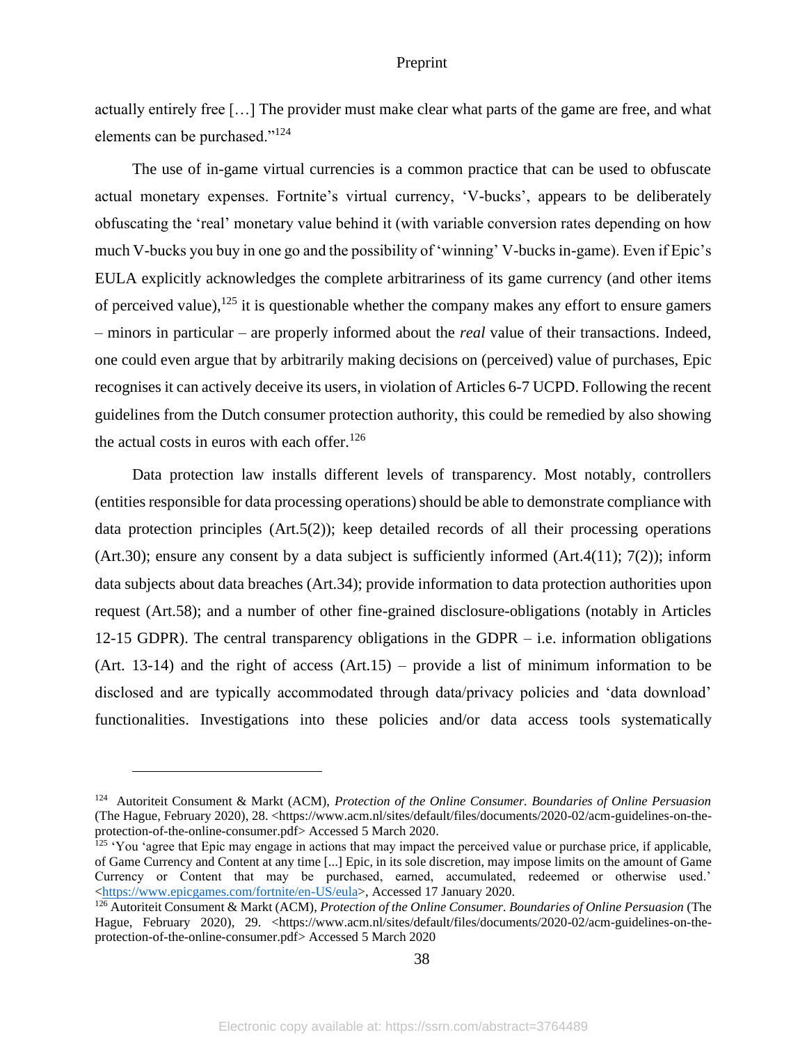actually entirely free […] The provider must make clear what parts of the game are free, and what elements can be purchased."[124]

The use of in-game virtual currencies is a common practice that can be used to obfuscate actual monetary expenses. Fortnite's virtual currency, 'V-bucks', appears to be deliberately obfuscating the 'real' monetary value behind it (with variable conversion rates depending on how much V-bucks you buy in one go and the possibility of 'winning' V-bucks in-game). Even if Epic's EULA explicitly acknowledges the complete arbitrariness of its game currency (and other items of perceived value),[125] it is questionable whether the company makes any effort to ensure gamers – minors in particular – are properly informed about the *real* value of their transactions. Indeed, one could even argue that by arbitrarily making decisions on (perceived) value of purchases, Epic recognises it can actively deceive its users, in violation of Articles 6-7 UCPD. Following the recent guidelines from the Dutch consumer protection authority, this could be remedied by also showing the actual costs in euros with each offer.[126]

Data protection law installs different levels of transparency. Most notably, controllers (entities responsible for data processing operations) should be able to demonstrate compliance with data protection principles (Art.5(2)); keep detailed records of all their processing operations (Art.30); ensure any consent by a data subject is sufficiently informed (Art.4(11); 7(2)); inform data subjects about data breaches (Art.34); provide information to data protection authorities upon request (Art.58); and a number of other fine-grained disclosure-obligations (notably in Articles 12-15 GDPR). The central transparency obligations in the GDPR – i.e. information obligations (Art. 13-14) and the right of access (Art.15) – provide a list of minimum information to be disclosed and are typically accommodated through data/privacy policies and 'data download' functionalities. Investigations into these policies and/or data access tools systematically

---

[124] Autoriteit Consument & Markt (ACM), *Protection of the Online Consumer. Boundaries of Online Persuasion* (The Hague, February 2020), 28. <https://www.acm.nl/sites/default/files/documents/2020-02/acm-guidelines-on-the-protection-of-the-online-consumer.pdf> Accessed 5 March 2020.

[125] 'You 'agree that Epic may engage in actions that may impact the perceived value or purchase price, if applicable, of Game Currency and Content at any time [...] Epic, in its sole discretion, may impose limits on the amount of Game Currency or Content that may be purchased, earned, accumulated, redeemed or otherwise used.' <https://www.epicgames.com/fortnite/en-US/eula>, Accessed 17 January 2020.

[126] Autoriteit Consument & Markt (ACM), *Protection of the Online Consumer. Boundaries of Online Persuasion* (The Hague, February 2020), 29. <https://www.acm.nl/sites/default/files/documents/2020-02/acm-guidelines-on-the-protection-of-the-online-consumer.pdf> Accessed 5 March 2020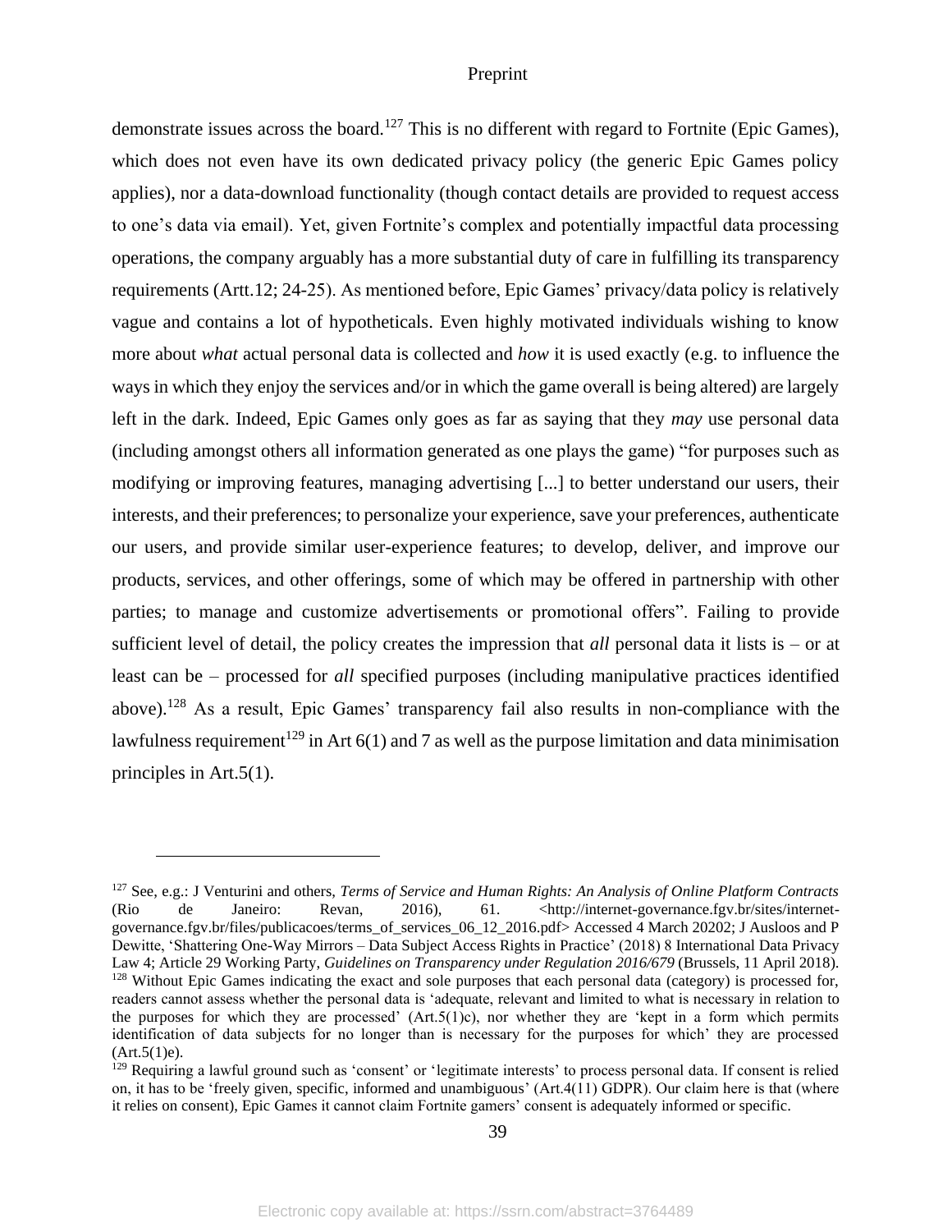demonstrate issues across the board.[127] This is no different with regard to Fortnite (Epic Games), which does not even have its own dedicated privacy policy (the generic Epic Games policy applies), nor a data-download functionality (though contact details are provided to request access to one's data via email). Yet, given Fortnite's complex and potentially impactful data processing operations, the company arguably has a more substantial duty of care in fulfilling its transparency requirements (Artt.12; 24-25). As mentioned before, Epic Games' privacy/data policy is relatively vague and contains a lot of hypotheticals. Even highly motivated individuals wishing to know more about *what* actual personal data is collected and *how* it is used exactly (e.g. to influence the ways in which they enjoy the services and/or in which the game overall is being altered) are largely left in the dark. Indeed, Epic Games only goes as far as saying that they *may* use personal data (including amongst others all information generated as one plays the game) "for purposes such as modifying or improving features, managing advertising [...] to better understand our users, their interests, and their preferences; to personalize your experience, save your preferences, authenticate our users, and provide similar user-experience features; to develop, deliver, and improve our products, services, and other offerings, some of which may be offered in partnership with other parties; to manage and customize advertisements or promotional offers". Failing to provide sufficient level of detail, the policy creates the impression that *all* personal data it lists is – or at least can be – processed for *all* specified purposes (including manipulative practices identified above).[128] As a result, Epic Games' transparency fail also results in non-compliance with the lawfulness requirement[129] in Art 6(1) and 7 as well as the purpose limitation and data minimisation principles in Art.5(1).

---

[127] See, e.g.: J Venturini and others, *Terms of Service and Human Rights: An Analysis of Online Platform Contracts* (Rio de Janeiro: Revan, 2016), 61. <http://internet-governance.fgv.br/sites/internet-governance.fgv.br/files/publicacoes/terms_of_services_06_12_2016.pdf> Accessed 4 March 20202; J Ausloos and P Dewitte, 'Shattering One-Way Mirrors – Data Subject Access Rights in Practice' (2018) 8 International Data Privacy Law 4; Article 29 Working Party, *Guidelines on Transparency under Regulation 2016/679* (Brussels, 11 April 2018).

[128] Without Epic Games indicating the exact and sole purposes that each personal data (category) is processed for, readers cannot assess whether the personal data is 'adequate, relevant and limited to what is necessary in relation to the purposes for which they are processed' (Art.5(1)c), nor whether they are 'kept in a form which permits identification of data subjects for no longer than is necessary for the purposes for which' they are processed (Art.5(1)e).

[129] Requiring a lawful ground such as 'consent' or 'legitimate interests' to process personal data. If consent is relied on, it has to be 'freely given, specific, informed and unambiguous' (Art.4(11) GDPR). Our claim here is that (where it relies on consent), Epic Games it cannot claim Fortnite gamers' consent is adequately informed or specific.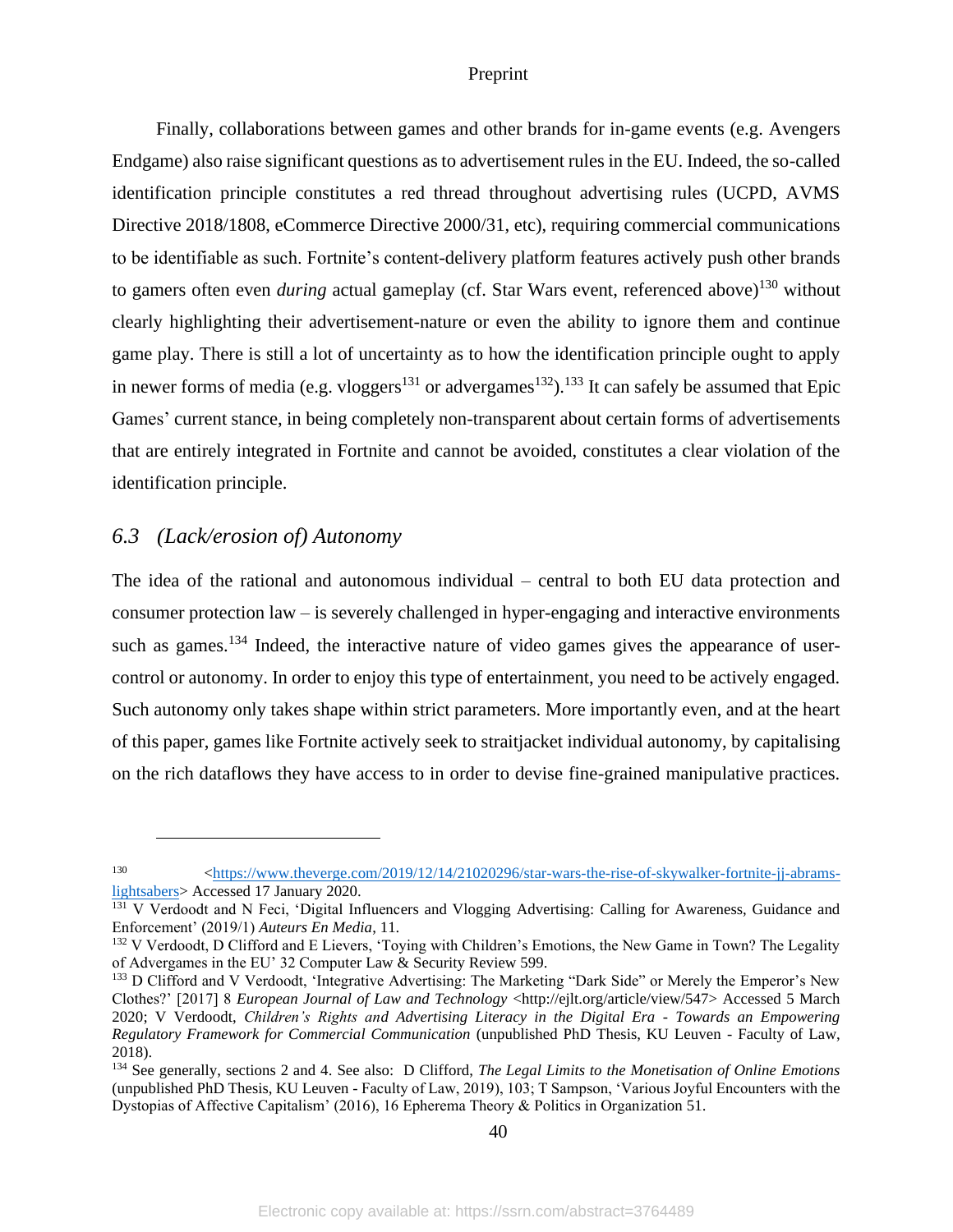Finally, collaborations between games and other brands for in-game events (e.g. Avengers Endgame) also raise significant questions as to advertisement rules in the EU. Indeed, the so-called identification principle constitutes a red thread throughout advertising rules (UCPD, AVMS Directive 2018/1808, eCommerce Directive 2000/31, etc), requiring commercial communications to be identifiable as such. Fortnite's content-delivery platform features actively push other brands to gamers often even *during* actual gameplay (cf. Star Wars event, referenced above)[130] without clearly highlighting their advertisement-nature or even the ability to ignore them and continue game play. There is still a lot of uncertainty as to how the identification principle ought to apply in newer forms of media (e.g. vloggers[131] or advergames[132]).[133] It can safely be assumed that Epic Games' current stance, in being completely non-transparent about certain forms of advertisements that are entirely integrated in Fortnite and cannot be avoided, constitutes a clear violation of the identification principle.

### *6.3 (Lack/erosion of) Autonomy*

The idea of the rational and autonomous individual – central to both EU data protection and consumer protection law – is severely challenged in hyper-engaging and interactive environments such as games.[134] Indeed, the interactive nature of video games gives the appearance of user-control or autonomy. In order to enjoy this type of entertainment, you need to be actively engaged. Such autonomy only takes shape within strict parameters. More importantly even, and at the heart of this paper, games like Fortnite actively seek to straitjacket individual autonomy, by capitalising on the rich dataflows they have access to in order to devise fine-grained manipulative practices.

---

[130] <https://www.theverge.com/2019/12/14/21020296/star-wars-the-rise-of-skywalker-fortnite-jj-abrams-lightsabers> Accessed 17 January 2020.

[131] V Verdoodt and N Feci, 'Digital Influencers and Vlogging Advertising: Calling for Awareness, Guidance and Enforcement' (2019/1) *Auteurs En Media*, 11.

[132] V Verdoodt, D Clifford and E Lievers, 'Toying with Children's Emotions, the New Game in Town? The Legality of Advergames in the EU' 32 Computer Law & Security Review 599.

[133] D Clifford and V Verdoodt, 'Integrative Advertising: The Marketing "Dark Side" or Merely the Emperor's New Clothes?' [2017] 8 *European Journal of Law and Technology* <http://ejlt.org/article/view/547> Accessed 5 March 2020; V Verdoodt, *Children's Rights and Advertising Literacy in the Digital Era - Towards an Empowering Regulatory Framework for Commercial Communication* (unpublished PhD Thesis, KU Leuven - Faculty of Law, 2018).

[134] See generally, sections 2 and 4. See also: D Clifford, *The Legal Limits to the Monetisation of Online Emotions* (unpublished PhD Thesis, KU Leuven - Faculty of Law, 2019), 103; T Sampson, 'Various Joyful Encounters with the Dystopias of Affective Capitalism' (2016), 16 Epherema Theory & Politics in Organization 51.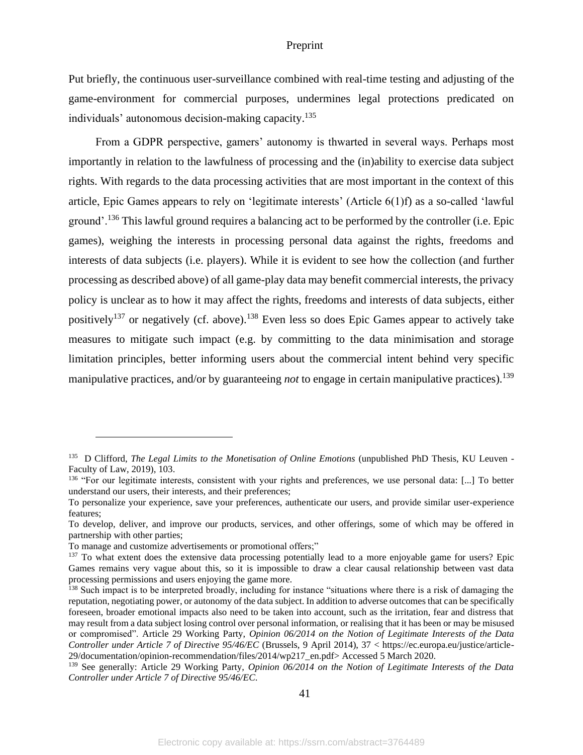Put briefly, the continuous user-surveillance combined with real-time testing and adjusting of the game-environment for commercial purposes, undermines legal protections predicated on individuals' autonomous decision-making capacity.[135]

From a GDPR perspective, gamers' autonomy is thwarted in several ways. Perhaps most importantly in relation to the lawfulness of processing and the (in)ability to exercise data subject rights. With regards to the data processing activities that are most important in the context of this article, Epic Games appears to rely on 'legitimate interests' (Article 6(1)f) as a so-called 'lawful ground'.[136] This lawful ground requires a balancing act to be performed by the controller (i.e. Epic games), weighing the interests in processing personal data against the rights, freedoms and interests of data subjects (i.e. players). While it is evident to see how the collection (and further processing as described above) of all game-play data may benefit commercial interests, the privacy policy is unclear as to how it may affect the rights, freedoms and interests of data subjects, either positively[137] or negatively (cf. above).[138] Even less so does Epic Games appear to actively take measures to mitigate such impact (e.g. by committing to the data minimisation and storage limitation principles, better informing users about the commercial intent behind very specific manipulative practices, and/or by guaranteeing *not* to engage in certain manipulative practices).[139]

---

[135] D Clifford, *The Legal Limits to the Monetisation of Online Emotions* (unpublished PhD Thesis, KU Leuven - Faculty of Law, 2019), 103.

[136] "For our legitimate interests, consistent with your rights and preferences, we use personal data: [...] To better understand our users, their interests, and their preferences;

To personalize your experience, save your preferences, authenticate our users, and provide similar user-experience features;

To develop, deliver, and improve our products, services, and other offerings, some of which may be offered in partnership with other parties;

To manage and customize advertisements or promotional offers;"

[137] To what extent does the extensive data processing potentially lead to a more enjoyable game for users? Epic Games remains very vague about this, so it is impossible to draw a clear causal relationship between vast data processing permissions and users enjoying the game more.

[138] Such impact is to be interpreted broadly, including for instance "situations where there is a risk of damaging the reputation, negotiating power, or autonomy of the data subject. In addition to adverse outcomes that can be specifically foreseen, broader emotional impacts also need to be taken into account, such as the irritation, fear and distress that may result from a data subject losing control over personal information, or realising that it has been or may be misused or compromised". Article 29 Working Party, *Opinion 06/2014 on the Notion of Legitimate Interests of the Data Controller under Article 7 of Directive 95/46/EC* (Brussels, 9 April 2014), 37 < https://ec.europa.eu/justice/article-29/documentation/opinion-recommendation/files/2014/wp217_en.pdf> Accessed 5 March 2020.

[139] See generally: Article 29 Working Party, *Opinion 06/2014 on the Notion of Legitimate Interests of the Data Controller under Article 7 of Directive 95/46/EC.*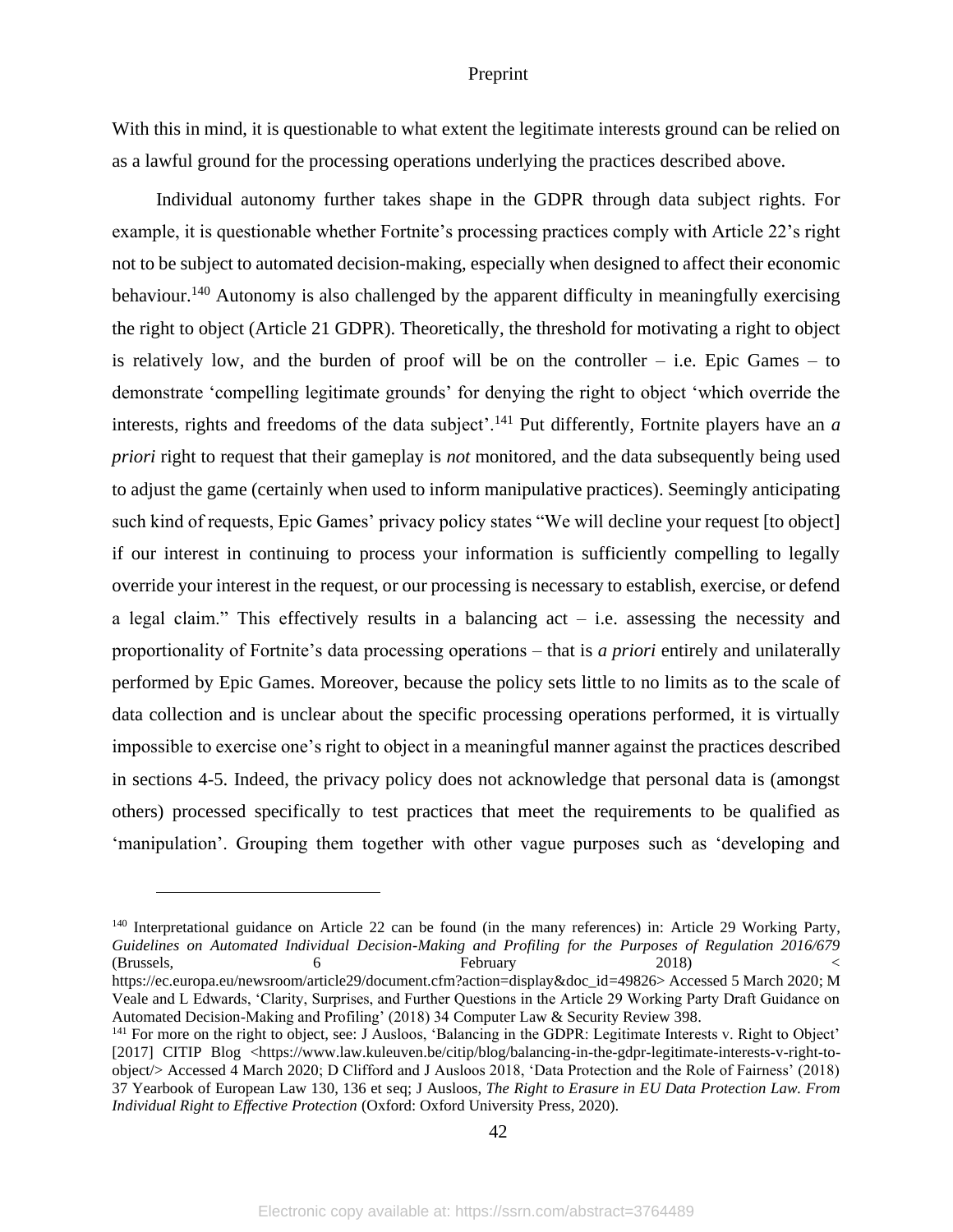With this in mind, it is questionable to what extent the legitimate interests ground can be relied on as a lawful ground for the processing operations underlying the practices described above.

Individual autonomy further takes shape in the GDPR through data subject rights. For example, it is questionable whether Fortnite's processing practices comply with Article 22's right not to be subject to automated decision-making, especially when designed to affect their economic behaviour.[140] Autonomy is also challenged by the apparent difficulty in meaningfully exercising the right to object (Article 21 GDPR). Theoretically, the threshold for motivating a right to object is relatively low, and the burden of proof will be on the controller – i.e. Epic Games – to demonstrate 'compelling legitimate grounds' for denying the right to object 'which override the interests, rights and freedoms of the data subject'.[141] Put differently, Fortnite players have an *a priori* right to request that their gameplay is *not* monitored, and the data subsequently being used to adjust the game (certainly when used to inform manipulative practices). Seemingly anticipating such kind of requests, Epic Games' privacy policy states "We will decline your request [to object] if our interest in continuing to process your information is sufficiently compelling to legally override your interest in the request, or our processing is necessary to establish, exercise, or defend a legal claim." This effectively results in a balancing act – i.e. assessing the necessity and proportionality of Fortnite's data processing operations – that is *a priori* entirely and unilaterally performed by Epic Games. Moreover, because the policy sets little to no limits as to the scale of data collection and is unclear about the specific processing operations performed, it is virtually impossible to exercise one's right to object in a meaningful manner against the practices described in sections 4-5. Indeed, the privacy policy does not acknowledge that personal data is (amongst others) processed specifically to test practices that meet the requirements to be qualified as 'manipulation'. Grouping them together with other vague purposes such as 'developing and

---

[140] Interpretational guidance on Article 22 can be found (in the many references) in: Article 29 Working Party, *Guidelines on Automated Individual Decision-Making and Profiling for the Purposes of Regulation 2016/679* (Brussels, 6 February 2018) < https://ec.europa.eu/newsroom/article29/document.cfm?action=display&doc_id=49826> Accessed 5 March 2020; M Veale and L Edwards, 'Clarity, Surprises, and Further Questions in the Article 29 Working Party Draft Guidance on Automated Decision-Making and Profiling' (2018) 34 Computer Law & Security Review 398.

[141] For more on the right to object, see: J Ausloos, 'Balancing in the GDPR: Legitimate Interests v. Right to Object' [2017] CITIP Blog <https://www.law.kuleuven.be/citip/blog/balancing-in-the-gdpr-legitimate-interests-v-right-to-object/> Accessed 4 March 2020; D Clifford and J Ausloos 2018, 'Data Protection and the Role of Fairness' (2018) 37 Yearbook of European Law 130, 136 et seq; J Ausloos, *The Right to Erasure in EU Data Protection Law. From Individual Right to Effective Protection* (Oxford: Oxford University Press, 2020).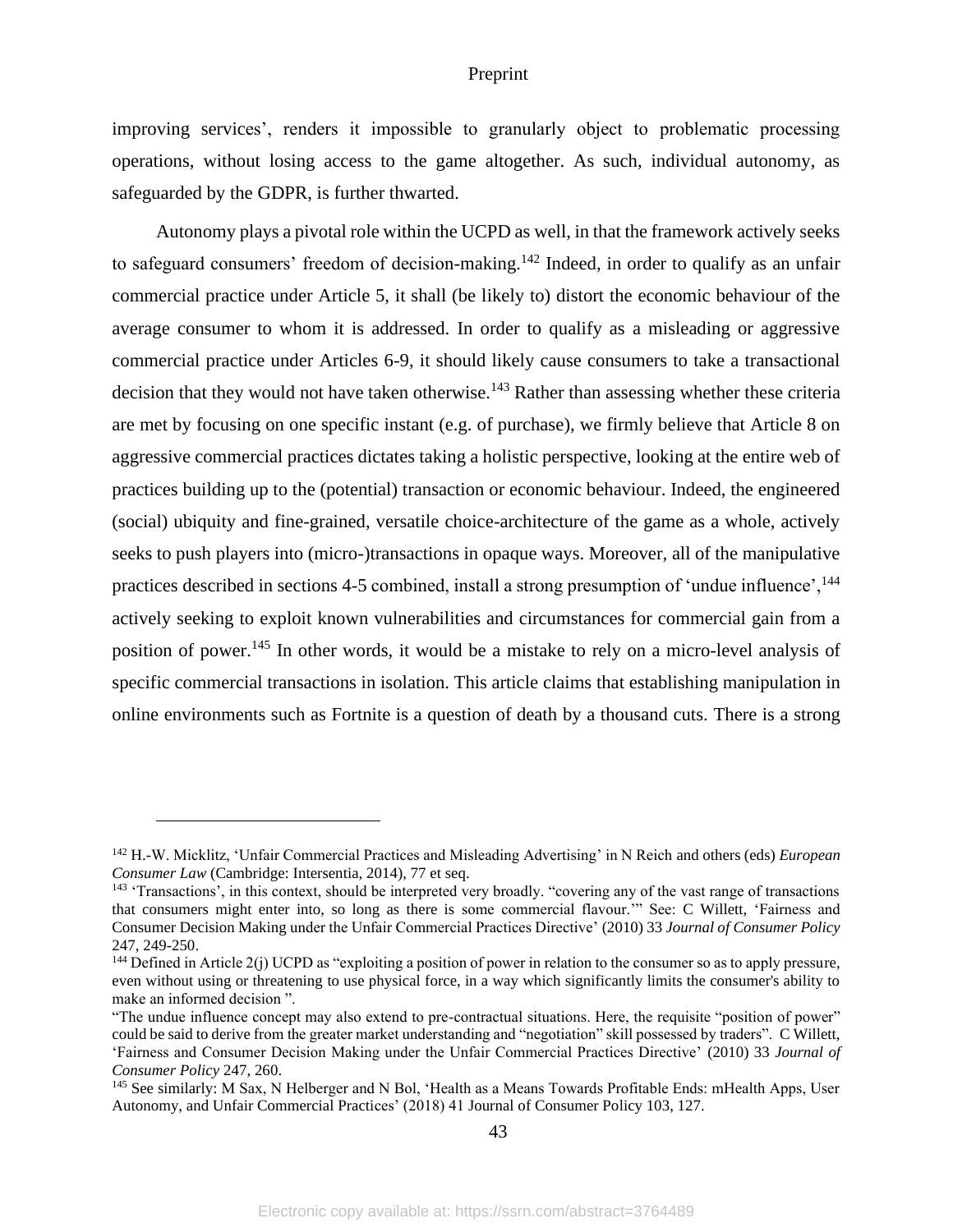improving services', renders it impossible to granularly object to problematic processing operations, without losing access to the game altogether. As such, individual autonomy, as safeguarded by the GDPR, is further thwarted.

Autonomy plays a pivotal role within the UCPD as well, in that the framework actively seeks to safeguard consumers' freedom of decision-making.[142] Indeed, in order to qualify as an unfair commercial practice under Article 5, it shall (be likely to) distort the economic behaviour of the average consumer to whom it is addressed. In order to qualify as a misleading or aggressive commercial practice under Articles 6-9, it should likely cause consumers to take a transactional decision that they would not have taken otherwise.[143] Rather than assessing whether these criteria are met by focusing on one specific instant (e.g. of purchase), we firmly believe that Article 8 on aggressive commercial practices dictates taking a holistic perspective, looking at the entire web of practices building up to the (potential) transaction or economic behaviour. Indeed, the engineered (social) ubiquity and fine-grained, versatile choice-architecture of the game as a whole, actively seeks to push players into (micro-)transactions in opaque ways. Moreover, all of the manipulative practices described in sections 4-5 combined, install a strong presumption of 'undue influence',[144] actively seeking to exploit known vulnerabilities and circumstances for commercial gain from a position of power.[145] In other words, it would be a mistake to rely on a micro-level analysis of specific commercial transactions in isolation. This article claims that establishing manipulation in online environments such as Fortnite is a question of death by a thousand cuts. There is a strong

---

[142] H.-W. Micklitz, 'Unfair Commercial Practices and Misleading Advertising' in N Reich and others (eds) *European Consumer Law* (Cambridge: Intersentia, 2014), 77 et seq.

[143] 'Transactions', in this context, should be interpreted very broadly. "covering any of the vast range of transactions that consumers might enter into, so long as there is some commercial flavour.'" See: C Willett, 'Fairness and Consumer Decision Making under the Unfair Commercial Practices Directive' (2010) 33 *Journal of Consumer Policy* 247, 249-250.

[144] Defined in Article 2(j) UCPD as "exploiting a position of power in relation to the consumer so as to apply pressure, even without using or threatening to use physical force, in a way which significantly limits the consumer's ability to make an informed decision ".

"The undue influence concept may also extend to pre-contractual situations. Here, the requisite "position of power" could be said to derive from the greater market understanding and "negotiation" skill possessed by traders". C Willett, 'Fairness and Consumer Decision Making under the Unfair Commercial Practices Directive' (2010) 33 *Journal of Consumer Policy* 247, 260.

[145] See similarly: M Sax, N Helberger and N Bol, 'Health as a Means Towards Profitable Ends: mHealth Apps, User Autonomy, and Unfair Commercial Practices' (2018) 41 Journal of Consumer Policy 103, 127.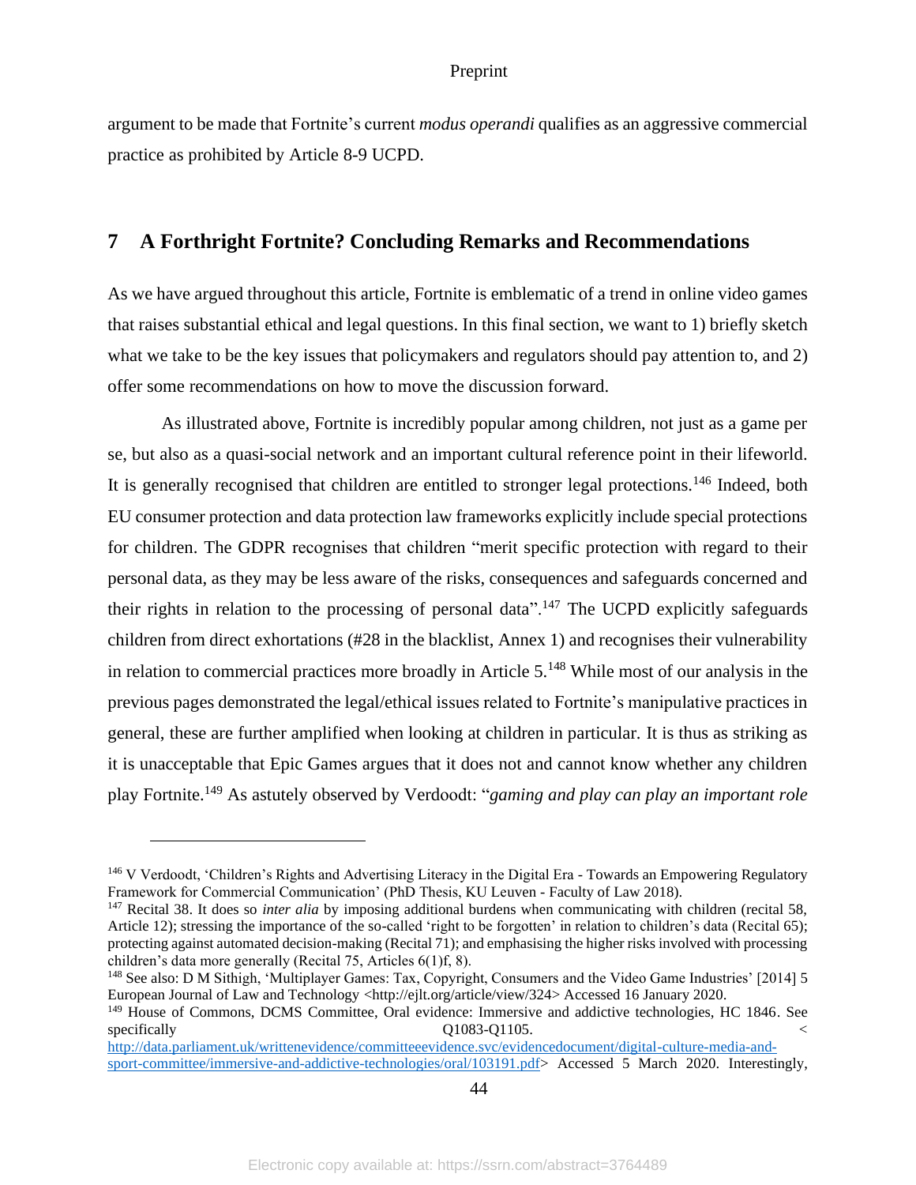argument to be made that Fortnite's current *modus operandi* qualifies as an aggressive commercial practice as prohibited by Article 8-9 UCPD.

## 7 A Forthright Fortnite? Concluding Remarks and Recommendations

As we have argued throughout this article, Fortnite is emblematic of a trend in online video games that raises substantial ethical and legal questions. In this final section, we want to 1) briefly sketch what we take to be the key issues that policymakers and regulators should pay attention to, and 2) offer some recommendations on how to move the discussion forward.

As illustrated above, Fortnite is incredibly popular among children, not just as a game per se, but also as a quasi-social network and an important cultural reference point in their lifeworld. It is generally recognised that children are entitled to stronger legal protections.[146] Indeed, both EU consumer protection and data protection law frameworks explicitly include special protections for children. The GDPR recognises that children "merit specific protection with regard to their personal data, as they may be less aware of the risks, consequences and safeguards concerned and their rights in relation to the processing of personal data".[147] The UCPD explicitly safeguards children from direct exhortations (#28 in the blacklist, Annex 1) and recognises their vulnerability in relation to commercial practices more broadly in Article 5.[148] While most of our analysis in the previous pages demonstrated the legal/ethical issues related to Fortnite's manipulative practices in general, these are further amplified when looking at children in particular. It is thus as striking as it is unacceptable that Epic Games argues that it does not and cannot know whether any children play Fortnite.[149] As astutely observed by Verdoodt: "*gaming and play can play an important role*

---

[146] V Verdoodt, 'Children's Rights and Advertising Literacy in the Digital Era - Towards an Empowering Regulatory Framework for Commercial Communication' (PhD Thesis, KU Leuven - Faculty of Law 2018).

[147] Recital 38. It does so *inter alia* by imposing additional burdens when communicating with children (recital 58, Article 12); stressing the importance of the so-called 'right to be forgotten' in relation to children's data (Recital 65); protecting against automated decision-making (Recital 71); and emphasising the higher risks involved with processing children's data more generally (Recital 75, Articles 6(1)f, 8).

[148] See also: D M Sithigh, 'Multiplayer Games: Tax, Copyright, Consumers and the Video Game Industries' [2014] 5 European Journal of Law and Technology <http://ejlt.org/article/view/324> Accessed 16 January 2020.

[149] House of Commons, DCMS Committee, Oral evidence: Immersive and addictive technologies, HC 1846. See specifically Q1083-Q1105. <http://data.parliament.uk/writtenevidence/committeeevidence.svc/evidencedocument/digital-culture-media-and-sport-committee/immersive-and-addictive-technologies/oral/103191.pdf> Accessed 5 March 2020. Interestingly,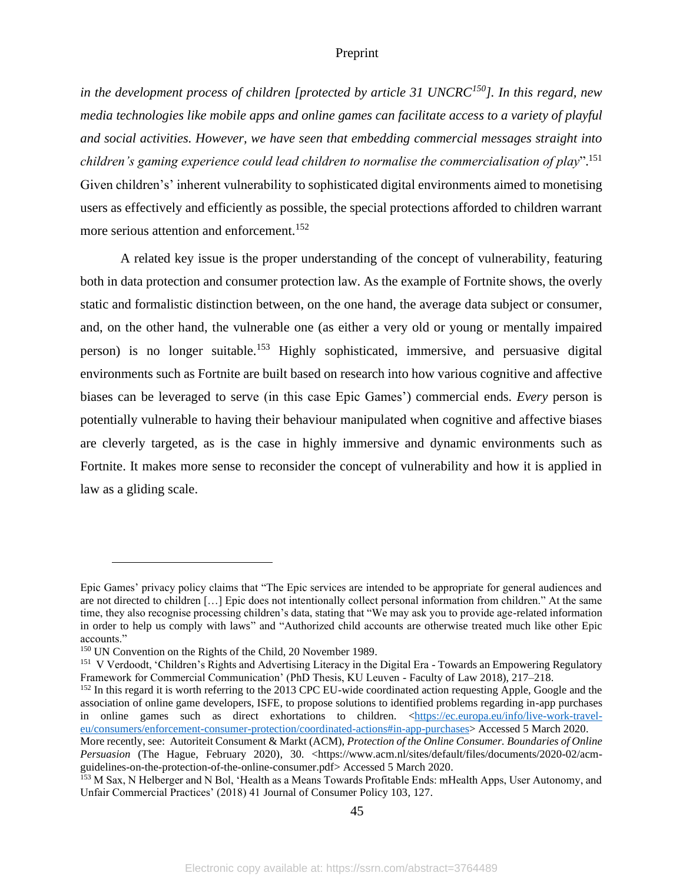*in the development process of children [protected by article 31 UNCRC[150]]. In this regard, new media technologies like mobile apps and online games can facilitate access to a variety of playful and social activities. However, we have seen that embedding commercial messages straight into children's gaming experience could lead children to normalise the commercialisation of play*".[151] Given children's' inherent vulnerability to sophisticated digital environments aimed to monetising users as effectively and efficiently as possible, the special protections afforded to children warrant more serious attention and enforcement.[152]

A related key issue is the proper understanding of the concept of vulnerability, featuring both in data protection and consumer protection law. As the example of Fortnite shows, the overly static and formalistic distinction between, on the one hand, the average data subject or consumer, and, on the other hand, the vulnerable one (as either a very old or young or mentally impaired person) is no longer suitable.[153] Highly sophisticated, immersive, and persuasive digital environments such as Fortnite are built based on research into how various cognitive and affective biases can be leveraged to serve (in this case Epic Games') commercial ends. *Every* person is potentially vulnerable to having their behaviour manipulated when cognitive and affective biases are cleverly targeted, as is the case in highly immersive and dynamic environments such as Fortnite. It makes more sense to reconsider the concept of vulnerability and how it is applied in law as a gliding scale.

---

Epic Games' privacy policy claims that "The Epic services are intended to be appropriate for general audiences and are not directed to children […] Epic does not intentionally collect personal information from children." At the same time, they also recognise processing children's data, stating that "We may ask you to provide age-related information in order to help us comply with laws" and "Authorized child accounts are otherwise treated much like other Epic accounts."

[150] UN Convention on the Rights of the Child, 20 November 1989.

[151] V Verdoodt, 'Children's Rights and Advertising Literacy in the Digital Era - Towards an Empowering Regulatory Framework for Commercial Communication' (PhD Thesis, KU Leuven - Faculty of Law 2018), 217–218.

[152] In this regard it is worth referring to the 2013 CPC EU-wide coordinated action requesting Apple, Google and the association of online game developers, ISFE, to propose solutions to identified problems regarding in-app purchases in online games such as direct exhortations to children. <https://ec.europa.eu/info/live-work-travel-eu/consumers/enforcement-consumer-protection/coordinated-actions#in-app-purchases> Accessed 5 March 2020. More recently, see: Autoriteit Consument & Markt (ACM), *Protection of the Online Consumer. Boundaries of Online Persuasion* (The Hague, February 2020), 30. <https://www.acm.nl/sites/default/files/documents/2020-02/acm-guidelines-on-the-protection-of-the-online-consumer.pdf> Accessed 5 March 2020.

[153] M Sax, N Helberger and N Bol, 'Health as a Means Towards Profitable Ends: mHealth Apps, User Autonomy, and Unfair Commercial Practices' (2018) 41 Journal of Consumer Policy 103, 127.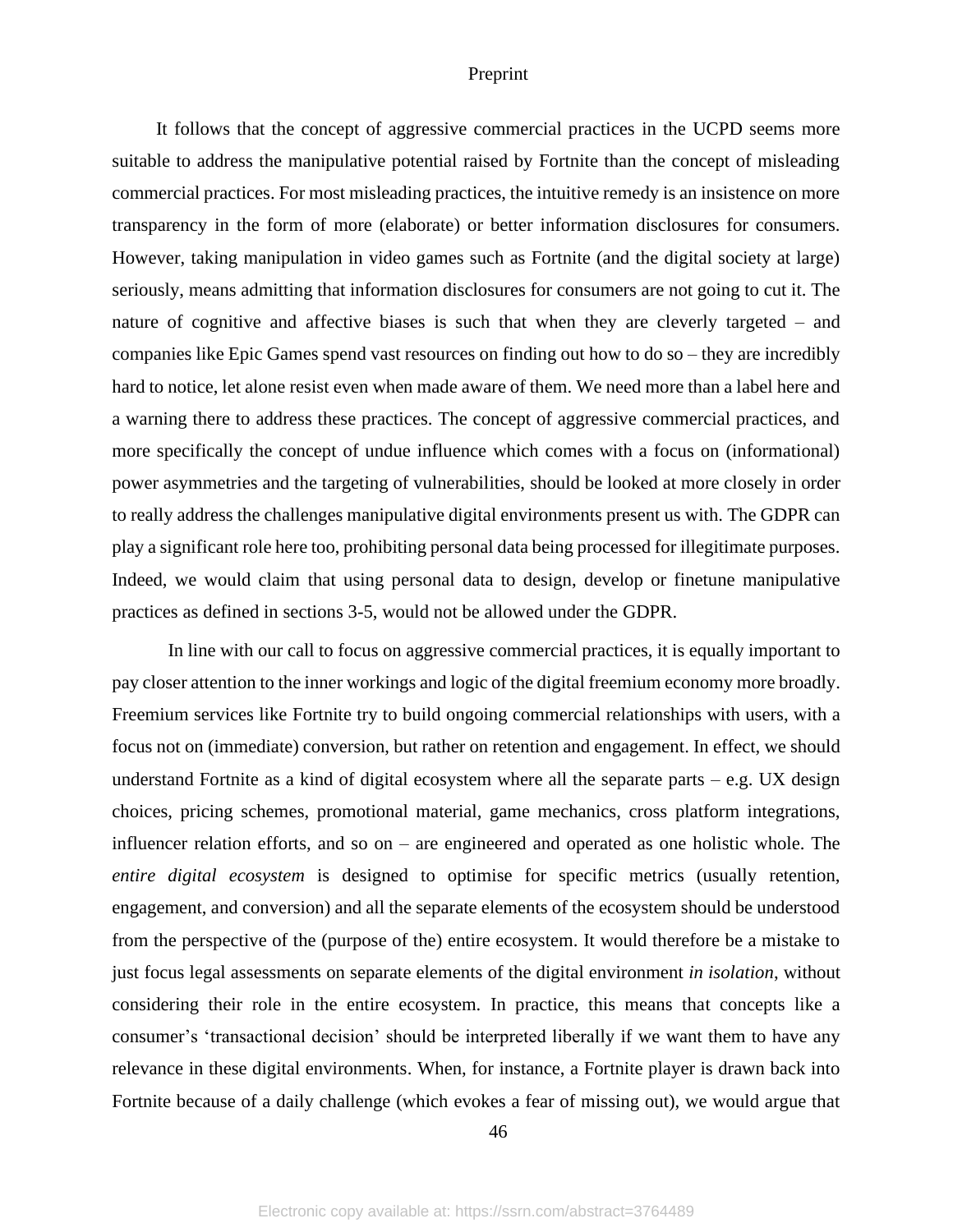It follows that the concept of aggressive commercial practices in the UCPD seems more suitable to address the manipulative potential raised by Fortnite than the concept of misleading commercial practices. For most misleading practices, the intuitive remedy is an insistence on more transparency in the form of more (elaborate) or better information disclosures for consumers. However, taking manipulation in video games such as Fortnite (and the digital society at large) seriously, means admitting that information disclosures for consumers are not going to cut it. The nature of cognitive and affective biases is such that when they are cleverly targeted – and companies like Epic Games spend vast resources on finding out how to do so – they are incredibly hard to notice, let alone resist even when made aware of them. We need more than a label here and a warning there to address these practices. The concept of aggressive commercial practices, and more specifically the concept of undue influence which comes with a focus on (informational) power asymmetries and the targeting of vulnerabilities, should be looked at more closely in order to really address the challenges manipulative digital environments present us with. The GDPR can play a significant role here too, prohibiting personal data being processed for illegitimate purposes. Indeed, we would claim that using personal data to design, develop or finetune manipulative practices as defined in sections 3-5, would not be allowed under the GDPR.

In line with our call to focus on aggressive commercial practices, it is equally important to pay closer attention to the inner workings and logic of the digital freemium economy more broadly. Freemium services like Fortnite try to build ongoing commercial relationships with users, with a focus not on (immediate) conversion, but rather on retention and engagement. In effect, we should understand Fortnite as a kind of digital ecosystem where all the separate parts – e.g. UX design choices, pricing schemes, promotional material, game mechanics, cross platform integrations, influencer relation efforts, and so on – are engineered and operated as one holistic whole. The *entire digital ecosystem* is designed to optimise for specific metrics (usually retention, engagement, and conversion) and all the separate elements of the ecosystem should be understood from the perspective of the (purpose of the) entire ecosystem. It would therefore be a mistake to just focus legal assessments on separate elements of the digital environment *in isolation*, without considering their role in the entire ecosystem. In practice, this means that concepts like a consumer's 'transactional decision' should be interpreted liberally if we want them to have any relevance in these digital environments. When, for instance, a Fortnite player is drawn back into Fortnite because of a daily challenge (which evokes a fear of missing out), we would argue that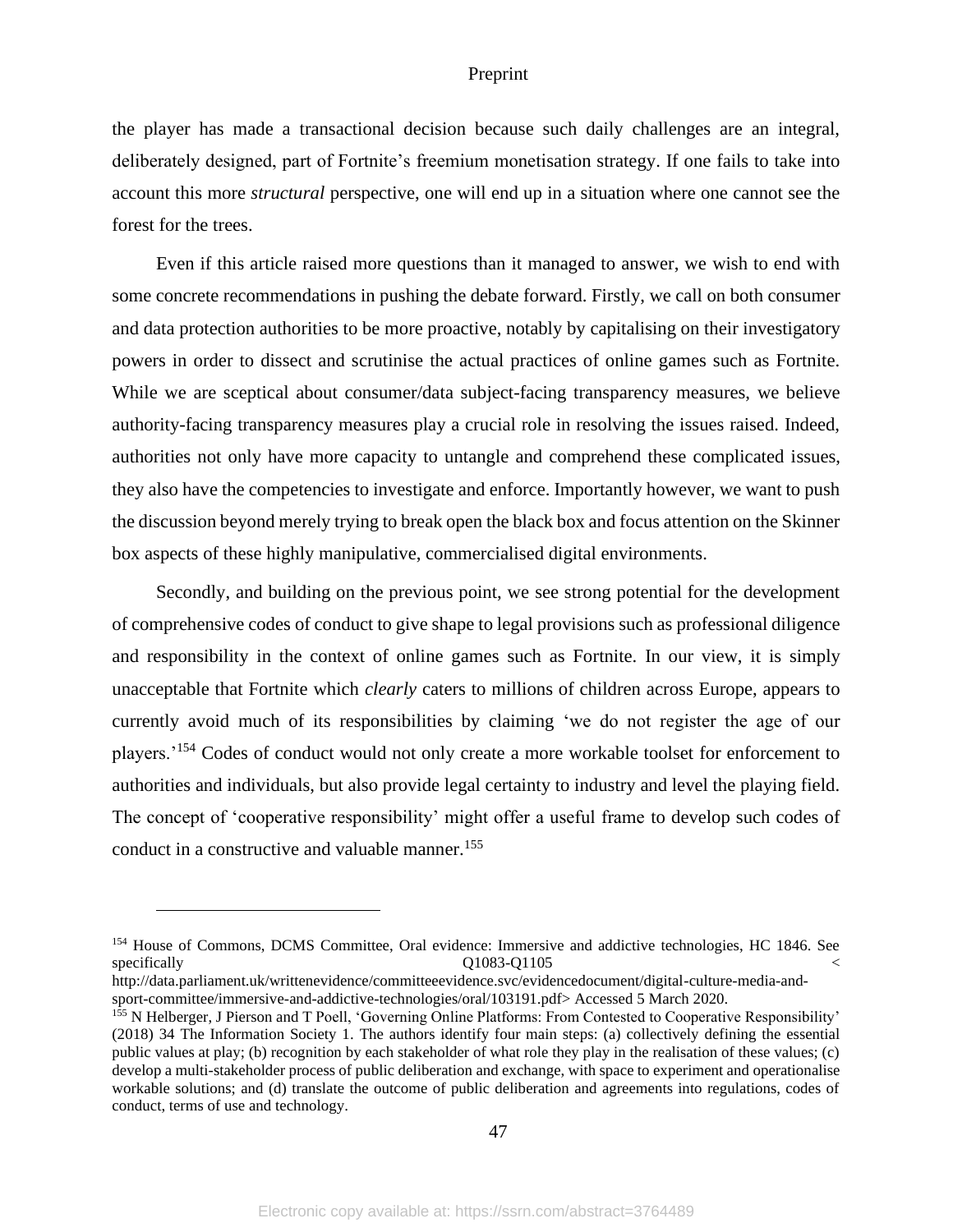the player has made a transactional decision because such daily challenges are an integral, deliberately designed, part of Fortnite's freemium monetisation strategy. If one fails to take into account this more *structural* perspective, one will end up in a situation where one cannot see the forest for the trees.

Even if this article raised more questions than it managed to answer, we wish to end with some concrete recommendations in pushing the debate forward. Firstly, we call on both consumer and data protection authorities to be more proactive, notably by capitalising on their investigatory powers in order to dissect and scrutinise the actual practices of online games such as Fortnite. While we are sceptical about consumer/data subject-facing transparency measures, we believe authority-facing transparency measures play a crucial role in resolving the issues raised. Indeed, authorities not only have more capacity to untangle and comprehend these complicated issues, they also have the competencies to investigate and enforce. Importantly however, we want to push the discussion beyond merely trying to break open the black box and focus attention on the Skinner box aspects of these highly manipulative, commercialised digital environments.

Secondly, and building on the previous point, we see strong potential for the development of comprehensive codes of conduct to give shape to legal provisions such as professional diligence and responsibility in the context of online games such as Fortnite. In our view, it is simply unacceptable that Fortnite which *clearly* caters to millions of children across Europe, appears to currently avoid much of its responsibilities by claiming 'we do not register the age of our players.'[154] Codes of conduct would not only create a more workable toolset for enforcement to authorities and individuals, but also provide legal certainty to industry and level the playing field. The concept of 'cooperative responsibility' might offer a useful frame to develop such codes of conduct in a constructive and valuable manner.[155]

---

[154] House of Commons, DCMS Committee, Oral evidence: Immersive and addictive technologies, HC 1846. See specifically Q1083-Q1105 < http://data.parliament.uk/writtenevidence/committeeevidence.svc/evidencedocument/digital-culture-media-and-sport-committee/immersive-and-addictive-technologies/oral/103191.pdf> Accessed 5 March 2020.

[155] N Helberger, J Pierson and T Poell, 'Governing Online Platforms: From Contested to Cooperative Responsibility' (2018) 34 The Information Society 1. The authors identify four main steps: (a) collectively defining the essential public values at play; (b) recognition by each stakeholder of what role they play in the realisation of these values; (c) develop a multi-stakeholder process of public deliberation and exchange, with space to experiment and operationalise workable solutions; and (d) translate the outcome of public deliberation and agreements into regulations, codes of conduct, terms of use and technology.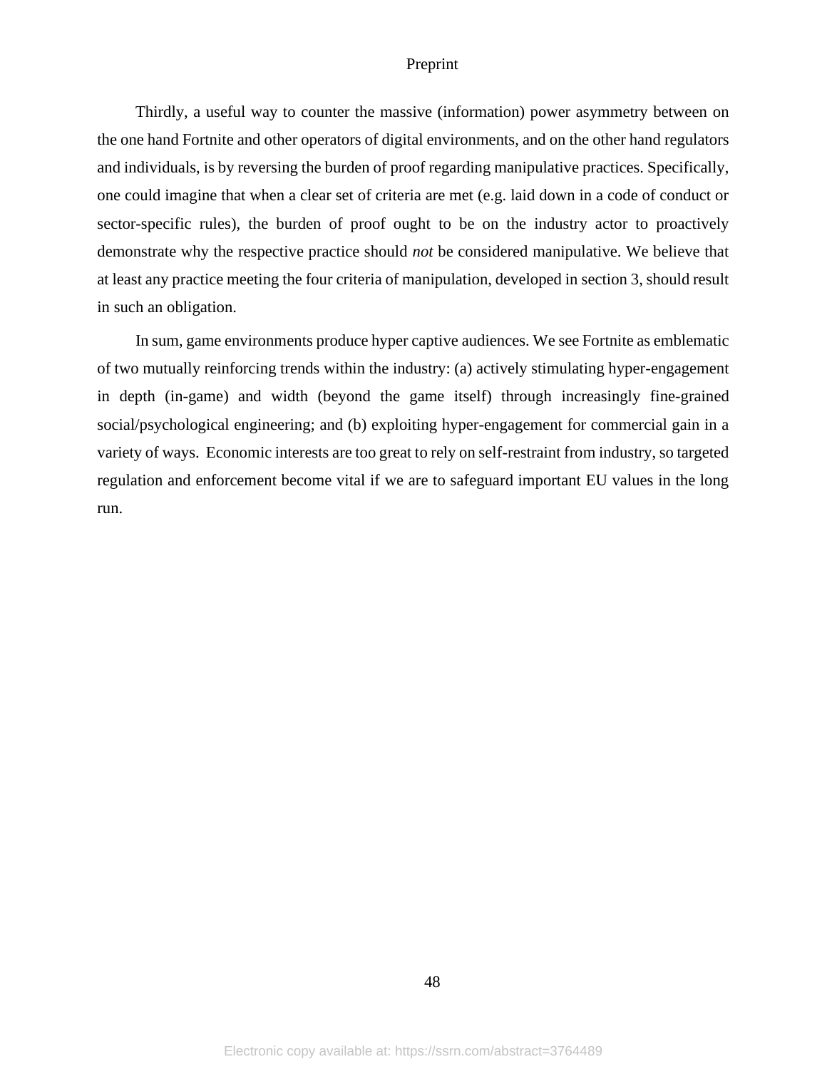Thirdly, a useful way to counter the massive (information) power asymmetry between on the one hand Fortnite and other operators of digital environments, and on the other hand regulators and individuals, is by reversing the burden of proof regarding manipulative practices. Specifically, one could imagine that when a clear set of criteria are met (e.g. laid down in a code of conduct or sector-specific rules), the burden of proof ought to be on the industry actor to proactively demonstrate why the respective practice should *not* be considered manipulative. We believe that at least any practice meeting the four criteria of manipulation, developed in section 3, should result in such an obligation.

In sum, game environments produce hyper captive audiences. We see Fortnite as emblematic of two mutually reinforcing trends within the industry: (a) actively stimulating hyper-engagement in depth (in-game) and width (beyond the game itself) through increasingly fine-grained social/psychological engineering; and (b) exploiting hyper-engagement for commercial gain in a variety of ways. Economic interests are too great to rely on self-restraint from industry, so targeted regulation and enforcement become vital if we are to safeguard important EU values in the long run.